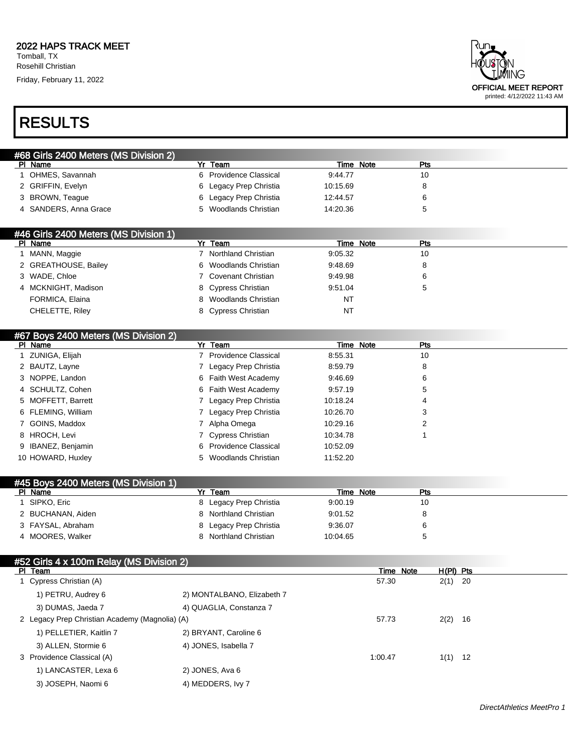**2022 HAPS TRACK MEET**
Tomball, TX
Rosehill Christian
Friday, February 11, 2022

OFFICIAL MEET REPORT
printed: 4/12/2022 11:43 AM

# RESULTS

## #68 Girls 2400 Meters (MS Division 2)

| Pl | Name | Yr | Team | Time | Note | Pts |
|---|---|---|---|---|---|---|
| 1 | OHMES, Savannah | 6 | Providence Classical | 9:44.77 | | 10 |
| 2 | GRIFFIN, Evelyn | 6 | Legacy Prep Christia | 10:15.69 | | 8 |
| 3 | BROWN, Teague | 6 | Legacy Prep Christia | 12:44.57 | | 6 |
| 4 | SANDERS, Anna Grace | 5 | Woodlands Christian | 14:20.36 | | 5 |

## #46 Girls 2400 Meters (MS Division 1)

| Pl | Name | Yr | Team | Time | Note | Pts |
|---|---|---|---|---|---|---|
| 1 | MANN, Maggie | 7 | Northland Christian | 9:05.32 | | 10 |
| 2 | GREATHOUSE, Bailey | 6 | Woodlands Christian | 9:48.69 | | 8 |
| 3 | WADE, Chloe | 7 | Covenant Christian | 9:49.98 | | 6 |
| 4 | MCKNIGHT, Madison | 8 | Cypress Christian | 9:51.04 | | 5 |
| | FORMICA, Elaina | 8 | Woodlands Christian | NT | | |
| | CHELETTE, Riley | 8 | Cypress Christian | NT | | |

## #67 Boys 2400 Meters (MS Division 2)

| Pl | Name | Yr | Team | Time | Note | Pts |
|---|---|---|---|---|---|---|
| 1 | ZUNIGA, Elijah | 7 | Providence Classical | 8:55.31 | | 10 |
| 2 | BAUTZ, Layne | 7 | Legacy Prep Christia | 8:59.79 | | 8 |
| 3 | NOPPE, Landon | 6 | Faith West Academy | 9:46.69 | | 6 |
| 4 | SCHULTZ, Cohen | 6 | Faith West Academy | 9:57.19 | | 5 |
| 5 | MOFFETT, Barrett | 7 | Legacy Prep Christia | 10:18.24 | | 4 |
| 6 | FLEMING, William | 7 | Legacy Prep Christia | 10:26.70 | | 3 |
| 7 | GOINS, Maddox | 7 | Alpha Omega | 10:29.16 | | 2 |
| 8 | HROCH, Levi | 7 | Cypress Christian | 10:34.78 | | 1 |
| 9 | IBANEZ, Benjamin | 6 | Providence Classical | 10:52.09 | | |
| 10 | HOWARD, Huxley | 5 | Woodlands Christian | 11:52.20 | | |

## #45 Boys 2400 Meters (MS Division 1)

| Pl | Name | Yr | Team | Time | Note | Pts |
|---|---|---|---|---|---|---|
| 1 | SIPKO, Eric | 8 | Legacy Prep Christia | 9:00.19 | | 10 |
| 2 | BUCHANAN, Aiden | 8 | Northland Christian | 9:01.52 | | 8 |
| 3 | FAYSAL, Abraham | 8 | Legacy Prep Christia | 9:36.07 | | 6 |
| 4 | MOORES, Walker | 8 | Northland Christian | 10:04.65 | | 5 |

## #52 Girls 4 x 100m Relay (MS Division 2)

| Pl | Team | Time | Note | H(Pl) | Pts |
|---|---|---|---|---|---|
| 1 | Cypress Christian (A) | 57.30 | | 2(1) | 20 |
| | 1) PETRU, Audrey 6; 2) MONTALBANO, Elizabeth 7; 3) DUMAS, Jaeda 7; 4) QUAGLIA, Constanza 7 | | | | |
| 2 | Legacy Prep Christian Academy (Magnolia) (A) | 57.73 | | 2(2) | 16 |
| | 1) PELLETIER, Kaitlin 7; 2) BRYANT, Caroline 6; 3) ALLEN, Stormie 6; 4) JONES, Isabella 7 | | | | |
| 3 | Providence Classical (A) | 1:00.47 | | 1(1) | 12 |
| | 1) LANCASTER, Lexa 6; 2) JONES, Ava 6; 3) JOSEPH, Naomi 6; 4) MEDDERS, Ivy 7 | | | | |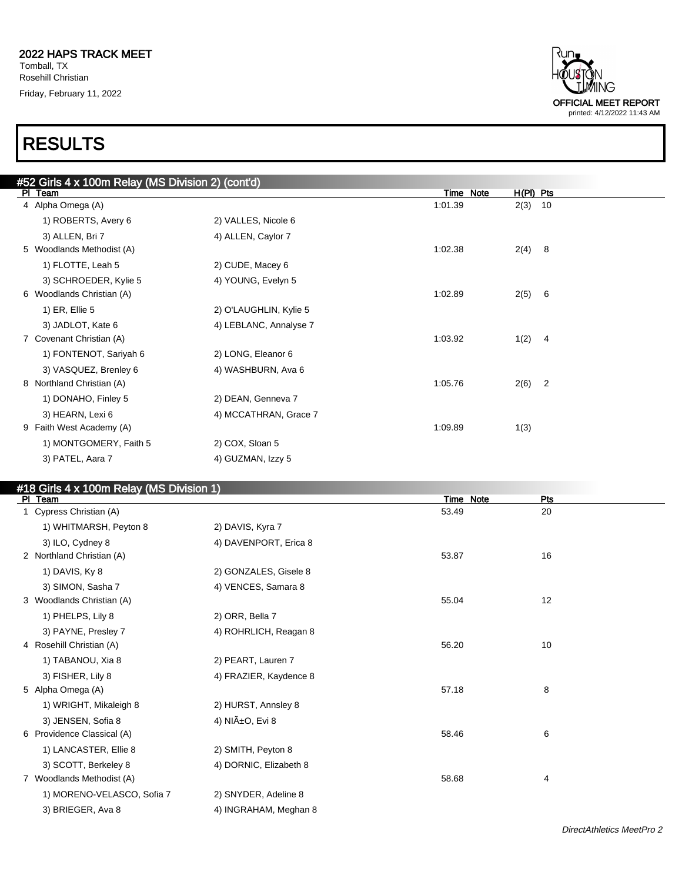**2022 HAPS TRACK MEET**
Tomball, TX
Rosehill Christian
Friday, February 11, 2022

OFFICIAL MEET REPORT
printed: 4/12/2022 11:43 AM

# RESULTS

## #52 Girls 4 x 100m Relay (MS Division 2) (cont'd)

| Pl | Team | | Time | Note | H(Pl) | Pts |
|---|---|---|---|---|---|---|
| 4 | Alpha Omega (A) | | 1:01.39 | | 2(3) | 10 |
| | 1) ROBERTS, Avery 6 | 2) VALLES, Nicole 6 | | | | |
| | 3) ALLEN, Bri 7 | 4) ALLEN, Caylor 7 | | | | |
| 5 | Woodlands Methodist (A) | | 1:02.38 | | 2(4) | 8 |
| | 1) FLOTTE, Leah 5 | 2) CUDE, Macey 6 | | | | |
| | 3) SCHROEDER, Kylie 5 | 4) YOUNG, Evelyn 5 | | | | |
| 6 | Woodlands Christian (A) | | 1:02.89 | | 2(5) | 6 |
| | 1) ER, Ellie 5 | 2) O'LAUGHLIN, Kylie 5 | | | | |
| | 3) JADLOT, Kate 6 | 4) LEBLANC, Annalyse 7 | | | | |
| 7 | Covenant Christian (A) | | 1:03.92 | | 1(2) | 4 |
| | 1) FONTENOT, Sariyah 6 | 2) LONG, Eleanor 6 | | | | |
| | 3) VASQUEZ, Brenley 6 | 4) WASHBURN, Ava 6 | | | | |
| 8 | Northland Christian (A) | | 1:05.76 | | 2(6) | 2 |
| | 1) DONAHO, Finley 5 | 2) DEAN, Genneva 7 | | | | |
| | 3) HEARN, Lexi 6 | 4) MCCATHRAN, Grace 7 | | | | |
| 9 | Faith West Academy (A) | | 1:09.89 | | 1(3) | |
| | 1) MONTGOMERY, Faith 5 | 2) COX, Sloan 5 | | | | |
| | 3) PATEL, Aara 7 | 4) GUZMAN, Izzy 5 | | | | |

## #18 Girls 4 x 100m Relay (MS Division 1)

| Pl | Team | | Time | Note | Pts |
|---|---|---|---|---|---|
| 1 | Cypress Christian (A) | | 53.49 | | 20 |
| | 1) WHITMARSH, Peyton 8 | 2) DAVIS, Kyra 7 | | | |
| | 3) ILO, Cydney 8 | 4) DAVENPORT, Erica 8 | | | |
| 2 | Northland Christian (A) | | 53.87 | | 16 |
| | 1) DAVIS, Ky 8 | 2) GONZALES, Gisele 8 | | | |
| | 3) SIMON, Sasha 7 | 4) VENCES, Samara 8 | | | |
| 3 | Woodlands Christian (A) | | 55.04 | | 12 |
| | 1) PHELPS, Lily 8 | 2) ORR, Bella 7 | | | |
| | 3) PAYNE, Presley 7 | 4) ROHRLICH, Reagan 8 | | | |
| 4 | Rosehill Christian (A) | | 56.20 | | 10 |
| | 1) TABANOU, Xia 8 | 2) PEART, Lauren 7 | | | |
| | 3) FISHER, Lily 8 | 4) FRAZIER, Kaydence 8 | | | |
| 5 | Alpha Omega (A) | | 57.18 | | 8 |
| | 1) WRIGHT, Mikaleigh 8 | 2) HURST, Annsley 8 | | | |
| | 3) JENSEN, Sofia 8 | 4) NIÃ±O, Evi 8 | | | |
| 6 | Providence Classical (A) | | 58.46 | | 6 |
| | 1) LANCASTER, Ellie 8 | 2) SMITH, Peyton 8 | | | |
| | 3) SCOTT, Berkeley 8 | 4) DORNIC, Elizabeth 8 | | | |
| 7 | Woodlands Methodist (A) | | 58.68 | | 4 |
| | 1) MORENO-VELASCO, Sofia 7 | 2) SNYDER, Adeline 8 | | | |
| | 3) BRIEGER, Ava 8 | 4) INGRAHAM, Meghan 8 | | | |

*DirectAthletics MeetPro 2*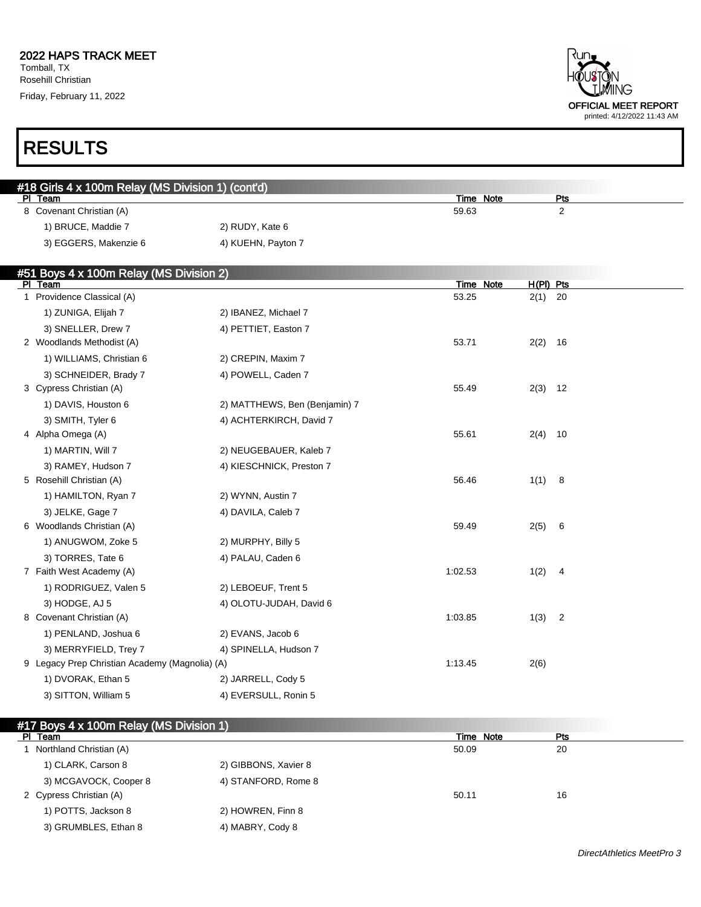# RESULTS

## #18 Girls 4 x 100m Relay (MS Division 1) (cont'd)

| Pl | Team | | Time | Note | Pts |
|---|---|---|---|---|---|
| 8 | Covenant Christian (A) | | 59.63 | | 2 |
| | 1) BRUCE, Maddie 7 | 2) RUDY, Kate 6 | | | |
| | 3) EGGERS, Makenzie 6 | 4) KUEHN, Payton 7 | | | |

## #51 Boys 4 x 100m Relay (MS Division 2)

| Pl | Team | | Time | Note | H(Pl) | Pts |
|---|---|---|---|---|---|---|
| 1 | Providence Classical (A) | | 53.25 | | 2(1) | 20 |
| | 1) ZUNIGA, Elijah 7 | 2) IBANEZ, Michael 7 | | | | |
| | 3) SNELLER, Drew 7 | 4) PETTIET, Easton 7 | | | | |
| 2 | Woodlands Methodist (A) | | 53.71 | | 2(2) | 16 |
| | 1) WILLIAMS, Christian 6 | 2) CREPIN, Maxim 7 | | | | |
| | 3) SCHNEIDER, Brady 7 | 4) POWELL, Caden 7 | | | | |
| 3 | Cypress Christian (A) | | 55.49 | | 2(3) | 12 |
| | 1) DAVIS, Houston 6 | 2) MATTHEWS, Ben (Benjamin) 7 | | | | |
| | 3) SMITH, Tyler 6 | 4) ACHTERKIRCH, David 7 | | | | |
| 4 | Alpha Omega (A) | | 55.61 | | 2(4) | 10 |
| | 1) MARTIN, Will 7 | 2) NEUGEBAUER, Kaleb 7 | | | | |
| | 3) RAMEY, Hudson 7 | 4) KIESCHNICK, Preston 7 | | | | |
| 5 | Rosehill Christian (A) | | 56.46 | | 1(1) | 8 |
| | 1) HAMILTON, Ryan 7 | 2) WYNN, Austin 7 | | | | |
| | 3) JELKE, Gage 7 | 4) DAVILA, Caleb 7 | | | | |
| 6 | Woodlands Christian (A) | | 59.49 | | 2(5) | 6 |
| | 1) ANUGWOM, Zoke 5 | 2) MURPHY, Billy 5 | | | | |
| | 3) TORRES, Tate 6 | 4) PALAU, Caden 6 | | | | |
| 7 | Faith West Academy (A) | | 1:02.53 | | 1(2) | 4 |
| | 1) RODRIGUEZ, Valen 5 | 2) LEBOEUF, Trent 5 | | | | |
| | 3) HODGE, AJ 5 | 4) OLOTU-JUDAH, David 6 | | | | |
| 8 | Covenant Christian (A) | | 1:03.85 | | 1(3) | 2 |
| | 1) PENLAND, Joshua 6 | 2) EVANS, Jacob 6 | | | | |
| | 3) MERRYFIELD, Trey 7 | 4) SPINELLA, Hudson 7 | | | | |
| 9 | Legacy Prep Christian Academy (Magnolia) (A) | | 1:13.45 | | 2(6) | |
| | 1) DVORAK, Ethan 5 | 2) JARRELL, Cody 5 | | | | |
| | 3) SITTON, William 5 | 4) EVERSULL, Ronin 5 | | | | |

## #17 Boys 4 x 100m Relay (MS Division 1)

| Pl | Team | | Time | Note | Pts |
|---|---|---|---|---|---|
| 1 | Northland Christian (A) | | 50.09 | | 20 |
| | 1) CLARK, Carson 8 | 2) GIBBONS, Xavier 8 | | | |
| | 3) MCGAVOCK, Cooper 8 | 4) STANFORD, Rome 8 | | | |
| 2 | Cypress Christian (A) | | 50.11 | | 16 |
| | 1) POTTS, Jackson 8 | 2) HOWREN, Finn 8 | | | |
| | 3) GRUMBLES, Ethan 8 | 4) MABRY, Cody 8 | | | |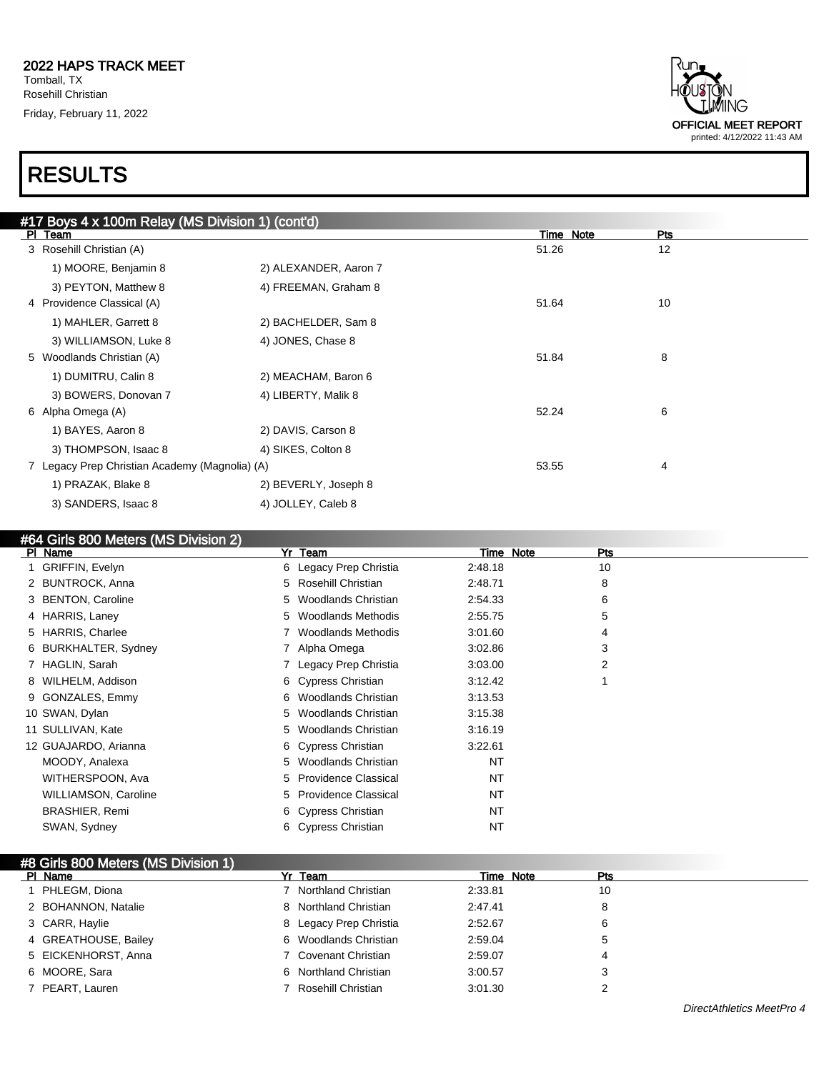# RESULTS

## #17 Boys 4 x 100m Relay (MS Division 1) (cont'd)

| Pl | Team | | Time | Note | Pts |
|---|---|---|---|---|---|
| 3 | Rosehill Christian (A) | | 51.26 | | 12 |
| | 1) MOORE, Benjamin 8 | 2) ALEXANDER, Aaron 7 | | | |
| | 3) PEYTON, Matthew 8 | 4) FREEMAN, Graham 8 | | | |
| 4 | Providence Classical (A) | | 51.64 | | 10 |
| | 1) MAHLER, Garrett 8 | 2) BACHELDER, Sam 8 | | | |
| | 3) WILLIAMSON, Luke 8 | 4) JONES, Chase 8 | | | |
| 5 | Woodlands Christian (A) | | 51.84 | | 8 |
| | 1) DUMITRU, Calin 8 | 2) MEACHAM, Baron 6 | | | |
| | 3) BOWERS, Donovan 7 | 4) LIBERTY, Malik 8 | | | |
| 6 | Alpha Omega (A) | | 52.24 | | 6 |
| | 1) BAYES, Aaron 8 | 2) DAVIS, Carson 8 | | | |
| | 3) THOMPSON, Isaac 8 | 4) SIKES, Colton 8 | | | |
| 7 | Legacy Prep Christian Academy (Magnolia) (A) | | 53.55 | | 4 |
| | 1) PRAZAK, Blake 8 | 2) BEVERLY, Joseph 8 | | | |
| | 3) SANDERS, Isaac 8 | 4) JOLLEY, Caleb 8 | | | |

## #64 Girls 800 Meters (MS Division 2)

| Pl | Name | Yr | Team | Time | Note | Pts |
|---|---|---|---|---|---|---|
| 1 | GRIFFIN, Evelyn | 6 | Legacy Prep Christia | 2:48.18 | | 10 |
| 2 | BUNTROCK, Anna | 5 | Rosehill Christian | 2:48.71 | | 8 |
| 3 | BENTON, Caroline | 5 | Woodlands Christian | 2:54.33 | | 6 |
| 4 | HARRIS, Laney | 5 | Woodlands Methodis | 2:55.75 | | 5 |
| 5 | HARRIS, Charlee | 7 | Woodlands Methodis | 3:01.60 | | 4 |
| 6 | BURKHALTER, Sydney | 7 | Alpha Omega | 3:02.86 | | 3 |
| 7 | HAGLIN, Sarah | 7 | Legacy Prep Christia | 3:03.00 | | 2 |
| 8 | WILHELM, Addison | 6 | Cypress Christian | 3:12.42 | | 1 |
| 9 | GONZALES, Emmy | 6 | Woodlands Christian | 3:13.53 | | |
| 10 | SWAN, Dylan | 5 | Woodlands Christian | 3:15.38 | | |
| 11 | SULLIVAN, Kate | 5 | Woodlands Christian | 3:16.19 | | |
| 12 | GUAJARDO, Arianna | 6 | Cypress Christian | 3:22.61 | | |
| | MOODY, Analexa | 5 | Woodlands Christian | NT | | |
| | WITHERSPOON, Ava | 5 | Providence Classical | NT | | |
| | WILLIAMSON, Caroline | 5 | Providence Classical | NT | | |
| | BRASHIER, Remi | 6 | Cypress Christian | NT | | |
| | SWAN, Sydney | 6 | Cypress Christian | NT | | |

## #8 Girls 800 Meters (MS Division 1)

| Pl | Name | Yr | Team | Time | Note | Pts |
|---|---|---|---|---|---|---|
| 1 | PHLEGM, Diona | 7 | Northland Christian | 2:33.81 | | 10 |
| 2 | BOHANNON, Natalie | 8 | Northland Christian | 2:47.41 | | 8 |
| 3 | CARR, Haylie | 8 | Legacy Prep Christia | 2:52.67 | | 6 |
| 4 | GREATHOUSE, Bailey | 6 | Woodlands Christian | 2:59.04 | | 5 |
| 5 | EICKENHORST, Anna | 7 | Covenant Christian | 2:59.07 | | 4 |
| 6 | MOORE, Sara | 6 | Northland Christian | 3:00.57 | | 3 |
| 7 | PEART, Lauren | 7 | Rosehill Christian | 3:01.30 | | 2 |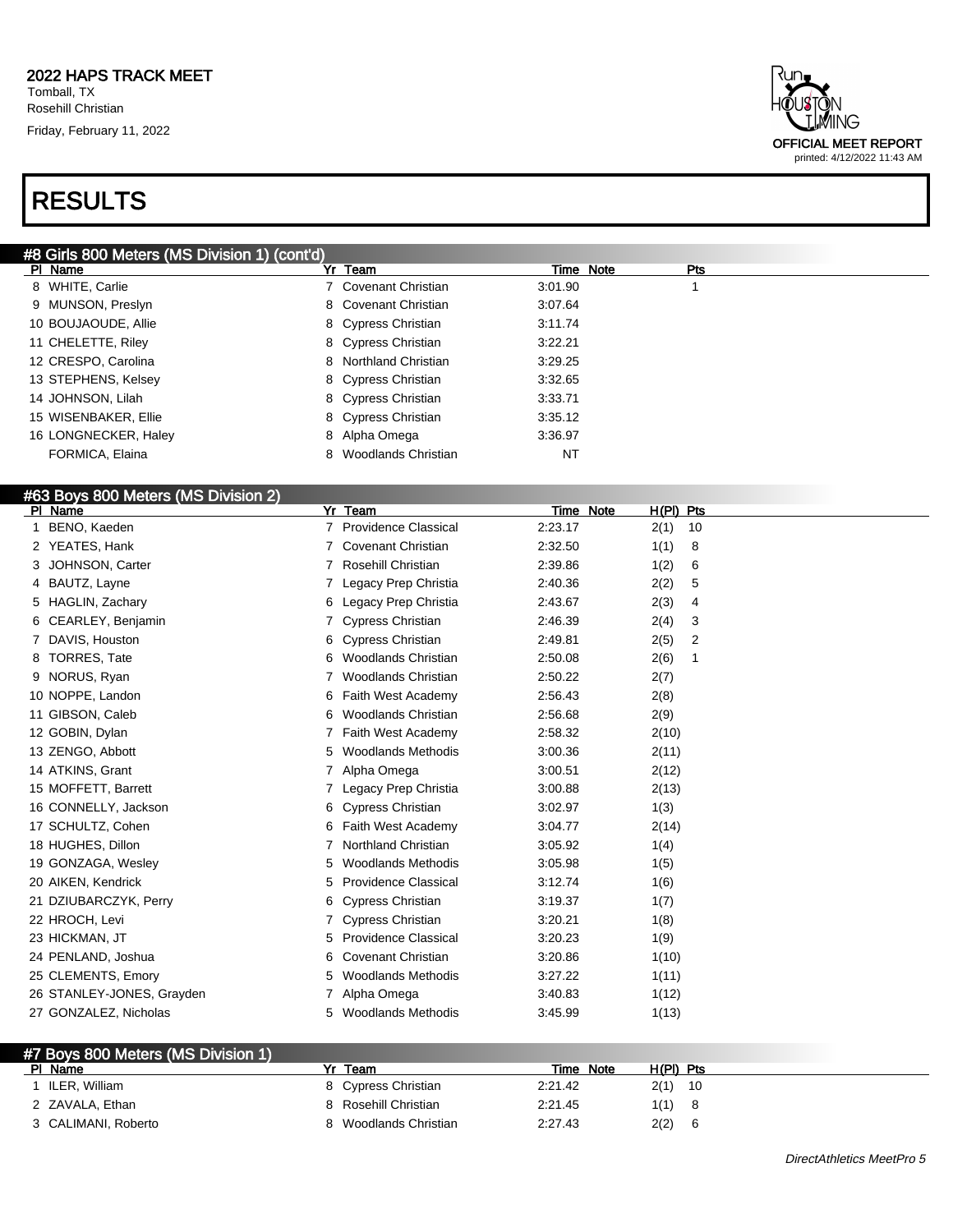**2022 HAPS TRACK MEET**
Tomball, TX
Rosehill Christian
Friday, February 11, 2022

OFFICIAL MEET REPORT
printed: 4/12/2022 11:43 AM

# RESULTS

## #8 Girls 800 Meters (MS Division 1) (cont'd)

| Pl | Name | Yr | Team | Time | Note | Pts |
|---|---|---|---|---|---|---|
| 8 | WHITE, Carlie | 7 | Covenant Christian | 3:01.90 | | 1 |
| 9 | MUNSON, Preslyn | 8 | Covenant Christian | 3:07.64 | | |
| 10 | BOUJAOUDE, Allie | 8 | Cypress Christian | 3:11.74 | | |
| 11 | CHELETTE, Riley | 8 | Cypress Christian | 3:22.21 | | |
| 12 | CRESPO, Carolina | 8 | Northland Christian | 3:29.25 | | |
| 13 | STEPHENS, Kelsey | 8 | Cypress Christian | 3:32.65 | | |
| 14 | JOHNSON, Lilah | 8 | Cypress Christian | 3:33.71 | | |
| 15 | WISENBAKER, Ellie | 8 | Cypress Christian | 3:35.12 | | |
| 16 | LONGNECKER, Haley | 8 | Alpha Omega | 3:36.97 | | |
| | FORMICA, Elaina | 8 | Woodlands Christian | NT | | |

## #63 Boys 800 Meters (MS Division 2)

| Pl | Name | Yr | Team | Time | Note | H(Pl) | Pts |
|---|---|---|---|---|---|---|---|
| 1 | BENO, Kaeden | 7 | Providence Classical | 2:23.17 | | 2(1) | 10 |
| 2 | YEATES, Hank | 7 | Covenant Christian | 2:32.50 | | 1(1) | 8 |
| 3 | JOHNSON, Carter | 7 | Rosehill Christian | 2:39.86 | | 1(2) | 6 |
| 4 | BAUTZ, Layne | 7 | Legacy Prep Christia | 2:40.36 | | 2(2) | 5 |
| 5 | HAGLIN, Zachary | 6 | Legacy Prep Christia | 2:43.67 | | 2(3) | 4 |
| 6 | CEARLEY, Benjamin | 7 | Cypress Christian | 2:46.39 | | 2(4) | 3 |
| 7 | DAVIS, Houston | 6 | Cypress Christian | 2:49.81 | | 2(5) | 2 |
| 8 | TORRES, Tate | 6 | Woodlands Christian | 2:50.08 | | 2(6) | 1 |
| 9 | NORUS, Ryan | 7 | Woodlands Christian | 2:50.22 | | 2(7) | |
| 10 | NOPPE, Landon | 6 | Faith West Academy | 2:56.43 | | 2(8) | |
| 11 | GIBSON, Caleb | 6 | Woodlands Christian | 2:56.68 | | 2(9) | |
| 12 | GOBIN, Dylan | 7 | Faith West Academy | 2:58.32 | | 2(10) | |
| 13 | ZENGO, Abbott | 5 | Woodlands Methodis | 3:00.36 | | 2(11) | |
| 14 | ATKINS, Grant | 7 | Alpha Omega | 3:00.51 | | 2(12) | |
| 15 | MOFFETT, Barrett | 7 | Legacy Prep Christia | 3:00.88 | | 2(13) | |
| 16 | CONNELLY, Jackson | 6 | Cypress Christian | 3:02.97 | | 1(3) | |
| 17 | SCHULTZ, Cohen | 6 | Faith West Academy | 3:04.77 | | 2(14) | |
| 18 | HUGHES, Dillon | 7 | Northland Christian | 3:05.92 | | 1(4) | |
| 19 | GONZAGA, Wesley | 5 | Woodlands Methodis | 3:05.98 | | 1(5) | |
| 20 | AIKEN, Kendrick | 5 | Providence Classical | 3:12.74 | | 1(6) | |
| 21 | DZIUBARCZYK, Perry | 6 | Cypress Christian | 3:19.37 | | 1(7) | |
| 22 | HROCH, Levi | 7 | Cypress Christian | 3:20.21 | | 1(8) | |
| 23 | HICKMAN, JT | 5 | Providence Classical | 3:20.23 | | 1(9) | |
| 24 | PENLAND, Joshua | 6 | Covenant Christian | 3:20.86 | | 1(10) | |
| 25 | CLEMENTS, Emory | 5 | Woodlands Methodis | 3:27.22 | | 1(11) | |
| 26 | STANLEY-JONES, Grayden | 7 | Alpha Omega | 3:40.83 | | 1(12) | |
| 27 | GONZALEZ, Nicholas | 5 | Woodlands Methodis | 3:45.99 | | 1(13) | |

## #7 Boys 800 Meters (MS Division 1)

| Pl | Name | Yr | Team | Time | Note | H(Pl) | Pts |
|---|---|---|---|---|---|---|---|
| 1 | ILER, William | 8 | Cypress Christian | 2:21.42 | | 2(1) | 10 |
| 2 | ZAVALA, Ethan | 8 | Rosehill Christian | 2:21.45 | | 1(1) | 8 |
| 3 | CALIMANI, Roberto | 8 | Woodlands Christian | 2:27.43 | | 2(2) | 6 |

*DirectAthletics MeetPro 5*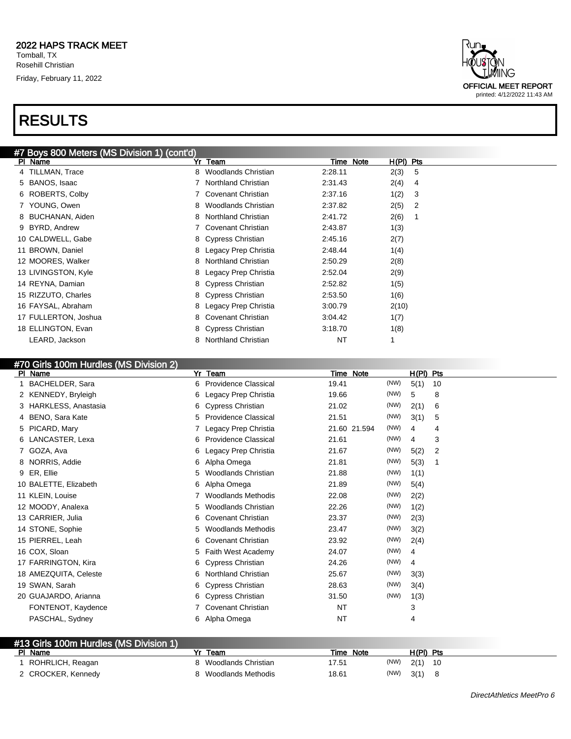# RESULTS

## #7 Boys 800 Meters (MS Division 1) (cont'd)

| Pl | Name | Yr | Team | Time | Note | H(Pl) | Pts |
|---|---|---|---|---|---|---|---|
| 4 | TILLMAN, Trace | 8 | Woodlands Christian | 2:28.11 | | 2(3) | 5 |
| 5 | BANOS, Isaac | 7 | Northland Christian | 2:31.43 | | 2(4) | 4 |
| 6 | ROBERTS, Colby | 7 | Covenant Christian | 2:37.16 | | 1(2) | 3 |
| 7 | YOUNG, Owen | 8 | Woodlands Christian | 2:37.82 | | 2(5) | 2 |
| 8 | BUCHANAN, Aiden | 8 | Northland Christian | 2:41.72 | | 2(6) | 1 |
| 9 | BYRD, Andrew | 7 | Covenant Christian | 2:43.87 | | 1(3) | |
| 10 | CALDWELL, Gabe | 8 | Cypress Christian | 2:45.16 | | 2(7) | |
| 11 | BROWN, Daniel | 8 | Legacy Prep Christia | 2:48.44 | | 1(4) | |
| 12 | MOORES, Walker | 8 | Northland Christian | 2:50.29 | | 2(8) | |
| 13 | LIVINGSTON, Kyle | 8 | Legacy Prep Christia | 2:52.04 | | 2(9) | |
| 14 | REYNA, Damian | 8 | Cypress Christian | 2:52.82 | | 1(5) | |
| 15 | RIZZUTO, Charles | 8 | Cypress Christian | 2:53.50 | | 1(6) | |
| 16 | FAYSAL, Abraham | 8 | Legacy Prep Christia | 3:00.79 | | 2(10) | |
| 17 | FULLERTON, Joshua | 8 | Covenant Christian | 3:04.42 | | 1(7) | |
| 18 | ELLINGTON, Evan | 8 | Cypress Christian | 3:18.70 | | 1(8) | |
| | LEARD, Jackson | 8 | Northland Christian | NT | | 1 | |

## #70 Girls 100m Hurdles (MS Division 2)

| Pl | Name | Yr | Team | Time | Note | | H(Pl) | Pts |
|---|---|---|---|---|---|---|---|---|
| 1 | BACHELDER, Sara | 6 | Providence Classical | 19.41 | | (NW) | 5(1) | 10 |
| 2 | KENNEDY, Bryleigh | 6 | Legacy Prep Christia | 19.66 | | (NW) | 5 | 8 |
| 3 | HARKLESS, Anastasia | 6 | Cypress Christian | 21.02 | | (NW) | 2(1) | 6 |
| 4 | BENO, Sara Kate | 5 | Providence Classical | 21.51 | | (NW) | 3(1) | 5 |
| 5 | PICARD, Mary | 7 | Legacy Prep Christia | 21.60 | 21.594 | (NW) | 4 | 4 |
| 6 | LANCASTER, Lexa | 6 | Providence Classical | 21.61 | | (NW) | 4 | 3 |
| 7 | GOZA, Ava | 6 | Legacy Prep Christia | 21.67 | | (NW) | 5(2) | 2 |
| 8 | NORRIS, Addie | 6 | Alpha Omega | 21.81 | | (NW) | 5(3) | 1 |
| 9 | ER, Ellie | 5 | Woodlands Christian | 21.88 | | (NW) | 1(1) | |
| 10 | BALETTE, Elizabeth | 6 | Alpha Omega | 21.89 | | (NW) | 5(4) | |
| 11 | KLEIN, Louise | 7 | Woodlands Methodis | 22.08 | | (NW) | 2(2) | |
| 12 | MOODY, Analexa | 5 | Woodlands Christian | 22.26 | | (NW) | 1(2) | |
| 13 | CARRIER, Julia | 6 | Covenant Christian | 23.37 | | (NW) | 2(3) | |
| 14 | STONE, Sophie | 5 | Woodlands Methodis | 23.47 | | (NW) | 3(2) | |
| 15 | PIERREL, Leah | 6 | Covenant Christian | 23.92 | | (NW) | 2(4) | |
| 16 | COX, Sloan | 5 | Faith West Academy | 24.07 | | (NW) | 4 | |
| 17 | FARRINGTON, Kira | 6 | Cypress Christian | 24.26 | | (NW) | 4 | |
| 18 | AMEZQUITA, Celeste | 6 | Northland Christian | 25.67 | | (NW) | 3(3) | |
| 19 | SWAN, Sarah | 6 | Cypress Christian | 28.63 | | (NW) | 3(4) | |
| 20 | GUAJARDO, Arianna | 6 | Cypress Christian | 31.50 | | (NW) | 1(3) | |
| | FONTENOT, Kaydence | 7 | Covenant Christian | NT | | | 3 | |
| | PASCHAL, Sydney | 6 | Alpha Omega | NT | | | 4 | |

## #13 Girls 100m Hurdles (MS Division 1)

| Pl | Name | Yr | Team | Time | Note | | H(Pl) | Pts |
|---|---|---|---|---|---|---|---|---|
| 1 | ROHRLICH, Reagan | 8 | Woodlands Christian | 17.51 | | (NW) | 2(1) | 10 |
| 2 | CROCKER, Kennedy | 8 | Woodlands Methodis | 18.61 | | (NW) | 3(1) | 8 |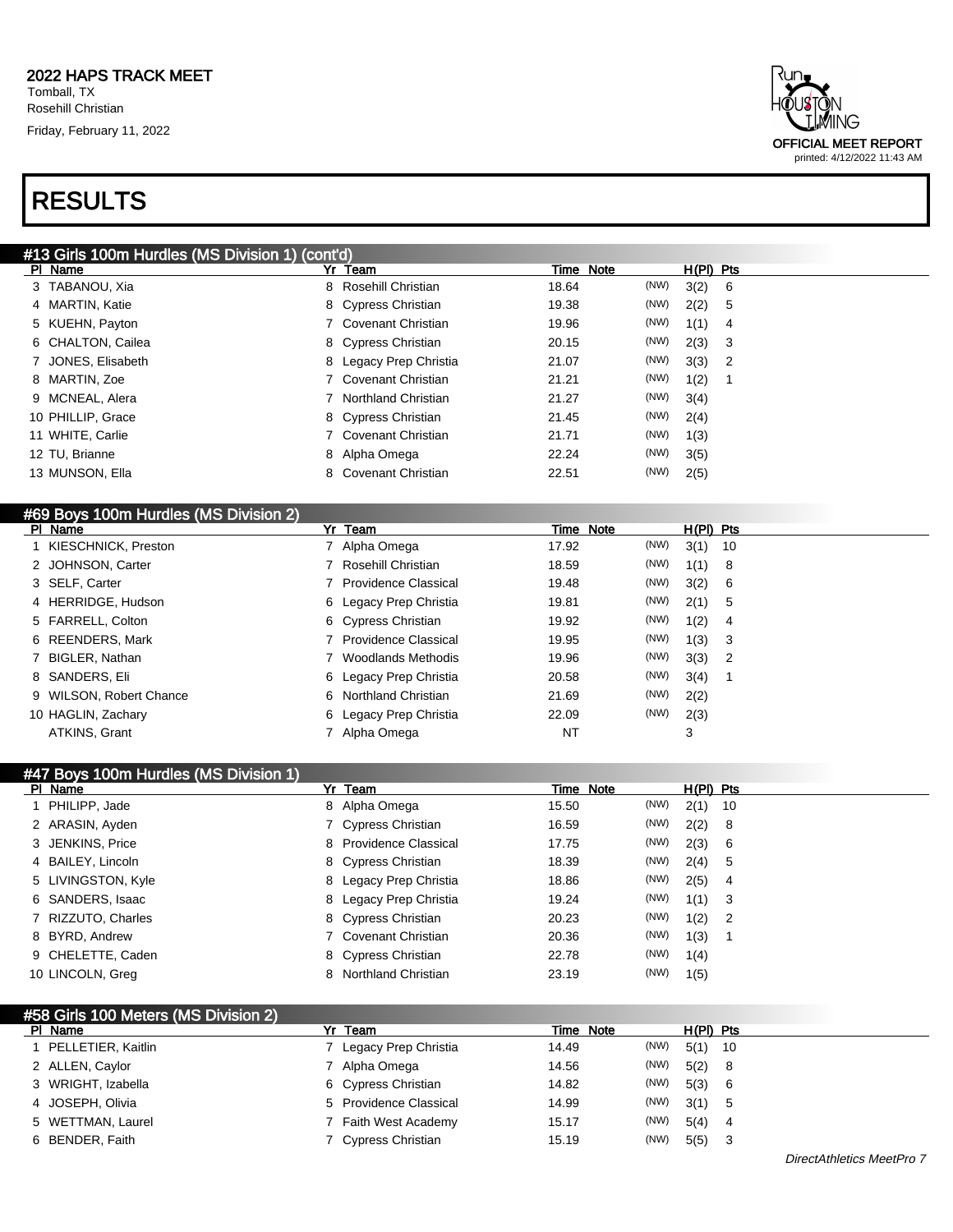# RESULTS

## #13 Girls 100m Hurdles (MS Division 1) (cont'd)

| Pl | Name | Yr | Team | Time | Note | H(Pl) | Pts |
|---|---|---|---|---|---|---|---|
| 3 | TABANOU, Xia | 8 | Rosehill Christian | 18.64 | (NW) | 3(2) | 6 |
| 4 | MARTIN, Katie | 8 | Cypress Christian | 19.38 | (NW) | 2(2) | 5 |
| 5 | KUEHN, Payton | 7 | Covenant Christian | 19.96 | (NW) | 1(1) | 4 |
| 6 | CHALTON, Cailea | 8 | Cypress Christian | 20.15 | (NW) | 2(3) | 3 |
| 7 | JONES, Elisabeth | 8 | Legacy Prep Christia | 21.07 | (NW) | 3(3) | 2 |
| 8 | MARTIN, Zoe | 7 | Covenant Christian | 21.21 | (NW) | 1(2) | 1 |
| 9 | MCNEAL, Alera | 7 | Northland Christian | 21.27 | (NW) | 3(4) | |
| 10 | PHILLIP, Grace | 8 | Cypress Christian | 21.45 | (NW) | 2(4) | |
| 11 | WHITE, Carlie | 7 | Covenant Christian | 21.71 | (NW) | 1(3) | |
| 12 | TU, Brianne | 8 | Alpha Omega | 22.24 | (NW) | 3(5) | |
| 13 | MUNSON, Ella | 8 | Covenant Christian | 22.51 | (NW) | 2(5) | |

## #69 Boys 100m Hurdles (MS Division 2)

| Pl | Name | Yr | Team | Time | Note | H(Pl) | Pts |
|---|---|---|---|---|---|---|---|
| 1 | KIESCHNICK, Preston | 7 | Alpha Omega | 17.92 | (NW) | 3(1) | 10 |
| 2 | JOHNSON, Carter | 7 | Rosehill Christian | 18.59 | (NW) | 1(1) | 8 |
| 3 | SELF, Carter | 7 | Providence Classical | 19.48 | (NW) | 3(2) | 6 |
| 4 | HERRIDGE, Hudson | 6 | Legacy Prep Christia | 19.81 | (NW) | 2(1) | 5 |
| 5 | FARRELL, Colton | 6 | Cypress Christian | 19.92 | (NW) | 1(2) | 4 |
| 6 | REENDERS, Mark | 7 | Providence Classical | 19.95 | (NW) | 1(3) | 3 |
| 7 | BIGLER, Nathan | 7 | Woodlands Methodis | 19.96 | (NW) | 3(3) | 2 |
| 8 | SANDERS, Eli | 6 | Legacy Prep Christia | 20.58 | (NW) | 3(4) | 1 |
| 9 | WILSON, Robert Chance | 6 | Northland Christian | 21.69 | (NW) | 2(2) | |
| 10 | HAGLIN, Zachary | 6 | Legacy Prep Christia | 22.09 | (NW) | 2(3) | |
| | ATKINS, Grant | 7 | Alpha Omega | NT | | 3 | |

## #47 Boys 100m Hurdles (MS Division 1)

| Pl | Name | Yr | Team | Time | Note | H(Pl) | Pts |
|---|---|---|---|---|---|---|---|
| 1 | PHILIPP, Jade | 8 | Alpha Omega | 15.50 | (NW) | 2(1) | 10 |
| 2 | ARASIN, Ayden | 7 | Cypress Christian | 16.59 | (NW) | 2(2) | 8 |
| 3 | JENKINS, Price | 8 | Providence Classical | 17.75 | (NW) | 2(3) | 6 |
| 4 | BAILEY, Lincoln | 8 | Cypress Christian | 18.39 | (NW) | 2(4) | 5 |
| 5 | LIVINGSTON, Kyle | 8 | Legacy Prep Christia | 18.86 | (NW) | 2(5) | 4 |
| 6 | SANDERS, Isaac | 8 | Legacy Prep Christia | 19.24 | (NW) | 1(1) | 3 |
| 7 | RIZZUTO, Charles | 8 | Cypress Christian | 20.23 | (NW) | 1(2) | 2 |
| 8 | BYRD, Andrew | 7 | Covenant Christian | 20.36 | (NW) | 1(3) | 1 |
| 9 | CHELETTE, Caden | 8 | Cypress Christian | 22.78 | (NW) | 1(4) | |
| 10 | LINCOLN, Greg | 8 | Northland Christian | 23.19 | (NW) | 1(5) | |

## #58 Girls 100 Meters (MS Division 2)

| Pl | Name | Yr | Team | Time | Note | H(Pl) | Pts |
|---|---|---|---|---|---|---|---|
| 1 | PELLETIER, Kaitlin | 7 | Legacy Prep Christia | 14.49 | (NW) | 5(1) | 10 |
| 2 | ALLEN, Caylor | 7 | Alpha Omega | 14.56 | (NW) | 5(2) | 8 |
| 3 | WRIGHT, Izabella | 6 | Cypress Christian | 14.82 | (NW) | 5(3) | 6 |
| 4 | JOSEPH, Olivia | 5 | Providence Classical | 14.99 | (NW) | 3(1) | 5 |
| 5 | WETTMAN, Laurel | 7 | Faith West Academy | 15.17 | (NW) | 5(4) | 4 |
| 6 | BENDER, Faith | 7 | Cypress Christian | 15.19 | (NW) | 5(5) | 3 |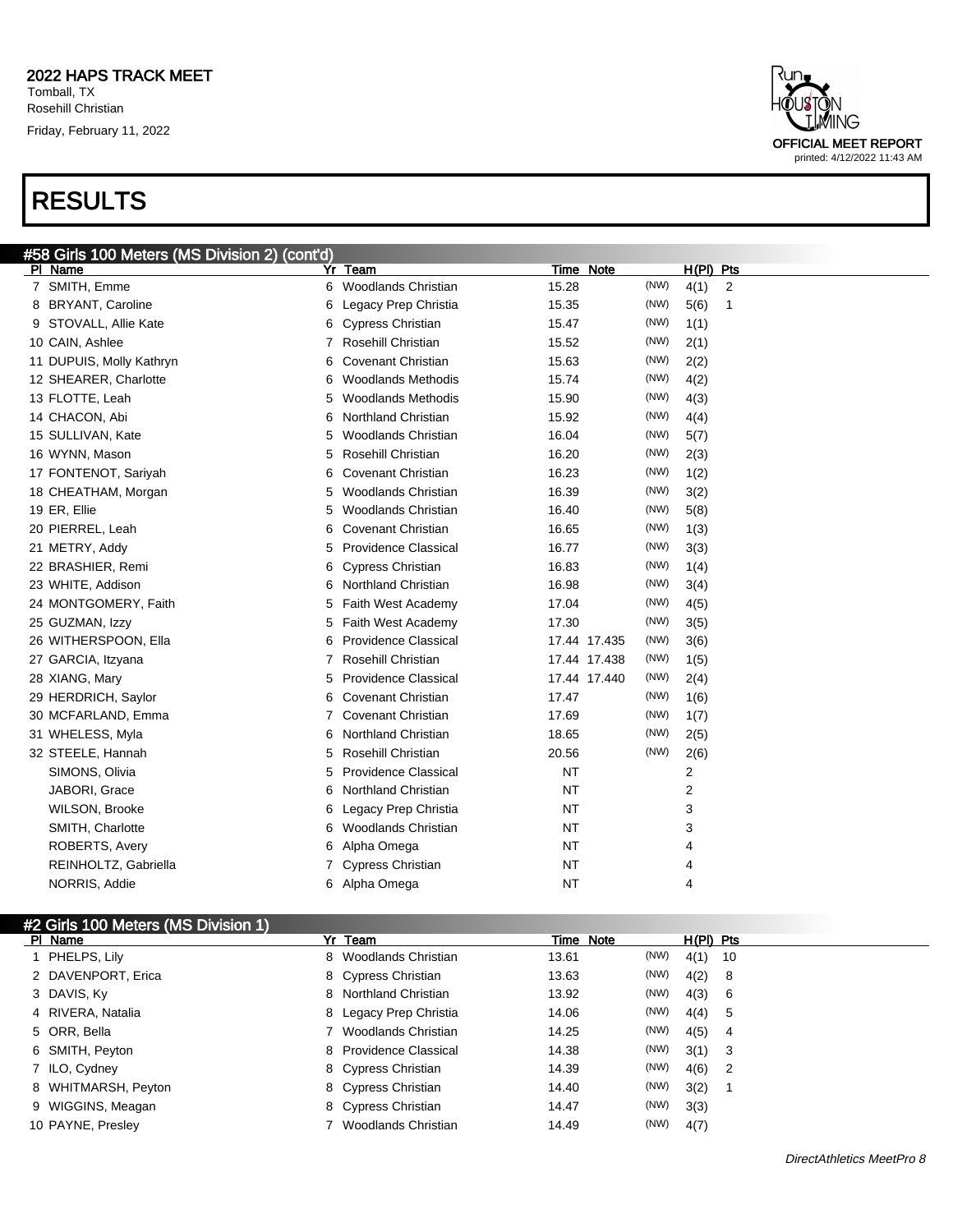2022 HAPS TRACK MEET
Tomball, TX
Rosehill Christian
Friday, February 11, 2022

OFFICIAL MEET REPORT
printed: 4/12/2022 11:43 AM

# RESULTS

## #58 Girls 100 Meters (MS Division 2) (cont'd)

| Pl | Name | Yr | Team | Time | Note | | H(Pl) | Pts |
|---|---|---|---|---|---|---|---|---|
| 7 | SMITH, Emme | 6 | Woodlands Christian | 15.28 | | (NW) | 4(1) | 2 |
| 8 | BRYANT, Caroline | 6 | Legacy Prep Christia | 15.35 | | (NW) | 5(6) | 1 |
| 9 | STOVALL, Allie Kate | 6 | Cypress Christian | 15.47 | | (NW) | 1(1) | |
| 10 | CAIN, Ashlee | 7 | Rosehill Christian | 15.52 | | (NW) | 2(1) | |
| 11 | DUPUIS, Molly Kathryn | 6 | Covenant Christian | 15.63 | | (NW) | 2(2) | |
| 12 | SHEARER, Charlotte | 6 | Woodlands Methodis | 15.74 | | (NW) | 4(2) | |
| 13 | FLOTTE, Leah | 5 | Woodlands Methodis | 15.90 | | (NW) | 4(3) | |
| 14 | CHACON, Abi | 6 | Northland Christian | 15.92 | | (NW) | 4(4) | |
| 15 | SULLIVAN, Kate | 5 | Woodlands Christian | 16.04 | | (NW) | 5(7) | |
| 16 | WYNN, Mason | 5 | Rosehill Christian | 16.20 | | (NW) | 2(3) | |
| 17 | FONTENOT, Sariyah | 6 | Covenant Christian | 16.23 | | (NW) | 1(2) | |
| 18 | CHEATHAM, Morgan | 5 | Woodlands Christian | 16.39 | | (NW) | 3(2) | |
| 19 | ER, Ellie | 5 | Woodlands Christian | 16.40 | | (NW) | 5(8) | |
| 20 | PIERREL, Leah | 6 | Covenant Christian | 16.65 | | (NW) | 1(3) | |
| 21 | METRY, Addy | 5 | Providence Classical | 16.77 | | (NW) | 3(3) | |
| 22 | BRASHIER, Remi | 6 | Cypress Christian | 16.83 | | (NW) | 1(4) | |
| 23 | WHITE, Addison | 6 | Northland Christian | 16.98 | | (NW) | 3(4) | |
| 24 | MONTGOMERY, Faith | 5 | Faith West Academy | 17.04 | | (NW) | 4(5) | |
| 25 | GUZMAN, Izzy | 5 | Faith West Academy | 17.30 | | (NW) | 3(5) | |
| 26 | WITHERSPOON, Ella | 6 | Providence Classical | 17.44 | 17.435 | (NW) | 3(6) | |
| 27 | GARCIA, Itzyana | 7 | Rosehill Christian | 17.44 | 17.438 | (NW) | 1(5) | |
| 28 | XIANG, Mary | 5 | Providence Classical | 17.44 | 17.440 | (NW) | 2(4) | |
| 29 | HERDRICH, Saylor | 6 | Covenant Christian | 17.47 | | (NW) | 1(6) | |
| 30 | MCFARLAND, Emma | 7 | Covenant Christian | 17.69 | | (NW) | 1(7) | |
| 31 | WHELESS, Myla | 6 | Northland Christian | 18.65 | | (NW) | 2(5) | |
| 32 | STEELE, Hannah | 5 | Rosehill Christian | 20.56 | | (NW) | 2(6) | |
| | SIMONS, Olivia | 5 | Providence Classical | NT | | | 2 | |
| | JABORI, Grace | 6 | Northland Christian | NT | | | 2 | |
| | WILSON, Brooke | 6 | Legacy Prep Christia | NT | | | 3 | |
| | SMITH, Charlotte | 6 | Woodlands Christian | NT | | | 3 | |
| | ROBERTS, Avery | 6 | Alpha Omega | NT | | | 4 | |
| | REINHOLTZ, Gabriella | 7 | Cypress Christian | NT | | | 4 | |
| | NORRIS, Addie | 6 | Alpha Omega | NT | | | 4 | |

## #2 Girls 100 Meters (MS Division 1)

| Pl | Name | Yr | Team | Time | Note | | H(Pl) | Pts |
|---|---|---|---|---|---|---|---|---|
| 1 | PHELPS, Lily | 8 | Woodlands Christian | 13.61 | | (NW) | 4(1) | 10 |
| 2 | DAVENPORT, Erica | 8 | Cypress Christian | 13.63 | | (NW) | 4(2) | 8 |
| 3 | DAVIS, Ky | 8 | Northland Christian | 13.92 | | (NW) | 4(3) | 6 |
| 4 | RIVERA, Natalia | 8 | Legacy Prep Christia | 14.06 | | (NW) | 4(4) | 5 |
| 5 | ORR, Bella | 7 | Woodlands Christian | 14.25 | | (NW) | 4(5) | 4 |
| 6 | SMITH, Peyton | 8 | Providence Classical | 14.38 | | (NW) | 3(1) | 3 |
| 7 | ILO, Cydney | 8 | Cypress Christian | 14.39 | | (NW) | 4(6) | 2 |
| 8 | WHITMARSH, Peyton | 8 | Cypress Christian | 14.40 | | (NW) | 3(2) | 1 |
| 9 | WIGGINS, Meagan | 8 | Cypress Christian | 14.47 | | (NW) | 3(3) | |
| 10 | PAYNE, Presley | 7 | Woodlands Christian | 14.49 | | (NW) | 4(7) | |

DirectAthletics MeetPro 8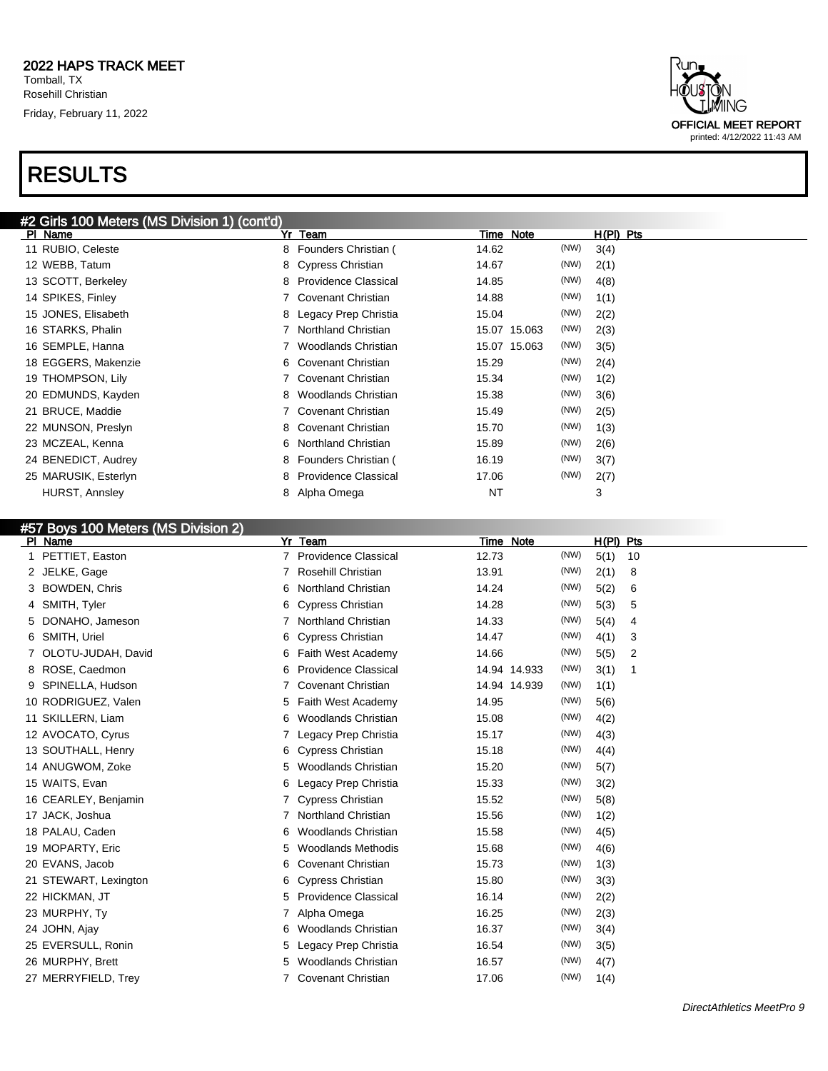## 2022 HAPS TRACK MEET

Tomball, TX
Rosehill Christian
Friday, February 11, 2022

OFFICIAL MEET REPORT
printed: 4/12/2022 11:43 AM

# RESULTS

### #2 Girls 100 Meters (MS Division 1) (cont'd)

| Pl | Name | Yr | Team | Time | Note | | H(Pl) | Pts |
|---|---|---|---|---|---|---|---|---|
| 11 | RUBIO, Celeste | 8 | Founders Christian ( | 14.62 | | (NW) | 3(4) | |
| 12 | WEBB, Tatum | 8 | Cypress Christian | 14.67 | | (NW) | 2(1) | |
| 13 | SCOTT, Berkeley | 8 | Providence Classical | 14.85 | | (NW) | 4(8) | |
| 14 | SPIKES, Finley | 7 | Covenant Christian | 14.88 | | (NW) | 1(1) | |
| 15 | JONES, Elisabeth | 8 | Legacy Prep Christia | 15.04 | | (NW) | 2(2) | |
| 16 | STARKS, Phalin | 7 | Northland Christian | 15.07 | 15.063 | (NW) | 2(3) | |
| 16 | SEMPLE, Hanna | 7 | Woodlands Christian | 15.07 | 15.063 | (NW) | 3(5) | |
| 18 | EGGERS, Makenzie | 6 | Covenant Christian | 15.29 | | (NW) | 2(4) | |
| 19 | THOMPSON, Lily | 7 | Covenant Christian | 15.34 | | (NW) | 1(2) | |
| 20 | EDMUNDS, Kayden | 8 | Woodlands Christian | 15.38 | | (NW) | 3(6) | |
| 21 | BRUCE, Maddie | 7 | Covenant Christian | 15.49 | | (NW) | 2(5) | |
| 22 | MUNSON, Preslyn | 8 | Covenant Christian | 15.70 | | (NW) | 1(3) | |
| 23 | MCZEAL, Kenna | 6 | Northland Christian | 15.89 | | (NW) | 2(6) | |
| 24 | BENEDICT, Audrey | 8 | Founders Christian ( | 16.19 | | (NW) | 3(7) | |
| 25 | MARUSIK, Esterlyn | 8 | Providence Classical | 17.06 | | (NW) | 2(7) | |
| | HURST, Annsley | 8 | Alpha Omega | NT | | | 3 | |

### #57 Boys 100 Meters (MS Division 2)

| Pl | Name | Yr | Team | Time | Note | | H(Pl) | Pts |
|---|---|---|---|---|---|---|---|---|
| 1 | PETTIET, Easton | 7 | Providence Classical | 12.73 | | (NW) | 5(1) | 10 |
| 2 | JELKE, Gage | 7 | Rosehill Christian | 13.91 | | (NW) | 2(1) | 8 |
| 3 | BOWDEN, Chris | 6 | Northland Christian | 14.24 | | (NW) | 5(2) | 6 |
| 4 | SMITH, Tyler | 6 | Cypress Christian | 14.28 | | (NW) | 5(3) | 5 |
| 5 | DONAHO, Jameson | 7 | Northland Christian | 14.33 | | (NW) | 5(4) | 4 |
| 6 | SMITH, Uriel | 6 | Cypress Christian | 14.47 | | (NW) | 4(1) | 3 |
| 7 | OLOTU-JUDAH, David | 6 | Faith West Academy | 14.66 | | (NW) | 5(5) | 2 |
| 8 | ROSE, Caedmon | 6 | Providence Classical | 14.94 | 14.933 | (NW) | 3(1) | 1 |
| 9 | SPINELLA, Hudson | 7 | Covenant Christian | 14.94 | 14.939 | (NW) | 1(1) | |
| 10 | RODRIGUEZ, Valen | 5 | Faith West Academy | 14.95 | | (NW) | 5(6) | |
| 11 | SKILLERN, Liam | 6 | Woodlands Christian | 15.08 | | (NW) | 4(2) | |
| 12 | AVOCATO, Cyrus | 7 | Legacy Prep Christia | 15.17 | | (NW) | 4(3) | |
| 13 | SOUTHALL, Henry | 6 | Cypress Christian | 15.18 | | (NW) | 4(4) | |
| 14 | ANUGWOM, Zoke | 5 | Woodlands Christian | 15.20 | | (NW) | 5(7) | |
| 15 | WAITS, Evan | 6 | Legacy Prep Christia | 15.33 | | (NW) | 3(2) | |
| 16 | CEARLEY, Benjamin | 7 | Cypress Christian | 15.52 | | (NW) | 5(8) | |
| 17 | JACK, Joshua | 7 | Northland Christian | 15.56 | | (NW) | 1(2) | |
| 18 | PALAU, Caden | 6 | Woodlands Christian | 15.58 | | (NW) | 4(5) | |
| 19 | MOPARTY, Eric | 5 | Woodlands Methodis | 15.68 | | (NW) | 4(6) | |
| 20 | EVANS, Jacob | 6 | Covenant Christian | 15.73 | | (NW) | 1(3) | |
| 21 | STEWART, Lexington | 6 | Cypress Christian | 15.80 | | (NW) | 3(3) | |
| 22 | HICKMAN, JT | 5 | Providence Classical | 16.14 | | (NW) | 2(2) | |
| 23 | MURPHY, Ty | 7 | Alpha Omega | 16.25 | | (NW) | 2(3) | |
| 24 | JOHN, Ajay | 6 | Woodlands Christian | 16.37 | | (NW) | 3(4) | |
| 25 | EVERSULL, Ronin | 5 | Legacy Prep Christia | 16.54 | | (NW) | 3(5) | |
| 26 | MURPHY, Brett | 5 | Woodlands Christian | 16.57 | | (NW) | 4(7) | |
| 27 | MERRYFIELD, Trey | 7 | Covenant Christian | 17.06 | | (NW) | 1(4) | |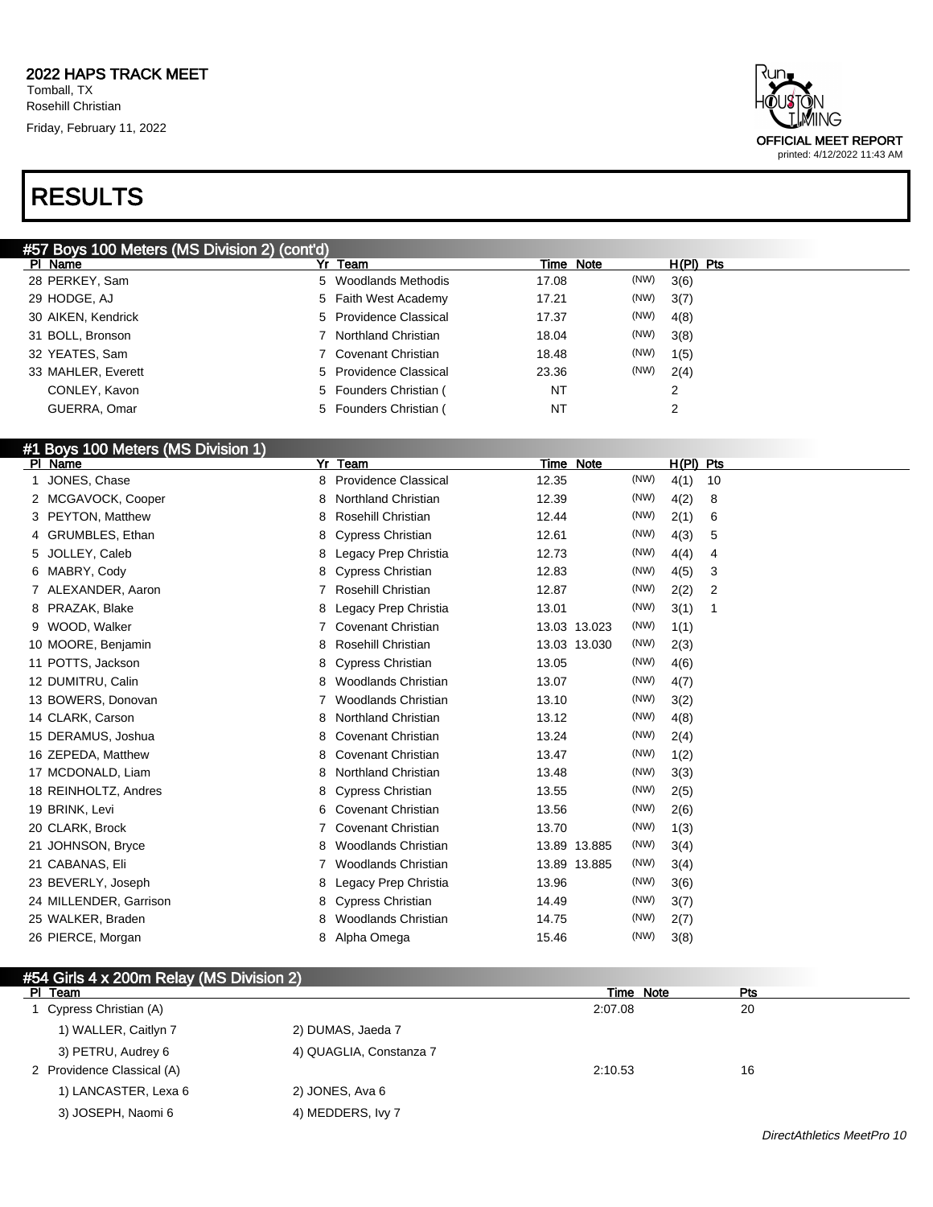## 2022 HAPS TRACK MEET

Tomball, TX
Rosehill Christian
Friday, February 11, 2022

OFFICIAL MEET REPORT
printed: 4/12/2022 11:43 AM

# RESULTS

### #57 Boys 100 Meters (MS Division 2) (cont'd)

| Pl | Name | Yr | Team | Time | Note | | H(Pl) | Pts |
|---|---|---|---|---|---|---|---|---|
| 28 | PERKEY, Sam | 5 | Woodlands Methodis | 17.08 | | (NW) | 3(6) | |
| 29 | HODGE, AJ | 5 | Faith West Academy | 17.21 | | (NW) | 3(7) | |
| 30 | AIKEN, Kendrick | 5 | Providence Classical | 17.37 | | (NW) | 4(8) | |
| 31 | BOLL, Bronson | 7 | Northland Christian | 18.04 | | (NW) | 3(8) | |
| 32 | YEATES, Sam | 7 | Covenant Christian | 18.48 | | (NW) | 1(5) | |
| 33 | MAHLER, Everett | 5 | Providence Classical | 23.36 | | (NW) | 2(4) | |
| | CONLEY, Kavon | 5 | Founders Christian ( | NT | | | 2 | |
| | GUERRA, Omar | 5 | Founders Christian ( | NT | | | 2 | |

### #1 Boys 100 Meters (MS Division 1)

| Pl | Name | Yr | Team | Time | Note | | H(Pl) | Pts |
|---|---|---|---|---|---|---|---|---|
| 1 | JONES, Chase | 8 | Providence Classical | 12.35 | | (NW) | 4(1) | 10 |
| 2 | MCGAVOCK, Cooper | 8 | Northland Christian | 12.39 | | (NW) | 4(2) | 8 |
| 3 | PEYTON, Matthew | 8 | Rosehill Christian | 12.44 | | (NW) | 2(1) | 6 |
| 4 | GRUMBLES, Ethan | 8 | Cypress Christian | 12.61 | | (NW) | 4(3) | 5 |
| 5 | JOLLEY, Caleb | 8 | Legacy Prep Christia | 12.73 | | (NW) | 4(4) | 4 |
| 6 | MABRY, Cody | 8 | Cypress Christian | 12.83 | | (NW) | 4(5) | 3 |
| 7 | ALEXANDER, Aaron | 7 | Rosehill Christian | 12.87 | | (NW) | 2(2) | 2 |
| 8 | PRAZAK, Blake | 8 | Legacy Prep Christia | 13.01 | | (NW) | 3(1) | 1 |
| 9 | WOOD, Walker | 7 | Covenant Christian | 13.03 | 13.023 | (NW) | 1(1) | |
| 10 | MOORE, Benjamin | 8 | Rosehill Christian | 13.03 | 13.030 | (NW) | 2(3) | |
| 11 | POTTS, Jackson | 8 | Cypress Christian | 13.05 | | (NW) | 4(6) | |
| 12 | DUMITRU, Calin | 8 | Woodlands Christian | 13.07 | | (NW) | 4(7) | |
| 13 | BOWERS, Donovan | 7 | Woodlands Christian | 13.10 | | (NW) | 3(2) | |
| 14 | CLARK, Carson | 8 | Northland Christian | 13.12 | | (NW) | 4(8) | |
| 15 | DERAMUS, Joshua | 8 | Covenant Christian | 13.24 | | (NW) | 2(4) | |
| 16 | ZEPEDA, Matthew | 8 | Covenant Christian | 13.47 | | (NW) | 1(2) | |
| 17 | MCDONALD, Liam | 8 | Northland Christian | 13.48 | | (NW) | 3(3) | |
| 18 | REINHOLTZ, Andres | 8 | Cypress Christian | 13.55 | | (NW) | 2(5) | |
| 19 | BRINK, Levi | 6 | Covenant Christian | 13.56 | | (NW) | 2(6) | |
| 20 | CLARK, Brock | 7 | Covenant Christian | 13.70 | | (NW) | 1(3) | |
| 21 | JOHNSON, Bryce | 8 | Woodlands Christian | 13.89 | 13.885 | (NW) | 3(4) | |
| 21 | CABANAS, Eli | 7 | Woodlands Christian | 13.89 | 13.885 | (NW) | 3(4) | |
| 23 | BEVERLY, Joseph | 8 | Legacy Prep Christia | 13.96 | | (NW) | 3(6) | |
| 24 | MILLENDER, Garrison | 8 | Cypress Christian | 14.49 | | (NW) | 3(7) | |
| 25 | WALKER, Braden | 8 | Woodlands Christian | 14.75 | | (NW) | 2(7) | |
| 26 | PIERCE, Morgan | 8 | Alpha Omega | 15.46 | | (NW) | 3(8) | |

### #54 Girls 4 x 200m Relay (MS Division 2)

| Pl | Team | | Time | Note | Pts |
|---|---|---|---|---|---|
| 1 | Cypress Christian (A) | | 2:07.08 | | 20 |
| | 1) WALLER, Caitlyn 7 | 2) DUMAS, Jaeda 7 | | | |
| | 3) PETRU, Audrey 6 | 4) QUAGLIA, Constanza 7 | | | |
| 2 | Providence Classical (A) | | 2:10.53 | | 16 |
| | 1) LANCASTER, Lexa 6 | 2) JONES, Ava 6 | | | |
| | 3) JOSEPH, Naomi 6 | 4) MEDDERS, Ivy 7 | | | |

*DirectAthletics MeetPro 10*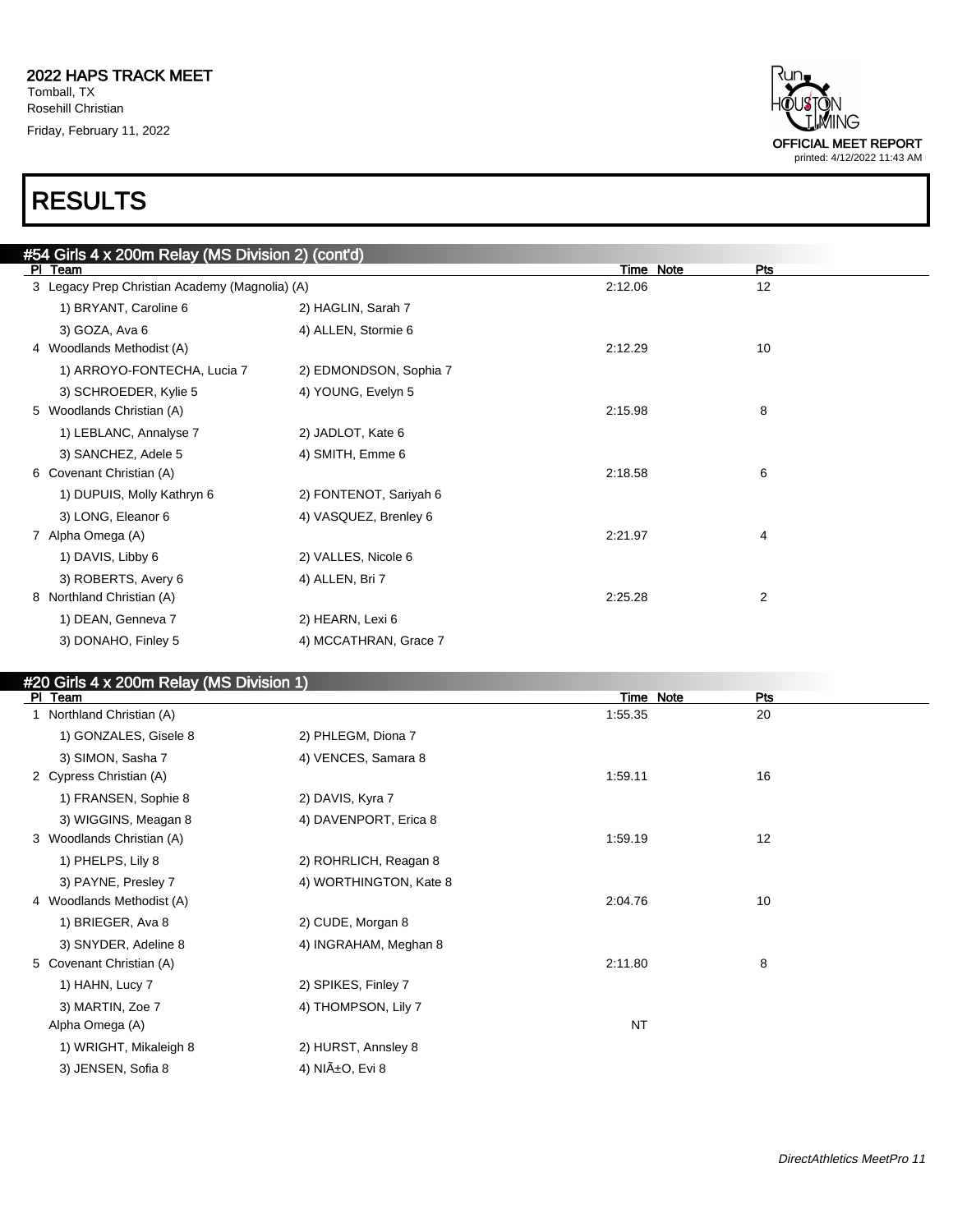# RESULTS

## #54 Girls 4 x 200m Relay (MS Division 2) (cont'd)

| Pl | Team | | Time | Note | Pts |
|---|---|---|---|---|---|
| 3 | Legacy Prep Christian Academy (Magnolia) (A) | | 2:12.06 | | 12 |
| | 1) BRYANT, Caroline 6 | 2) HAGLIN, Sarah 7 | | | |
| | 3) GOZA, Ava 6 | 4) ALLEN, Stormie 6 | | | |
| 4 | Woodlands Methodist (A) | | 2:12.29 | | 10 |
| | 1) ARROYO-FONTECHA, Lucia 7 | 2) EDMONDSON, Sophia 7 | | | |
| | 3) SCHROEDER, Kylie 5 | 4) YOUNG, Evelyn 5 | | | |
| 5 | Woodlands Christian (A) | | 2:15.98 | | 8 |
| | 1) LEBLANC, Annalyse 7 | 2) JADLOT, Kate 6 | | | |
| | 3) SANCHEZ, Adele 5 | 4) SMITH, Emme 6 | | | |
| 6 | Covenant Christian (A) | | 2:18.58 | | 6 |
| | 1) DUPUIS, Molly Kathryn 6 | 2) FONTENOT, Sariyah 6 | | | |
| | 3) LONG, Eleanor 6 | 4) VASQUEZ, Brenley 6 | | | |
| 7 | Alpha Omega (A) | | 2:21.97 | | 4 |
| | 1) DAVIS, Libby 6 | 2) VALLES, Nicole 6 | | | |
| | 3) ROBERTS, Avery 6 | 4) ALLEN, Bri 7 | | | |
| 8 | Northland Christian (A) | | 2:25.28 | | 2 |
| | 1) DEAN, Genneva 7 | 2) HEARN, Lexi 6 | | | |
| | 3) DONAHO, Finley 5 | 4) MCCATHRAN, Grace 7 | | | |

## #20 Girls 4 x 200m Relay (MS Division 1)

| Pl | Team | | Time | Note | Pts |
|---|---|---|---|---|---|
| 1 | Northland Christian (A) | | 1:55.35 | | 20 |
| | 1) GONZALES, Gisele 8 | 2) PHLEGM, Diona 7 | | | |
| | 3) SIMON, Sasha 7 | 4) VENCES, Samara 8 | | | |
| 2 | Cypress Christian (A) | | 1:59.11 | | 16 |
| | 1) FRANSEN, Sophie 8 | 2) DAVIS, Kyra 7 | | | |
| | 3) WIGGINS, Meagan 8 | 4) DAVENPORT, Erica 8 | | | |
| 3 | Woodlands Christian (A) | | 1:59.19 | | 12 |
| | 1) PHELPS, Lily 8 | 2) ROHRLICH, Reagan 8 | | | |
| | 3) PAYNE, Presley 7 | 4) WORTHINGTON, Kate 8 | | | |
| 4 | Woodlands Methodist (A) | | 2:04.76 | | 10 |
| | 1) BRIEGER, Ava 8 | 2) CUDE, Morgan 8 | | | |
| | 3) SNYDER, Adeline 8 | 4) INGRAHAM, Meghan 8 | | | |
| 5 | Covenant Christian (A) | | 2:11.80 | | 8 |
| | 1) HAHN, Lucy 7 | 2) SPIKES, Finley 7 | | | |
| | 3) MARTIN, Zoe 7 | 4) THOMPSON, Lily 7 | | | |
| | Alpha Omega (A) | | NT | | |
| | 1) WRIGHT, Mikaleigh 8 | 2) HURST, Annsley 8 | | | |
| | 3) JENSEN, Sofia 8 | 4) NIÃ±O, Evi 8 | | | |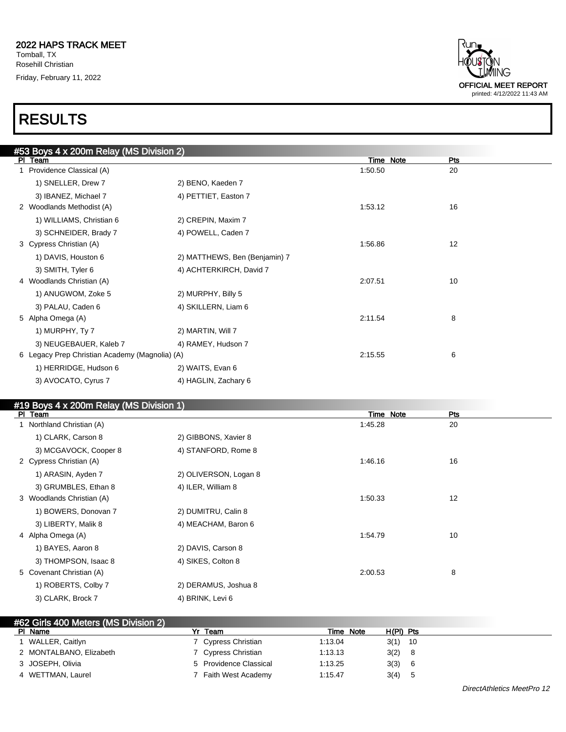# 2022 HAPS TRACK MEET

Tomball, TX
Rosehill Christian
Friday, February 11, 2022

OFFICIAL MEET REPORT
printed: 4/12/2022 11:43 AM

# RESULTS

## #53 Boys 4 x 200m Relay (MS Division 2)

| Pl | Team | | Time | Note | Pts |
|---|---|---|---|---|---|
| 1 | Providence Classical (A) | | 1:50.50 | | 20 |
| | 1) SNELLER, Drew 7 | 2) BENO, Kaeden 7 | | | |
| | 3) IBANEZ, Michael 7 | 4) PETTIET, Easton 7 | | | |
| 2 | Woodlands Methodist (A) | | 1:53.12 | | 16 |
| | 1) WILLIAMS, Christian 6 | 2) CREPIN, Maxim 7 | | | |
| | 3) SCHNEIDER, Brady 7 | 4) POWELL, Caden 7 | | | |
| 3 | Cypress Christian (A) | | 1:56.86 | | 12 |
| | 1) DAVIS, Houston 6 | 2) MATTHEWS, Ben (Benjamin) 7 | | | |
| | 3) SMITH, Tyler 6 | 4) ACHTERKIRCH, David 7 | | | |
| 4 | Woodlands Christian (A) | | 2:07.51 | | 10 |
| | 1) ANUGWOM, Zoke 5 | 2) MURPHY, Billy 5 | | | |
| | 3) PALAU, Caden 6 | 4) SKILLERN, Liam 6 | | | |
| 5 | Alpha Omega (A) | | 2:11.54 | | 8 |
| | 1) MURPHY, Ty 7 | 2) MARTIN, Will 7 | | | |
| | 3) NEUGEBAUER, Kaleb 7 | 4) RAMEY, Hudson 7 | | | |
| 6 | Legacy Prep Christian Academy (Magnolia) (A) | | 2:15.55 | | 6 |
| | 1) HERRIDGE, Hudson 6 | 2) WAITS, Evan 6 | | | |
| | 3) AVOCATO, Cyrus 7 | 4) HAGLIN, Zachary 6 | | | |

## #19 Boys 4 x 200m Relay (MS Division 1)

| Pl | Team | | Time | Note | Pts |
|---|---|---|---|---|---|
| 1 | Northland Christian (A) | | 1:45.28 | | 20 |
| | 1) CLARK, Carson 8 | 2) GIBBONS, Xavier 8 | | | |
| | 3) MCGAVOCK, Cooper 8 | 4) STANFORD, Rome 8 | | | |
| 2 | Cypress Christian (A) | | 1:46.16 | | 16 |
| | 1) ARASIN, Ayden 7 | 2) OLIVERSON, Logan 8 | | | |
| | 3) GRUMBLES, Ethan 8 | 4) ILER, William 8 | | | |
| 3 | Woodlands Christian (A) | | 1:50.33 | | 12 |
| | 1) BOWERS, Donovan 7 | 2) DUMITRU, Calin 8 | | | |
| | 3) LIBERTY, Malik 8 | 4) MEACHAM, Baron 6 | | | |
| 4 | Alpha Omega (A) | | 1:54.79 | | 10 |
| | 1) BAYES, Aaron 8 | 2) DAVIS, Carson 8 | | | |
| | 3) THOMPSON, Isaac 8 | 4) SIKES, Colton 8 | | | |
| 5 | Covenant Christian (A) | | 2:00.53 | | 8 |
| | 1) ROBERTS, Colby 7 | 2) DERAMUS, Joshua 8 | | | |
| | 3) CLARK, Brock 7 | 4) BRINK, Levi 6 | | | |

## #62 Girls 400 Meters (MS Division 2)

| Pl | Name | Yr | Team | Time | Note | H(Pl) | Pts |
|---|---|---|---|---|---|---|---|
| 1 | WALLER, Caitlyn | 7 | Cypress Christian | 1:13.04 | | 3(1) | 10 |
| 2 | MONTALBANO, Elizabeth | 7 | Cypress Christian | 1:13.13 | | 3(2) | 8 |
| 3 | JOSEPH, Olivia | 5 | Providence Classical | 1:13.25 | | 3(3) | 6 |
| 4 | WETTMAN, Laurel | 7 | Faith West Academy | 1:15.47 | | 3(4) | 5 |

*DirectAthletics MeetPro 12*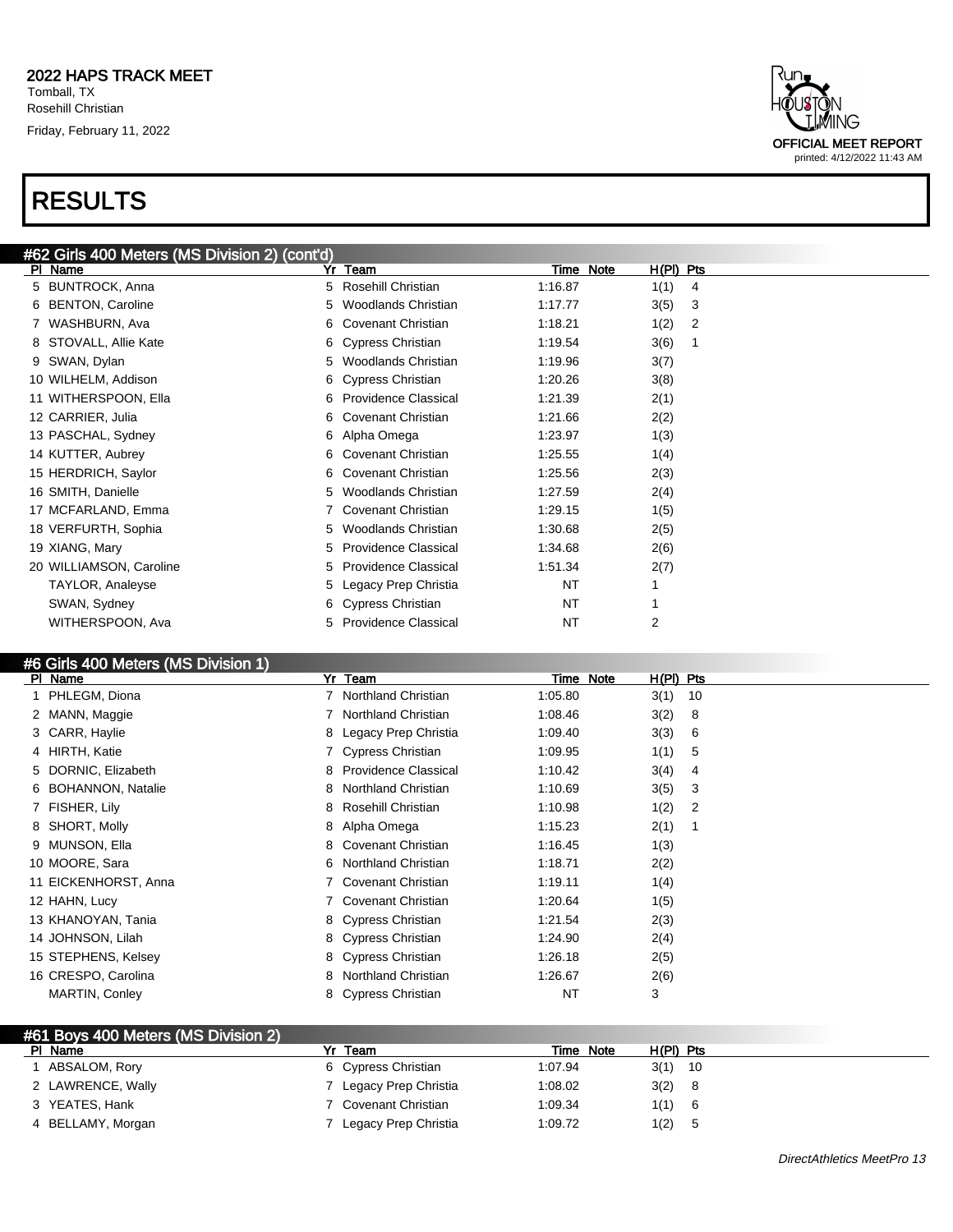## RESULTS

### #62 Girls 400 Meters (MS Division 2) (cont'd)

| Pl | Name | Yr | Team | Time | Note | H(Pl) | Pts |
|---|---|---|---|---|---|---|---|
| 5 | BUNTROCK, Anna | 5 | Rosehill Christian | 1:16.87 | | 1(1) | 4 |
| 6 | BENTON, Caroline | 5 | Woodlands Christian | 1:17.77 | | 3(5) | 3 |
| 7 | WASHBURN, Ava | 6 | Covenant Christian | 1:18.21 | | 1(2) | 2 |
| 8 | STOVALL, Allie Kate | 6 | Cypress Christian | 1:19.54 | | 3(6) | 1 |
| 9 | SWAN, Dylan | 5 | Woodlands Christian | 1:19.96 | | 3(7) | |
| 10 | WILHELM, Addison | 6 | Cypress Christian | 1:20.26 | | 3(8) | |
| 11 | WITHERSPOON, Ella | 6 | Providence Classical | 1:21.39 | | 2(1) | |
| 12 | CARRIER, Julia | 6 | Covenant Christian | 1:21.66 | | 2(2) | |
| 13 | PASCHAL, Sydney | 6 | Alpha Omega | 1:23.97 | | 1(3) | |
| 14 | KUTTER, Aubrey | 6 | Covenant Christian | 1:25.55 | | 1(4) | |
| 15 | HERDRICH, Saylor | 6 | Covenant Christian | 1:25.56 | | 2(3) | |
| 16 | SMITH, Danielle | 5 | Woodlands Christian | 1:27.59 | | 2(4) | |
| 17 | MCFARLAND, Emma | 7 | Covenant Christian | 1:29.15 | | 1(5) | |
| 18 | VERFURTH, Sophia | 5 | Woodlands Christian | 1:30.68 | | 2(5) | |
| 19 | XIANG, Mary | 5 | Providence Classical | 1:34.68 | | 2(6) | |
| 20 | WILLIAMSON, Caroline | 5 | Providence Classical | 1:51.34 | | 2(7) | |
| | TAYLOR, Analeyse | 5 | Legacy Prep Christia | NT | | 1 | |
| | SWAN, Sydney | 6 | Cypress Christian | NT | | 1 | |
| | WITHERSPOON, Ava | 5 | Providence Classical | NT | | 2 | |

### #6 Girls 400 Meters (MS Division 1)

| Pl | Name | Yr | Team | Time | Note | H(Pl) | Pts |
|---|---|---|---|---|---|---|---|
| 1 | PHLEGM, Diona | 7 | Northland Christian | 1:05.80 | | 3(1) | 10 |
| 2 | MANN, Maggie | 7 | Northland Christian | 1:08.46 | | 3(2) | 8 |
| 3 | CARR, Haylie | 8 | Legacy Prep Christia | 1:09.40 | | 3(3) | 6 |
| 4 | HIRTH, Katie | 7 | Cypress Christian | 1:09.95 | | 1(1) | 5 |
| 5 | DORNIC, Elizabeth | 8 | Providence Classical | 1:10.42 | | 3(4) | 4 |
| 6 | BOHANNON, Natalie | 8 | Northland Christian | 1:10.69 | | 3(5) | 3 |
| 7 | FISHER, Lily | 8 | Rosehill Christian | 1:10.98 | | 1(2) | 2 |
| 8 | SHORT, Molly | 8 | Alpha Omega | 1:15.23 | | 2(1) | 1 |
| 9 | MUNSON, Ella | 8 | Covenant Christian | 1:16.45 | | 1(3) | |
| 10 | MOORE, Sara | 6 | Northland Christian | 1:18.71 | | 2(2) | |
| 11 | EICKENHORST, Anna | 7 | Covenant Christian | 1:19.11 | | 1(4) | |
| 12 | HAHN, Lucy | 7 | Covenant Christian | 1:20.64 | | 1(5) | |
| 13 | KHANOYAN, Tania | 8 | Cypress Christian | 1:21.54 | | 2(3) | |
| 14 | JOHNSON, Lilah | 8 | Cypress Christian | 1:24.90 | | 2(4) | |
| 15 | STEPHENS, Kelsey | 8 | Cypress Christian | 1:26.18 | | 2(5) | |
| 16 | CRESPO, Carolina | 8 | Northland Christian | 1:26.67 | | 2(6) | |
| | MARTIN, Conley | 8 | Cypress Christian | NT | | 3 | |

### #61 Boys 400 Meters (MS Division 2)

| Pl | Name | Yr | Team | Time | Note | H(Pl) | Pts |
|---|---|---|---|---|---|---|---|
| 1 | ABSALOM, Rory | 6 | Cypress Christian | 1:07.94 | | 3(1) | 10 |
| 2 | LAWRENCE, Wally | 7 | Legacy Prep Christia | 1:08.02 | | 3(2) | 8 |
| 3 | YEATES, Hank | 7 | Covenant Christian | 1:09.34 | | 1(1) | 6 |
| 4 | BELLAMY, Morgan | 7 | Legacy Prep Christia | 1:09.72 | | 1(2) | 5 |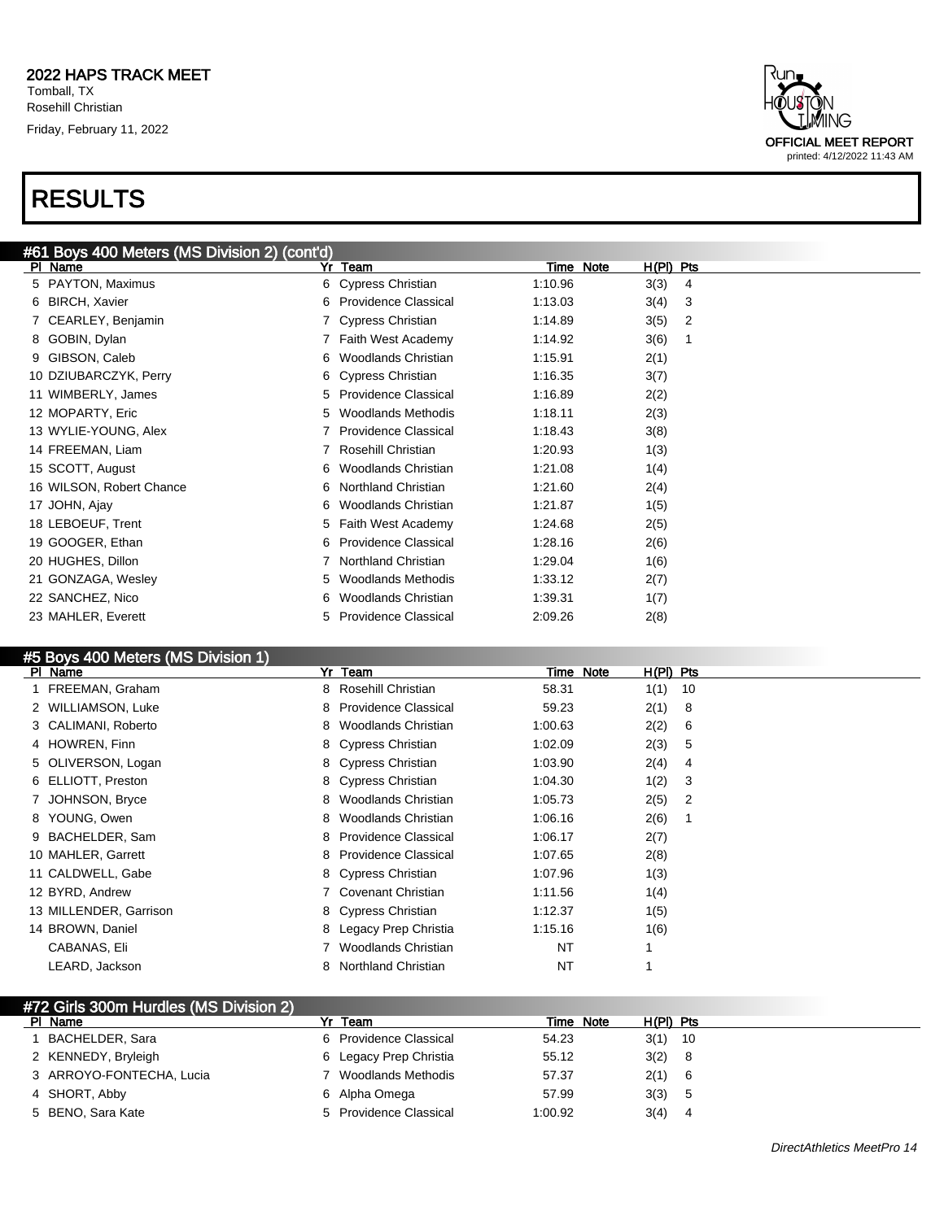## RESULTS

### #61 Boys 400 Meters (MS Division 2) (cont'd)

| Pl | Name | Yr | Team | Time | Note | H(Pl) | Pts |
|---|---|---|---|---|---|---|---|
| 5 | PAYTON, Maximus | 6 | Cypress Christian | 1:10.96 | | 3(3) | 4 |
| 6 | BIRCH, Xavier | 6 | Providence Classical | 1:13.03 | | 3(4) | 3 |
| 7 | CEARLEY, Benjamin | 7 | Cypress Christian | 1:14.89 | | 3(5) | 2 |
| 8 | GOBIN, Dylan | 7 | Faith West Academy | 1:14.92 | | 3(6) | 1 |
| 9 | GIBSON, Caleb | 6 | Woodlands Christian | 1:15.91 | | 2(1) | |
| 10 | DZIUBARCZYK, Perry | 6 | Cypress Christian | 1:16.35 | | 3(7) | |
| 11 | WIMBERLY, James | 5 | Providence Classical | 1:16.89 | | 2(2) | |
| 12 | MOPARTY, Eric | 5 | Woodlands Methodis | 1:18.11 | | 2(3) | |
| 13 | WYLIE-YOUNG, Alex | 7 | Providence Classical | 1:18.43 | | 3(8) | |
| 14 | FREEMAN, Liam | 7 | Rosehill Christian | 1:20.93 | | 1(3) | |
| 15 | SCOTT, August | 6 | Woodlands Christian | 1:21.08 | | 1(4) | |
| 16 | WILSON, Robert Chance | 6 | Northland Christian | 1:21.60 | | 2(4) | |
| 17 | JOHN, Ajay | 6 | Woodlands Christian | 1:21.87 | | 1(5) | |
| 18 | LEBOEUF, Trent | 5 | Faith West Academy | 1:24.68 | | 2(5) | |
| 19 | GOOGER, Ethan | 6 | Providence Classical | 1:28.16 | | 2(6) | |
| 20 | HUGHES, Dillon | 7 | Northland Christian | 1:29.04 | | 1(6) | |
| 21 | GONZAGA, Wesley | 5 | Woodlands Methodis | 1:33.12 | | 2(7) | |
| 22 | SANCHEZ, Nico | 6 | Woodlands Christian | 1:39.31 | | 1(7) | |
| 23 | MAHLER, Everett | 5 | Providence Classical | 2:09.26 | | 2(8) | |

### #5 Boys 400 Meters (MS Division 1)

| Pl | Name | Yr | Team | Time | Note | H(Pl) | Pts |
|---|---|---|---|---|---|---|---|
| 1 | FREEMAN, Graham | 8 | Rosehill Christian | 58.31 | | 1(1) | 10 |
| 2 | WILLIAMSON, Luke | 8 | Providence Classical | 59.23 | | 2(1) | 8 |
| 3 | CALIMANI, Roberto | 8 | Woodlands Christian | 1:00.63 | | 2(2) | 6 |
| 4 | HOWREN, Finn | 8 | Cypress Christian | 1:02.09 | | 2(3) | 5 |
| 5 | OLIVERSON, Logan | 8 | Cypress Christian | 1:03.90 | | 2(4) | 4 |
| 6 | ELLIOTT, Preston | 8 | Cypress Christian | 1:04.30 | | 1(2) | 3 |
| 7 | JOHNSON, Bryce | 8 | Woodlands Christian | 1:05.73 | | 2(5) | 2 |
| 8 | YOUNG, Owen | 8 | Woodlands Christian | 1:06.16 | | 2(6) | 1 |
| 9 | BACHELDER, Sam | 8 | Providence Classical | 1:06.17 | | 2(7) | |
| 10 | MAHLER, Garrett | 8 | Providence Classical | 1:07.65 | | 2(8) | |
| 11 | CALDWELL, Gabe | 8 | Cypress Christian | 1:07.96 | | 1(3) | |
| 12 | BYRD, Andrew | 7 | Covenant Christian | 1:11.56 | | 1(4) | |
| 13 | MILLENDER, Garrison | 8 | Cypress Christian | 1:12.37 | | 1(5) | |
| 14 | BROWN, Daniel | 8 | Legacy Prep Christia | 1:15.16 | | 1(6) | |
| | CABANAS, Eli | 7 | Woodlands Christian | NT | | 1 | |
| | LEARD, Jackson | 8 | Northland Christian | NT | | 1 | |

### #72 Girls 300m Hurdles (MS Division 2)

| Pl | Name | Yr | Team | Time | Note | H(Pl) | Pts |
|---|---|---|---|---|---|---|---|
| 1 | BACHELDER, Sara | 6 | Providence Classical | 54.23 | | 3(1) | 10 |
| 2 | KENNEDY, Bryleigh | 6 | Legacy Prep Christia | 55.12 | | 3(2) | 8 |
| 3 | ARROYO-FONTECHA, Lucia | 7 | Woodlands Methodis | 57.37 | | 2(1) | 6 |
| 4 | SHORT, Abby | 6 | Alpha Omega | 57.99 | | 3(3) | 5 |
| 5 | BENO, Sara Kate | 5 | Providence Classical | 1:00.92 | | 3(4) | 4 |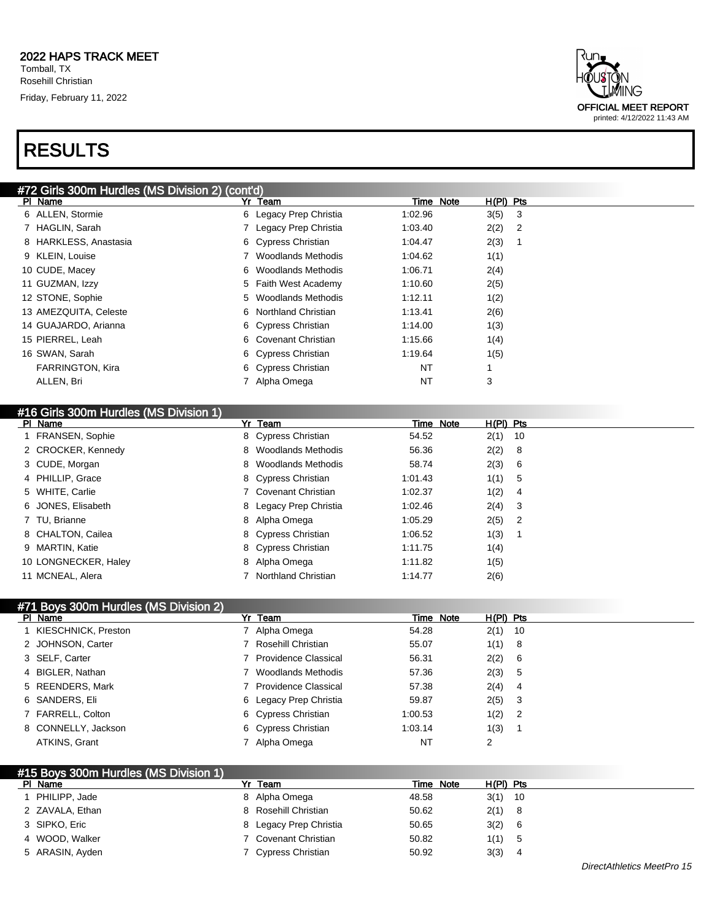# 2022 HAPS TRACK MEET

Tomball, TX
Rosehill Christian
Friday, February 11, 2022

OFFICIAL MEET REPORT
printed: 4/12/2022 11:43 AM

# RESULTS

## #72 Girls 300m Hurdles (MS Division 2) (cont'd)

| Pl | Name | Yr | Team | Time | Note | H(Pl) | Pts |
|---|---|---|---|---|---|---|---|
| 6 | ALLEN, Stormie | 6 | Legacy Prep Christia | 1:02.96 | | 3(5) | 3 |
| 7 | HAGLIN, Sarah | 7 | Legacy Prep Christia | 1:03.40 | | 2(2) | 2 |
| 8 | HARKLESS, Anastasia | 6 | Cypress Christian | 1:04.47 | | 2(3) | 1 |
| 9 | KLEIN, Louise | 7 | Woodlands Methodis | 1:04.62 | | 1(1) | |
| 10 | CUDE, Macey | 6 | Woodlands Methodis | 1:06.71 | | 2(4) | |
| 11 | GUZMAN, Izzy | 5 | Faith West Academy | 1:10.60 | | 2(5) | |
| 12 | STONE, Sophie | 5 | Woodlands Methodis | 1:12.11 | | 1(2) | |
| 13 | AMEZQUITA, Celeste | 6 | Northland Christian | 1:13.41 | | 2(6) | |
| 14 | GUAJARDO, Arianna | 6 | Cypress Christian | 1:14.00 | | 1(3) | |
| 15 | PIERREL, Leah | 6 | Covenant Christian | 1:15.66 | | 1(4) | |
| 16 | SWAN, Sarah | 6 | Cypress Christian | 1:19.64 | | 1(5) | |
| | FARRINGTON, Kira | 6 | Cypress Christian | NT | | 1 | |
| | ALLEN, Bri | 7 | Alpha Omega | NT | | 3 | |

## #16 Girls 300m Hurdles (MS Division 1)

| Pl | Name | Yr | Team | Time | Note | H(Pl) | Pts |
|---|---|---|---|---|---|---|---|
| 1 | FRANSEN, Sophie | 8 | Cypress Christian | 54.52 | | 2(1) | 10 |
| 2 | CROCKER, Kennedy | 8 | Woodlands Methodis | 56.36 | | 2(2) | 8 |
| 3 | CUDE, Morgan | 8 | Woodlands Methodis | 58.74 | | 2(3) | 6 |
| 4 | PHILLIP, Grace | 8 | Cypress Christian | 1:01.43 | | 1(1) | 5 |
| 5 | WHITE, Carlie | 7 | Covenant Christian | 1:02.37 | | 1(2) | 4 |
| 6 | JONES, Elisabeth | 8 | Legacy Prep Christia | 1:02.46 | | 2(4) | 3 |
| 7 | TU, Brianne | 8 | Alpha Omega | 1:05.29 | | 2(5) | 2 |
| 8 | CHALTON, Cailea | 8 | Cypress Christian | 1:06.52 | | 1(3) | 1 |
| 9 | MARTIN, Katie | 8 | Cypress Christian | 1:11.75 | | 1(4) | |
| 10 | LONGNECKER, Haley | 8 | Alpha Omega | 1:11.82 | | 1(5) | |
| 11 | MCNEAL, Alera | 7 | Northland Christian | 1:14.77 | | 2(6) | |

## #71 Boys 300m Hurdles (MS Division 2)

| Pl | Name | Yr | Team | Time | Note | H(Pl) | Pts |
|---|---|---|---|---|---|---|---|
| 1 | KIESCHNICK, Preston | 7 | Alpha Omega | 54.28 | | 2(1) | 10 |
| 2 | JOHNSON, Carter | 7 | Rosehill Christian | 55.07 | | 1(1) | 8 |
| 3 | SELF, Carter | 7 | Providence Classical | 56.31 | | 2(2) | 6 |
| 4 | BIGLER, Nathan | 7 | Woodlands Methodis | 57.36 | | 2(3) | 5 |
| 5 | REENDERS, Mark | 7 | Providence Classical | 57.38 | | 2(4) | 4 |
| 6 | SANDERS, Eli | 6 | Legacy Prep Christia | 59.87 | | 2(5) | 3 |
| 7 | FARRELL, Colton | 6 | Cypress Christian | 1:00.53 | | 1(2) | 2 |
| 8 | CONNELLY, Jackson | 6 | Cypress Christian | 1:03.14 | | 1(3) | 1 |
| | ATKINS, Grant | 7 | Alpha Omega | NT | | 2 | |

## #15 Boys 300m Hurdles (MS Division 1)

| Pl | Name | Yr | Team | Time | Note | H(Pl) | Pts |
|---|---|---|---|---|---|---|---|
| 1 | PHILIPP, Jade | 8 | Alpha Omega | 48.58 | | 3(1) | 10 |
| 2 | ZAVALA, Ethan | 8 | Rosehill Christian | 50.62 | | 2(1) | 8 |
| 3 | SIPKO, Eric | 8 | Legacy Prep Christia | 50.65 | | 3(2) | 6 |
| 4 | WOOD, Walker | 7 | Covenant Christian | 50.82 | | 1(1) | 5 |
| 5 | ARASIN, Ayden | 7 | Cypress Christian | 50.92 | | 3(3) | 4 |

DirectAthletics MeetPro 15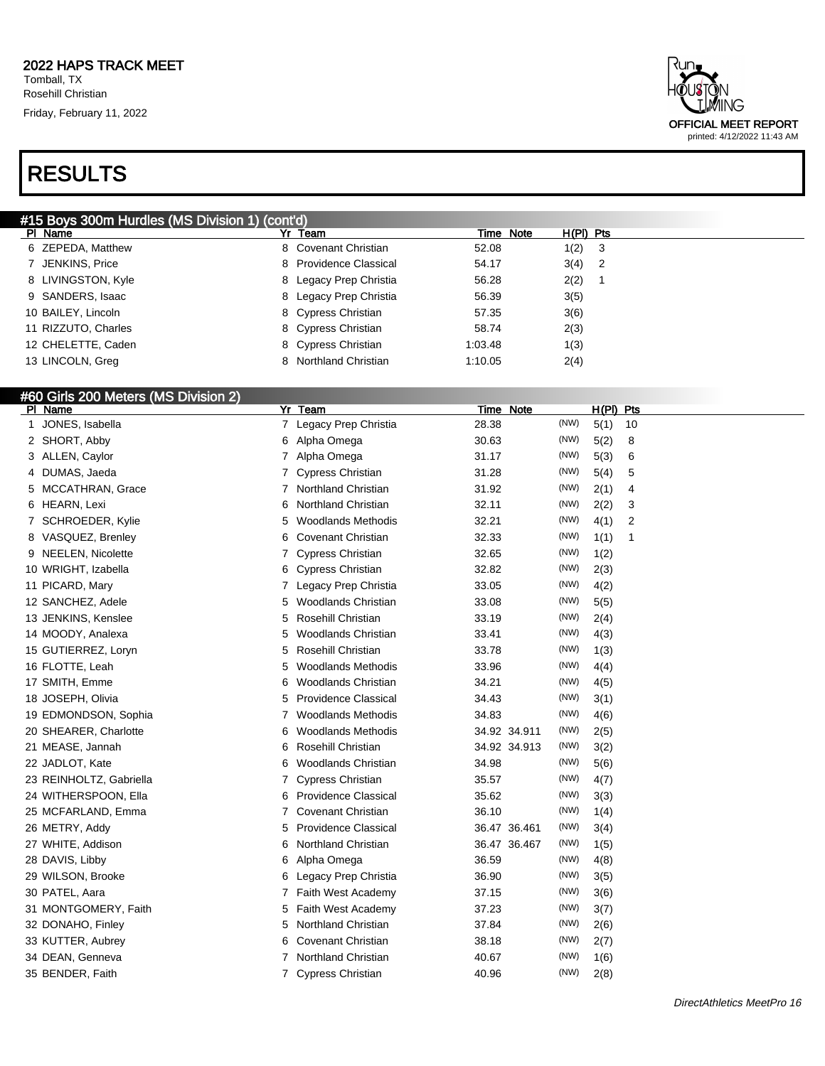## 2022 HAPS TRACK MEET

Tomball, TX
Rosehill Christian
Friday, February 11, 2022

OFFICIAL MEET REPORT
printed: 4/12/2022 11:43 AM

# RESULTS

### #15 Boys 300m Hurdles (MS Division 1) (cont'd)

| Pl | Name | Yr | Team | Time | Note | H(Pl) | Pts |
|---|---|---|---|---|---|---|---|
| 6 | ZEPEDA, Matthew | 8 | Covenant Christian | 52.08 | | 1(2) | 3 |
| 7 | JENKINS, Price | 8 | Providence Classical | 54.17 | | 3(4) | 2 |
| 8 | LIVINGSTON, Kyle | 8 | Legacy Prep Christia | 56.28 | | 2(2) | 1 |
| 9 | SANDERS, Isaac | 8 | Legacy Prep Christia | 56.39 | | 3(5) | |
| 10 | BAILEY, Lincoln | 8 | Cypress Christian | 57.35 | | 3(6) | |
| 11 | RIZZUTO, Charles | 8 | Cypress Christian | 58.74 | | 2(3) | |
| 12 | CHELETTE, Caden | 8 | Cypress Christian | 1:03.48 | | 1(3) | |
| 13 | LINCOLN, Greg | 8 | Northland Christian | 1:10.05 | | 2(4) | |

### #60 Girls 200 Meters (MS Division 2)

| Pl | Name | Yr | Team | Time | Note | | H(Pl) | Pts |
|---|---|---|---|---|---|---|---|---|
| 1 | JONES, Isabella | 7 | Legacy Prep Christia | 28.38 | | (NW) | 5(1) | 10 |
| 2 | SHORT, Abby | 6 | Alpha Omega | 30.63 | | (NW) | 5(2) | 8 |
| 3 | ALLEN, Caylor | 7 | Alpha Omega | 31.17 | | (NW) | 5(3) | 6 |
| 4 | DUMAS, Jaeda | 7 | Cypress Christian | 31.28 | | (NW) | 5(4) | 5 |
| 5 | MCCATHRAN, Grace | 7 | Northland Christian | 31.92 | | (NW) | 2(1) | 4 |
| 6 | HEARN, Lexi | 6 | Northland Christian | 32.11 | | (NW) | 2(2) | 3 |
| 7 | SCHROEDER, Kylie | 5 | Woodlands Methodis | 32.21 | | (NW) | 4(1) | 2 |
| 8 | VASQUEZ, Brenley | 6 | Covenant Christian | 32.33 | | (NW) | 1(1) | 1 |
| 9 | NEELEN, Nicolette | 7 | Cypress Christian | 32.65 | | (NW) | 1(2) | |
| 10 | WRIGHT, Izabella | 6 | Cypress Christian | 32.82 | | (NW) | 2(3) | |
| 11 | PICARD, Mary | 7 | Legacy Prep Christia | 33.05 | | (NW) | 4(2) | |
| 12 | SANCHEZ, Adele | 5 | Woodlands Christian | 33.08 | | (NW) | 5(5) | |
| 13 | JENKINS, Kenslee | 5 | Rosehill Christian | 33.19 | | (NW) | 2(4) | |
| 14 | MOODY, Analexa | 5 | Woodlands Christian | 33.41 | | (NW) | 4(3) | |
| 15 | GUTIERREZ, Loryn | 5 | Rosehill Christian | 33.78 | | (NW) | 1(3) | |
| 16 | FLOTTE, Leah | 5 | Woodlands Methodis | 33.96 | | (NW) | 4(4) | |
| 17 | SMITH, Emme | 6 | Woodlands Christian | 34.21 | | (NW) | 4(5) | |
| 18 | JOSEPH, Olivia | 5 | Providence Classical | 34.43 | | (NW) | 3(1) | |
| 19 | EDMONDSON, Sophia | 7 | Woodlands Methodis | 34.83 | | (NW) | 4(6) | |
| 20 | SHEARER, Charlotte | 6 | Woodlands Methodis | 34.92 | 34.911 | (NW) | 2(5) | |
| 21 | MEASE, Jannah | 6 | Rosehill Christian | 34.92 | 34.913 | (NW) | 3(2) | |
| 22 | JADLOT, Kate | 6 | Woodlands Christian | 34.98 | | (NW) | 5(6) | |
| 23 | REINHOLTZ, Gabriella | 7 | Cypress Christian | 35.57 | | (NW) | 4(7) | |
| 24 | WITHERSPOON, Ella | 6 | Providence Classical | 35.62 | | (NW) | 3(3) | |
| 25 | MCFARLAND, Emma | 7 | Covenant Christian | 36.10 | | (NW) | 1(4) | |
| 26 | METRY, Addy | 5 | Providence Classical | 36.47 | 36.461 | (NW) | 3(4) | |
| 27 | WHITE, Addison | 6 | Northland Christian | 36.47 | 36.467 | (NW) | 1(5) | |
| 28 | DAVIS, Libby | 6 | Alpha Omega | 36.59 | | (NW) | 4(8) | |
| 29 | WILSON, Brooke | 6 | Legacy Prep Christia | 36.90 | | (NW) | 3(5) | |
| 30 | PATEL, Aara | 7 | Faith West Academy | 37.15 | | (NW) | 3(6) | |
| 31 | MONTGOMERY, Faith | 5 | Faith West Academy | 37.23 | | (NW) | 3(7) | |
| 32 | DONAHO, Finley | 5 | Northland Christian | 37.84 | | (NW) | 2(6) | |
| 33 | KUTTER, Aubrey | 6 | Covenant Christian | 38.18 | | (NW) | 2(7) | |
| 34 | DEAN, Genneva | 7 | Northland Christian | 40.67 | | (NW) | 1(6) | |
| 35 | BENDER, Faith | 7 | Cypress Christian | 40.96 | | (NW) | 2(8) | |

*DirectAthletics MeetPro 16*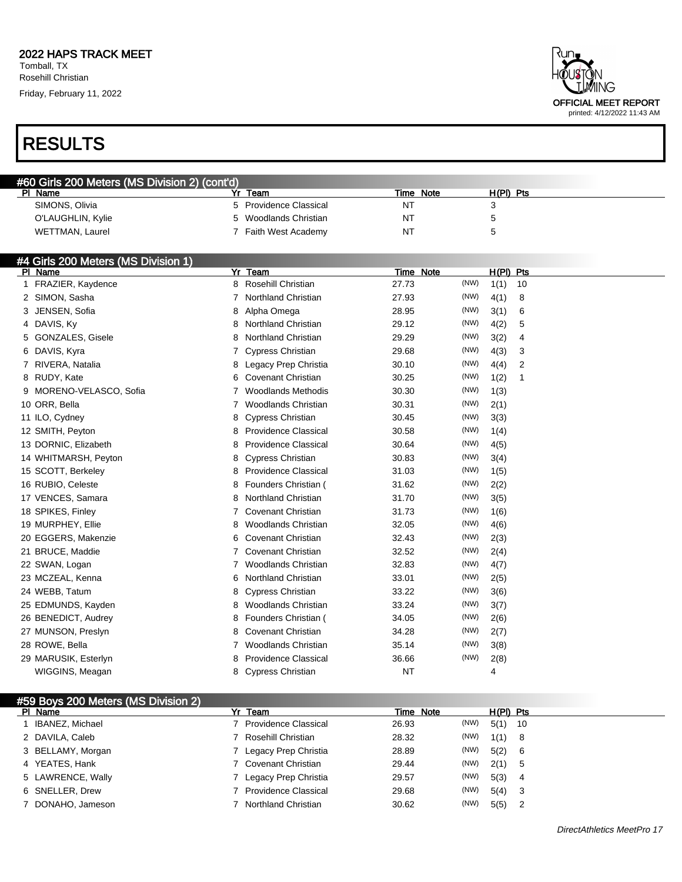## 2022 HAPS TRACK MEET

Tomball, TX
Rosehill Christian
Friday, February 11, 2022

OFFICIAL MEET REPORT
printed: 4/12/2022 11:43 AM

# RESULTS

### #60 Girls 200 Meters (MS Division 2) (cont'd)

| Pl | Name | Yr | Team | Time | Note | | H(Pl) | Pts |
|---|---|---|---|---|---|---|---|---|
| | SIMONS, Olivia | 5 | Providence Classical | NT | | | 3 | |
| | O'LAUGHLIN, Kylie | 5 | Woodlands Christian | NT | | | 5 | |
| | WETTMAN, Laurel | 7 | Faith West Academy | NT | | | 5 | |

### #4 Girls 200 Meters (MS Division 1)

| Pl | Name | Yr | Team | Time | Note | | H(Pl) | Pts |
|---|---|---|---|---|---|---|---|---|
| 1 | FRAZIER, Kaydence | 8 | Rosehill Christian | 27.73 | | (NW) | 1(1) | 10 |
| 2 | SIMON, Sasha | 7 | Northland Christian | 27.93 | | (NW) | 4(1) | 8 |
| 3 | JENSEN, Sofia | 8 | Alpha Omega | 28.95 | | (NW) | 3(1) | 6 |
| 4 | DAVIS, Ky | 8 | Northland Christian | 29.12 | | (NW) | 4(2) | 5 |
| 5 | GONZALES, Gisele | 8 | Northland Christian | 29.29 | | (NW) | 3(2) | 4 |
| 6 | DAVIS, Kyra | 7 | Cypress Christian | 29.68 | | (NW) | 4(3) | 3 |
| 7 | RIVERA, Natalia | 8 | Legacy Prep Christia | 30.10 | | (NW) | 4(4) | 2 |
| 8 | RUDY, Kate | 6 | Covenant Christian | 30.25 | | (NW) | 1(2) | 1 |
| 9 | MORENO-VELASCO, Sofia | 7 | Woodlands Methodis | 30.30 | | (NW) | 1(3) | |
| 10 | ORR, Bella | 7 | Woodlands Christian | 30.31 | | (NW) | 2(1) | |
| 11 | ILO, Cydney | 8 | Cypress Christian | 30.45 | | (NW) | 3(3) | |
| 12 | SMITH, Peyton | 8 | Providence Classical | 30.58 | | (NW) | 1(4) | |
| 13 | DORNIC, Elizabeth | 8 | Providence Classical | 30.64 | | (NW) | 4(5) | |
| 14 | WHITMARSH, Peyton | 8 | Cypress Christian | 30.83 | | (NW) | 3(4) | |
| 15 | SCOTT, Berkeley | 8 | Providence Classical | 31.03 | | (NW) | 1(5) | |
| 16 | RUBIO, Celeste | 8 | Founders Christian ( | 31.62 | | (NW) | 2(2) | |
| 17 | VENCES, Samara | 8 | Northland Christian | 31.70 | | (NW) | 3(5) | |
| 18 | SPIKES, Finley | 7 | Covenant Christian | 31.73 | | (NW) | 1(6) | |
| 19 | MURPHEY, Ellie | 8 | Woodlands Christian | 32.05 | | (NW) | 4(6) | |
| 20 | EGGERS, Makenzie | 6 | Covenant Christian | 32.43 | | (NW) | 2(3) | |
| 21 | BRUCE, Maddie | 7 | Covenant Christian | 32.52 | | (NW) | 2(4) | |
| 22 | SWAN, Logan | 7 | Woodlands Christian | 32.83 | | (NW) | 4(7) | |
| 23 | MCZEAL, Kenna | 6 | Northland Christian | 33.01 | | (NW) | 2(5) | |
| 24 | WEBB, Tatum | 8 | Cypress Christian | 33.22 | | (NW) | 3(6) | |
| 25 | EDMUNDS, Kayden | 8 | Woodlands Christian | 33.24 | | (NW) | 3(7) | |
| 26 | BENEDICT, Audrey | 8 | Founders Christian ( | 34.05 | | (NW) | 2(6) | |
| 27 | MUNSON, Preslyn | 8 | Covenant Christian | 34.28 | | (NW) | 2(7) | |
| 28 | ROWE, Bella | 7 | Woodlands Christian | 35.14 | | (NW) | 3(8) | |
| 29 | MARUSIK, Esterlyn | 8 | Providence Classical | 36.66 | | (NW) | 2(8) | |
| | WIGGINS, Meagan | 8 | Cypress Christian | NT | | | 4 | |

### #59 Boys 200 Meters (MS Division 2)

| Pl | Name | Yr | Team | Time | Note | | H(Pl) | Pts |
|---|---|---|---|---|---|---|---|---|
| 1 | IBANEZ, Michael | 7 | Providence Classical | 26.93 | | (NW) | 5(1) | 10 |
| 2 | DAVILA, Caleb | 7 | Rosehill Christian | 28.32 | | (NW) | 1(1) | 8 |
| 3 | BELLAMY, Morgan | 7 | Legacy Prep Christia | 28.89 | | (NW) | 5(2) | 6 |
| 4 | YEATES, Hank | 7 | Covenant Christian | 29.44 | | (NW) | 2(1) | 5 |
| 5 | LAWRENCE, Wally | 7 | Legacy Prep Christia | 29.57 | | (NW) | 5(3) | 4 |
| 6 | SNELLER, Drew | 7 | Providence Classical | 29.68 | | (NW) | 5(4) | 3 |
| 7 | DONAHO, Jameson | 7 | Northland Christian | 30.62 | | (NW) | 5(5) | 2 |

DirectAthletics MeetPro 17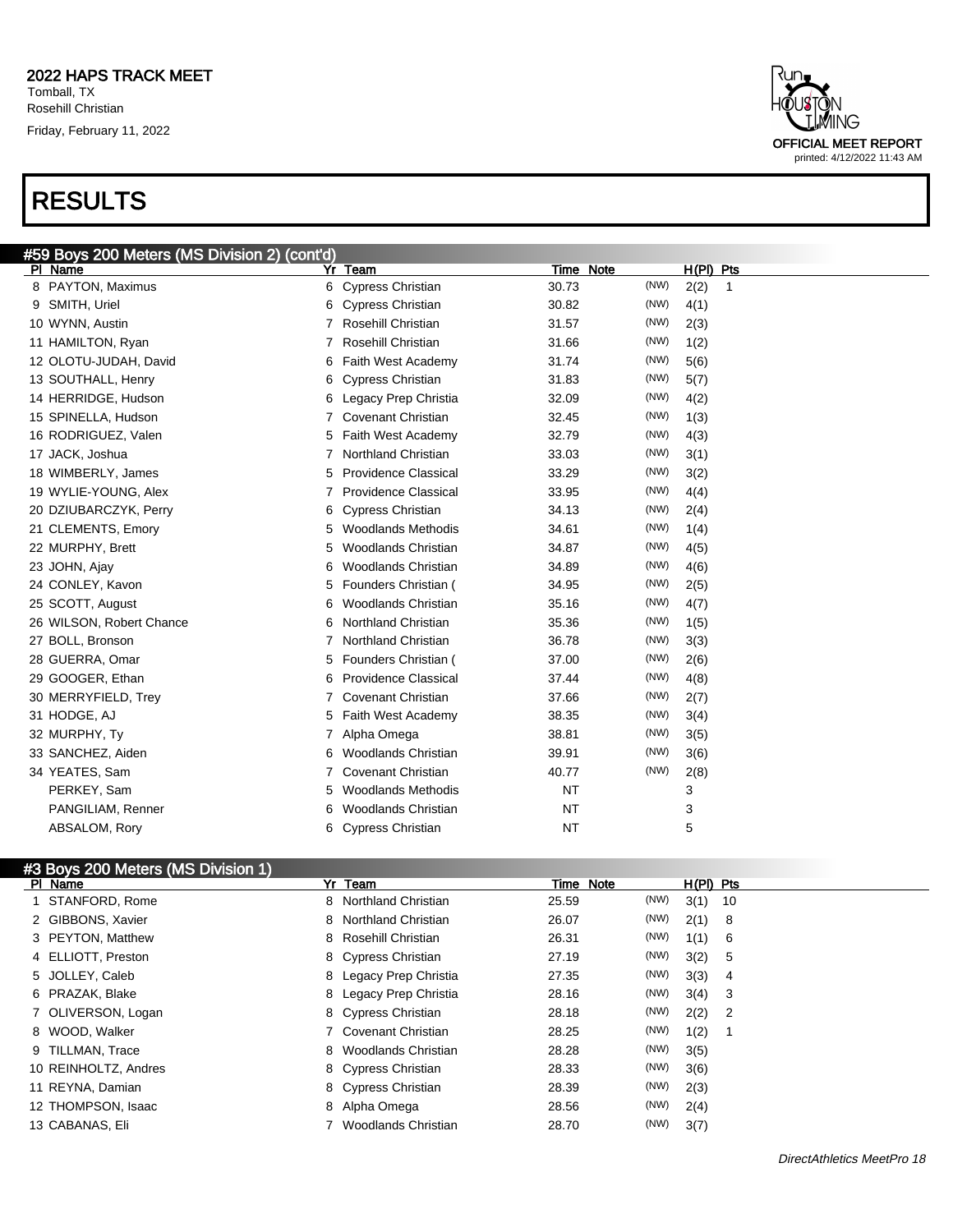## 2022 HAPS TRACK MEET

Tomball, TX
Rosehill Christian
Friday, February 11, 2022

OFFICIAL MEET REPORT
printed: 4/12/2022 11:43 AM

# RESULTS

### #59 Boys 200 Meters (MS Division 2) (cont'd)

| Pl | Name | Yr | Team | Time | Note | H(Pl) | Pts |
|---|---|---|---|---|---|---|---|
| 8 | PAYTON, Maximus | 6 | Cypress Christian | 30.73 | (NW) | 2(2) | 1 |
| 9 | SMITH, Uriel | 6 | Cypress Christian | 30.82 | (NW) | 4(1) | |
| 10 | WYNN, Austin | 7 | Rosehill Christian | 31.57 | (NW) | 2(3) | |
| 11 | HAMILTON, Ryan | 7 | Rosehill Christian | 31.66 | (NW) | 1(2) | |
| 12 | OLOTU-JUDAH, David | 6 | Faith West Academy | 31.74 | (NW) | 5(6) | |
| 13 | SOUTHALL, Henry | 6 | Cypress Christian | 31.83 | (NW) | 5(7) | |
| 14 | HERRIDGE, Hudson | 6 | Legacy Prep Christia | 32.09 | (NW) | 4(2) | |
| 15 | SPINELLA, Hudson | 7 | Covenant Christian | 32.45 | (NW) | 1(3) | |
| 16 | RODRIGUEZ, Valen | 5 | Faith West Academy | 32.79 | (NW) | 4(3) | |
| 17 | JACK, Joshua | 7 | Northland Christian | 33.03 | (NW) | 3(1) | |
| 18 | WIMBERLY, James | 5 | Providence Classical | 33.29 | (NW) | 3(2) | |
| 19 | WYLIE-YOUNG, Alex | 7 | Providence Classical | 33.95 | (NW) | 4(4) | |
| 20 | DZIUBARCZYK, Perry | 6 | Cypress Christian | 34.13 | (NW) | 2(4) | |
| 21 | CLEMENTS, Emory | 5 | Woodlands Methodis | 34.61 | (NW) | 1(4) | |
| 22 | MURPHY, Brett | 5 | Woodlands Christian | 34.87 | (NW) | 4(5) | |
| 23 | JOHN, Ajay | 6 | Woodlands Christian | 34.89 | (NW) | 4(6) | |
| 24 | CONLEY, Kavon | 5 | Founders Christian ( | 34.95 | (NW) | 2(5) | |
| 25 | SCOTT, August | 6 | Woodlands Christian | 35.16 | (NW) | 4(7) | |
| 26 | WILSON, Robert Chance | 6 | Northland Christian | 35.36 | (NW) | 1(5) | |
| 27 | BOLL, Bronson | 7 | Northland Christian | 36.78 | (NW) | 3(3) | |
| 28 | GUERRA, Omar | 5 | Founders Christian ( | 37.00 | (NW) | 2(6) | |
| 29 | GOOGER, Ethan | 6 | Providence Classical | 37.44 | (NW) | 4(8) | |
| 30 | MERRYFIELD, Trey | 7 | Covenant Christian | 37.66 | (NW) | 2(7) | |
| 31 | HODGE, AJ | 5 | Faith West Academy | 38.35 | (NW) | 3(4) | |
| 32 | MURPHY, Ty | 7 | Alpha Omega | 38.81 | (NW) | 3(5) | |
| 33 | SANCHEZ, Aiden | 6 | Woodlands Christian | 39.91 | (NW) | 3(6) | |
| 34 | YEATES, Sam | 7 | Covenant Christian | 40.77 | (NW) | 2(8) | |
| | PERKEY, Sam | 5 | Woodlands Methodis | NT | | 3 | |
| | PANGILIAM, Renner | 6 | Woodlands Christian | NT | | 3 | |
| | ABSALOM, Rory | 6 | Cypress Christian | NT | | 5 | |

### #3 Boys 200 Meters (MS Division 1)

| Pl | Name | Yr | Team | Time | Note | H(Pl) | Pts |
|---|---|---|---|---|---|---|---|
| 1 | STANFORD, Rome | 8 | Northland Christian | 25.59 | (NW) | 3(1) | 10 |
| 2 | GIBBONS, Xavier | 8 | Northland Christian | 26.07 | (NW) | 2(1) | 8 |
| 3 | PEYTON, Matthew | 8 | Rosehill Christian | 26.31 | (NW) | 1(1) | 6 |
| 4 | ELLIOTT, Preston | 8 | Cypress Christian | 27.19 | (NW) | 3(2) | 5 |
| 5 | JOLLEY, Caleb | 8 | Legacy Prep Christia | 27.35 | (NW) | 3(3) | 4 |
| 6 | PRAZAK, Blake | 8 | Legacy Prep Christia | 28.16 | (NW) | 3(4) | 3 |
| 7 | OLIVERSON, Logan | 8 | Cypress Christian | 28.18 | (NW) | 2(2) | 2 |
| 8 | WOOD, Walker | 7 | Covenant Christian | 28.25 | (NW) | 1(2) | 1 |
| 9 | TILLMAN, Trace | 8 | Woodlands Christian | 28.28 | (NW) | 3(5) | |
| 10 | REINHOLTZ, Andres | 8 | Cypress Christian | 28.33 | (NW) | 3(6) | |
| 11 | REYNA, Damian | 8 | Cypress Christian | 28.39 | (NW) | 2(3) | |
| 12 | THOMPSON, Isaac | 8 | Alpha Omega | 28.56 | (NW) | 2(4) | |
| 13 | CABANAS, Eli | 7 | Woodlands Christian | 28.70 | (NW) | 3(7) | |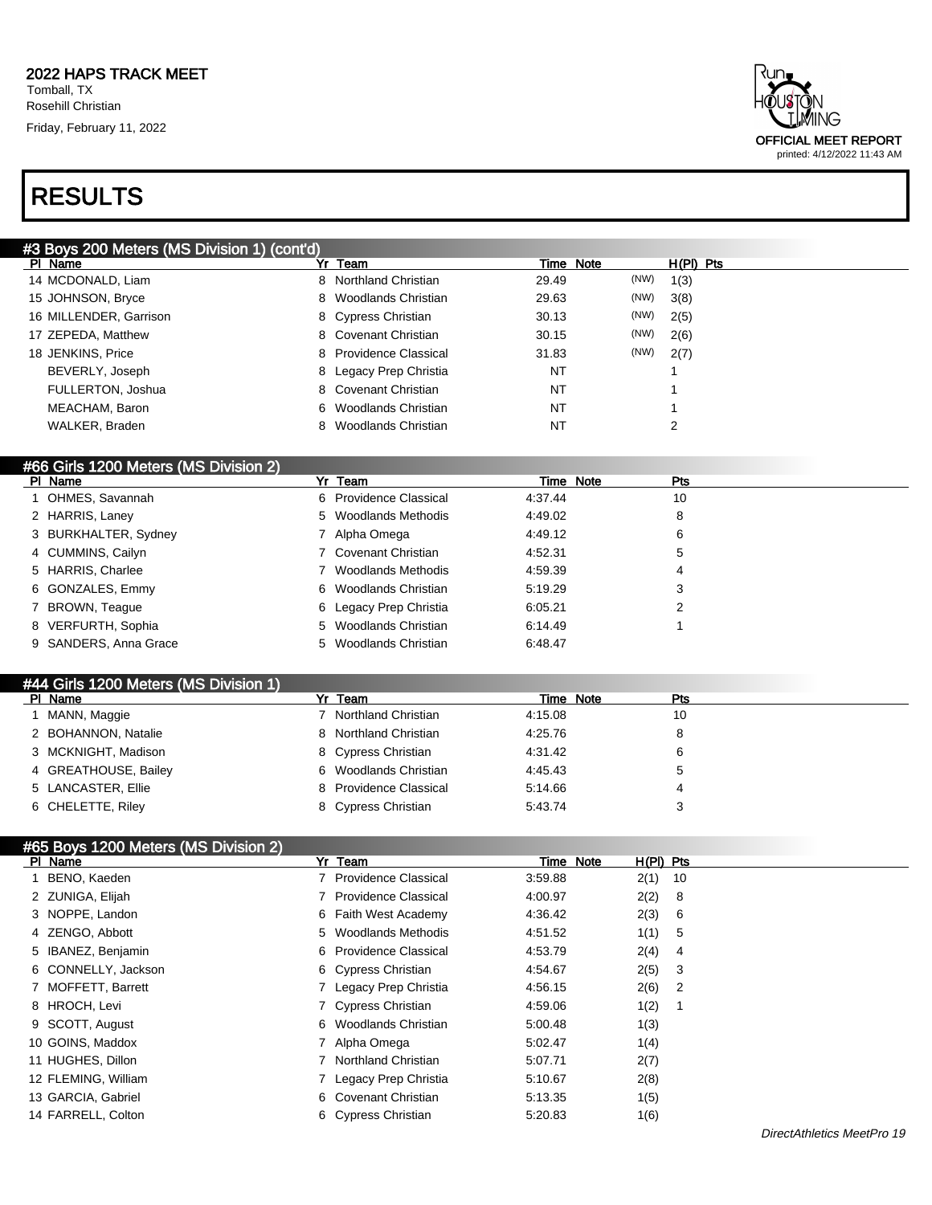**2022 HAPS TRACK MEET**
Tomball, TX
Rosehill Christian
Friday, February 11, 2022

OFFICIAL MEET REPORT
printed: 4/12/2022 11:43 AM

# RESULTS

## #3 Boys 200 Meters (MS Division 1) (cont'd)

| Pl | Name | Yr | Team | Time | Note | H(Pl) | Pts |
|---|---|---|---|---|---|---|---|
| 14 | MCDONALD, Liam | 8 | Northland Christian | 29.49 | (NW) | 1(3) | |
| 15 | JOHNSON, Bryce | 8 | Woodlands Christian | 29.63 | (NW) | 3(8) | |
| 16 | MILLENDER, Garrison | 8 | Cypress Christian | 30.13 | (NW) | 2(5) | |
| 17 | ZEPEDA, Matthew | 8 | Covenant Christian | 30.15 | (NW) | 2(6) | |
| 18 | JENKINS, Price | 8 | Providence Classical | 31.83 | (NW) | 2(7) | |
| | BEVERLY, Joseph | 8 | Legacy Prep Christia | NT | | 1 | |
| | FULLERTON, Joshua | 8 | Covenant Christian | NT | | 1 | |
| | MEACHAM, Baron | 6 | Woodlands Christian | NT | | 1 | |
| | WALKER, Braden | 8 | Woodlands Christian | NT | | 2 | |

## #66 Girls 1200 Meters (MS Division 2)

| Pl | Name | Yr | Team | Time | Note | Pts |
|---|---|---|---|---|---|---|
| 1 | OHMES, Savannah | 6 | Providence Classical | 4:37.44 | | 10 |
| 2 | HARRIS, Laney | 5 | Woodlands Methodis | 4:49.02 | | 8 |
| 3 | BURKHALTER, Sydney | 7 | Alpha Omega | 4:49.12 | | 6 |
| 4 | CUMMINS, Cailyn | 7 | Covenant Christian | 4:52.31 | | 5 |
| 5 | HARRIS, Charlee | 7 | Woodlands Methodis | 4:59.39 | | 4 |
| 6 | GONZALES, Emmy | 6 | Woodlands Christian | 5:19.29 | | 3 |
| 7 | BROWN, Teague | 6 | Legacy Prep Christia | 6:05.21 | | 2 |
| 8 | VERFURTH, Sophia | 5 | Woodlands Christian | 6:14.49 | | 1 |
| 9 | SANDERS, Anna Grace | 5 | Woodlands Christian | 6:48.47 | | |

## #44 Girls 1200 Meters (MS Division 1)

| Pl | Name | Yr | Team | Time | Note | Pts |
|---|---|---|---|---|---|---|
| 1 | MANN, Maggie | 7 | Northland Christian | 4:15.08 | | 10 |
| 2 | BOHANNON, Natalie | 8 | Northland Christian | 4:25.76 | | 8 |
| 3 | MCKNIGHT, Madison | 8 | Cypress Christian | 4:31.42 | | 6 |
| 4 | GREATHOUSE, Bailey | 6 | Woodlands Christian | 4:45.43 | | 5 |
| 5 | LANCASTER, Ellie | 8 | Providence Classical | 5:14.66 | | 4 |
| 6 | CHELETTE, Riley | 8 | Cypress Christian | 5:43.74 | | 3 |

## #65 Boys 1200 Meters (MS Division 2)

| Pl | Name | Yr | Team | Time | Note | H(Pl) | Pts |
|---|---|---|---|---|---|---|---|
| 1 | BENO, Kaeden | 7 | Providence Classical | 3:59.88 | | 2(1) | 10 |
| 2 | ZUNIGA, Elijah | 7 | Providence Classical | 4:00.97 | | 2(2) | 8 |
| 3 | NOPPE, Landon | 6 | Faith West Academy | 4:36.42 | | 2(3) | 6 |
| 4 | ZENGO, Abbott | 5 | Woodlands Methodis | 4:51.52 | | 1(1) | 5 |
| 5 | IBANEZ, Benjamin | 6 | Providence Classical | 4:53.79 | | 2(4) | 4 |
| 6 | CONNELLY, Jackson | 6 | Cypress Christian | 4:54.67 | | 2(5) | 3 |
| 7 | MOFFETT, Barrett | 7 | Legacy Prep Christia | 4:56.15 | | 2(6) | 2 |
| 8 | HROCH, Levi | 7 | Cypress Christian | 4:59.06 | | 1(2) | 1 |
| 9 | SCOTT, August | 6 | Woodlands Christian | 5:00.48 | | 1(3) | |
| 10 | GOINS, Maddox | 7 | Alpha Omega | 5:02.47 | | 1(4) | |
| 11 | HUGHES, Dillon | 7 | Northland Christian | 5:07.71 | | 2(7) | |
| 12 | FLEMING, William | 7 | Legacy Prep Christia | 5:10.67 | | 2(8) | |
| 13 | GARCIA, Gabriel | 6 | Covenant Christian | 5:13.35 | | 1(5) | |
| 14 | FARRELL, Colton | 6 | Cypress Christian | 5:20.83 | | 1(6) | |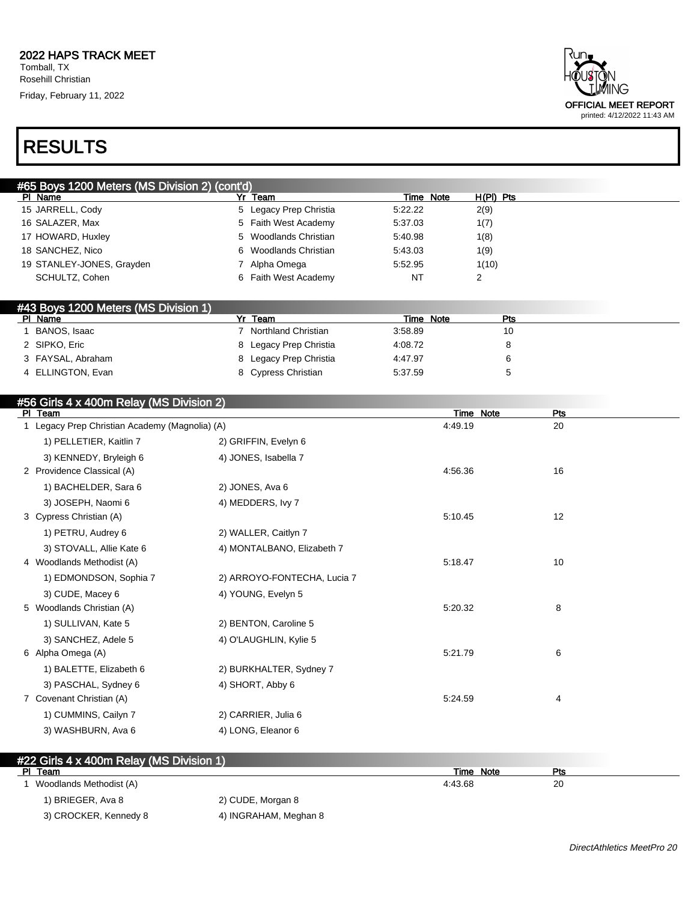## 2022 HAPS TRACK MEET

Tomball, TX
Rosehill Christian
Friday, February 11, 2022

OFFICIAL MEET REPORT
printed: 4/12/2022 11:43 AM

# RESULTS

### #65 Boys 1200 Meters (MS Division 2) (cont'd)

| Pl | Name | Yr | Team | Time | Note | H(Pl) | Pts |
|---|---|---|---|---|---|---|---|
| 15 | JARRELL, Cody | 5 | Legacy Prep Christia | 5:22.22 | | 2(9) | |
| 16 | SALAZER, Max | 5 | Faith West Academy | 5:37.03 | | 1(7) | |
| 17 | HOWARD, Huxley | 5 | Woodlands Christian | 5:40.98 | | 1(8) | |
| 18 | SANCHEZ, Nico | 6 | Woodlands Christian | 5:43.03 | | 1(9) | |
| 19 | STANLEY-JONES, Grayden | 7 | Alpha Omega | 5:52.95 | | 1(10) | |
| | SCHULTZ, Cohen | 6 | Faith West Academy | NT | | 2 | |

### #43 Boys 1200 Meters (MS Division 1)

| Pl | Name | Yr | Team | Time | Note | Pts |
|---|---|---|---|---|---|---|
| 1 | BANOS, Isaac | 7 | Northland Christian | 3:58.89 | | 10 |
| 2 | SIPKO, Eric | 8 | Legacy Prep Christia | 4:08.72 | | 8 |
| 3 | FAYSAL, Abraham | 8 | Legacy Prep Christia | 4:47.97 | | 6 |
| 4 | ELLINGTON, Evan | 8 | Cypress Christian | 5:37.59 | | 5 |

### #56 Girls 4 x 400m Relay (MS Division 2)

| Pl | Team | | Time | Note | Pts |
|---|---|---|---|---|---|
| 1 | Legacy Prep Christian Academy (Magnolia) (A) | | 4:49.19 | | 20 |
| | 1) PELLETIER, Kaitlin 7 | 2) GRIFFIN, Evelyn 6 | | | |
| | 3) KENNEDY, Bryleigh 6 | 4) JONES, Isabella 7 | | | |
| 2 | Providence Classical (A) | | 4:56.36 | | 16 |
| | 1) BACHELDER, Sara 6 | 2) JONES, Ava 6 | | | |
| | 3) JOSEPH, Naomi 6 | 4) MEDDERS, Ivy 7 | | | |
| 3 | Cypress Christian (A) | | 5:10.45 | | 12 |
| | 1) PETRU, Audrey 6 | 2) WALLER, Caitlyn 7 | | | |
| | 3) STOVALL, Allie Kate 6 | 4) MONTALBANO, Elizabeth 7 | | | |
| 4 | Woodlands Methodist (A) | | 5:18.47 | | 10 |
| | 1) EDMONDSON, Sophia 7 | 2) ARROYO-FONTECHA, Lucia 7 | | | |
| | 3) CUDE, Macey 6 | 4) YOUNG, Evelyn 5 | | | |
| 5 | Woodlands Christian (A) | | 5:20.32 | | 8 |
| | 1) SULLIVAN, Kate 5 | 2) BENTON, Caroline 5 | | | |
| | 3) SANCHEZ, Adele 5 | 4) O'LAUGHLIN, Kylie 5 | | | |
| 6 | Alpha Omega (A) | | 5:21.79 | | 6 |
| | 1) BALETTE, Elizabeth 6 | 2) BURKHALTER, Sydney 7 | | | |
| | 3) PASCHAL, Sydney 6 | 4) SHORT, Abby 6 | | | |
| 7 | Covenant Christian (A) | | 5:24.59 | | 4 |
| | 1) CUMMINS, Cailyn 7 | 2) CARRIER, Julia 6 | | | |
| | 3) WASHBURN, Ava 6 | 4) LONG, Eleanor 6 | | | |

### #22 Girls 4 x 400m Relay (MS Division 1)

| Pl | Team | | Time | Note | Pts |
|---|---|---|---|---|---|
| 1 | Woodlands Methodist (A) | | 4:43.68 | | 20 |
| | 1) BRIEGER, Ava 8 | 2) CUDE, Morgan 8 | | | |
| | 3) CROCKER, Kennedy 8 | 4) INGRAHAM, Meghan 8 | | | |

*DirectAthletics MeetPro 20*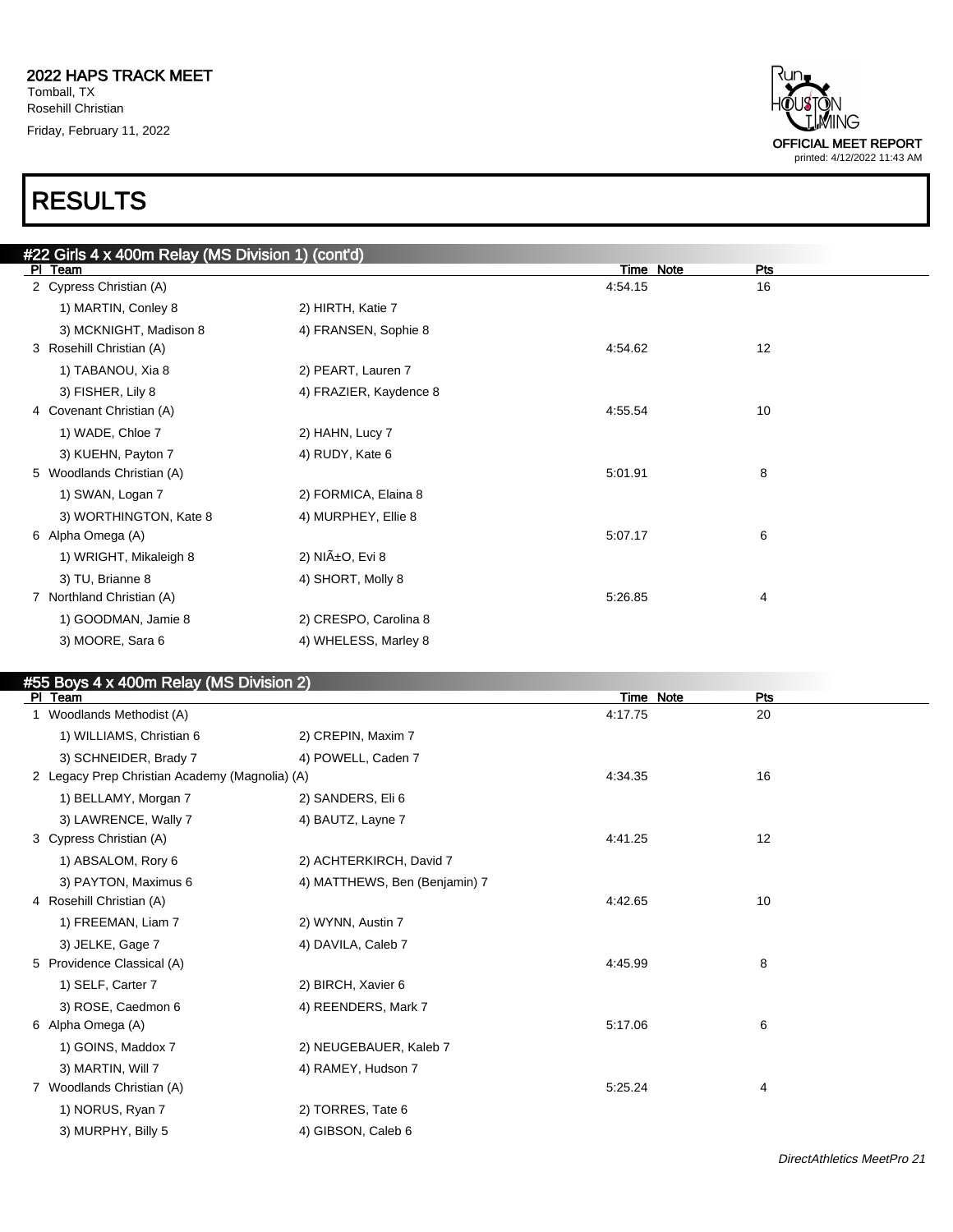# RESULTS

## #22 Girls 4 x 400m Relay (MS Division 1) (cont'd)

| Pl | Team | | Time | Note | Pts |
|---|---|---|---|---|---|
| 2 | Cypress Christian (A) | | 4:54.15 | | 16 |
| | 1) MARTIN, Conley 8 | 2) HIRTH, Katie 7 | | | |
| | 3) MCKNIGHT, Madison 8 | 4) FRANSEN, Sophie 8 | | | |
| 3 | Rosehill Christian (A) | | 4:54.62 | | 12 |
| | 1) TABANOU, Xia 8 | 2) PEART, Lauren 7 | | | |
| | 3) FISHER, Lily 8 | 4) FRAZIER, Kaydence 8 | | | |
| 4 | Covenant Christian (A) | | 4:55.54 | | 10 |
| | 1) WADE, Chloe 7 | 2) HAHN, Lucy 7 | | | |
| | 3) KUEHN, Payton 7 | 4) RUDY, Kate 6 | | | |
| 5 | Woodlands Christian (A) | | 5:01.91 | | 8 |
| | 1) SWAN, Logan 7 | 2) FORMICA, Elaina 8 | | | |
| | 3) WORTHINGTON, Kate 8 | 4) MURPHEY, Ellie 8 | | | |
| 6 | Alpha Omega (A) | | 5:07.17 | | 6 |
| | 1) WRIGHT, Mikaleigh 8 | 2) NIÃ±O, Evi 8 | | | |
| | 3) TU, Brianne 8 | 4) SHORT, Molly 8 | | | |
| 7 | Northland Christian (A) | | 5:26.85 | | 4 |
| | 1) GOODMAN, Jamie 8 | 2) CRESPO, Carolina 8 | | | |
| | 3) MOORE, Sara 6 | 4) WHELESS, Marley 8 | | | |

## #55 Boys 4 x 400m Relay (MS Division 2)

| Pl | Team | | Time | Note | Pts |
|---|---|---|---|---|---|
| 1 | Woodlands Methodist (A) | | 4:17.75 | | 20 |
| | 1) WILLIAMS, Christian 6 | 2) CREPIN, Maxim 7 | | | |
| | 3) SCHNEIDER, Brady 7 | 4) POWELL, Caden 7 | | | |
| 2 | Legacy Prep Christian Academy (Magnolia) (A) | | 4:34.35 | | 16 |
| | 1) BELLAMY, Morgan 7 | 2) SANDERS, Eli 6 | | | |
| | 3) LAWRENCE, Wally 7 | 4) BAUTZ, Layne 7 | | | |
| 3 | Cypress Christian (A) | | 4:41.25 | | 12 |
| | 1) ABSALOM, Rory 6 | 2) ACHTERKIRCH, David 7 | | | |
| | 3) PAYTON, Maximus 6 | 4) MATTHEWS, Ben (Benjamin) 7 | | | |
| 4 | Rosehill Christian (A) | | 4:42.65 | | 10 |
| | 1) FREEMAN, Liam 7 | 2) WYNN, Austin 7 | | | |
| | 3) JELKE, Gage 7 | 4) DAVILA, Caleb 7 | | | |
| 5 | Providence Classical (A) | | 4:45.99 | | 8 |
| | 1) SELF, Carter 7 | 2) BIRCH, Xavier 6 | | | |
| | 3) ROSE, Caedmon 6 | 4) REENDERS, Mark 7 | | | |
| 6 | Alpha Omega (A) | | 5:17.06 | | 6 |
| | 1) GOINS, Maddox 7 | 2) NEUGEBAUER, Kaleb 7 | | | |
| | 3) MARTIN, Will 7 | 4) RAMEY, Hudson 7 | | | |
| 7 | Woodlands Christian (A) | | 5:25.24 | | 4 |
| | 1) NORUS, Ryan 7 | 2) TORRES, Tate 6 | | | |
| | 3) MURPHY, Billy 5 | 4) GIBSON, Caleb 6 | | | |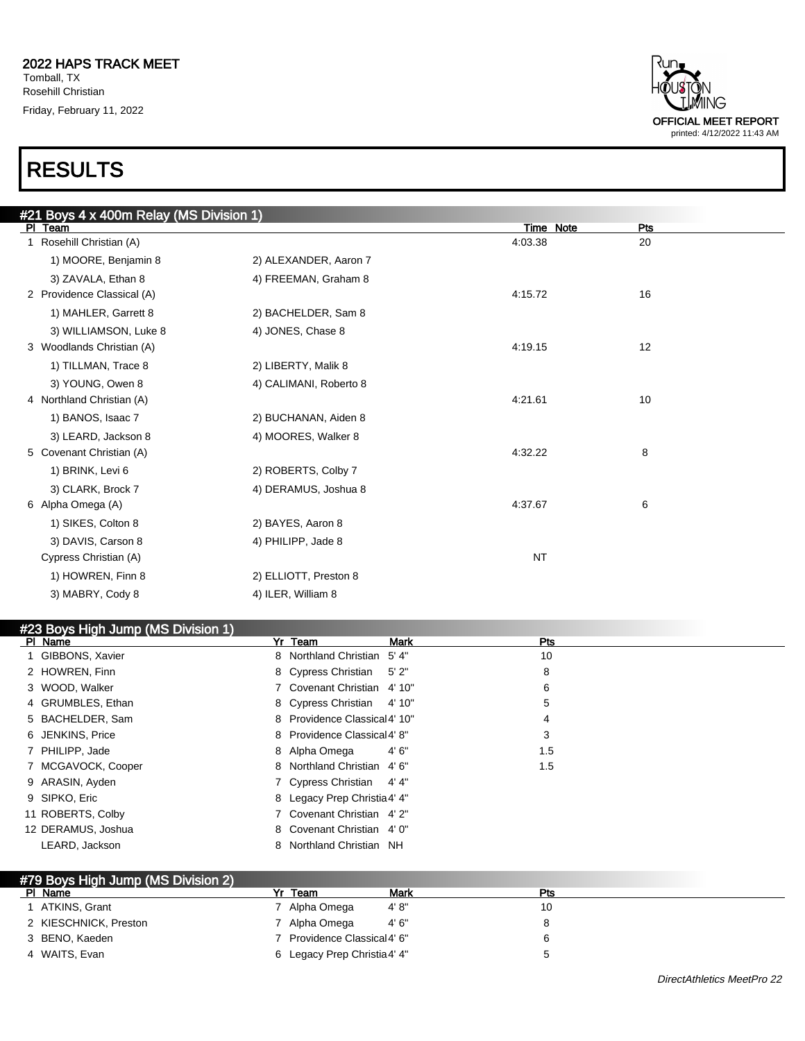**2022 HAPS TRACK MEET**
Tomball, TX
Rosehill Christian
Friday, February 11, 2022

OFFICIAL MEET REPORT
printed: 4/12/2022 11:43 AM

# RESULTS

## #21 Boys 4 x 400m Relay (MS Division 1)

| Pl | Team | | Time | Note | Pts |
|---|---|---|---|---|---|
| 1 | Rosehill Christian (A) | | 4:03.38 | | 20 |
| | 1) MOORE, Benjamin 8 | 2) ALEXANDER, Aaron 7 | | | |
| | 3) ZAVALA, Ethan 8 | 4) FREEMAN, Graham 8 | | | |
| 2 | Providence Classical (A) | | 4:15.72 | | 16 |
| | 1) MAHLER, Garrett 8 | 2) BACHELDER, Sam 8 | | | |
| | 3) WILLIAMSON, Luke 8 | 4) JONES, Chase 8 | | | |
| 3 | Woodlands Christian (A) | | 4:19.15 | | 12 |
| | 1) TILLMAN, Trace 8 | 2) LIBERTY, Malik 8 | | | |
| | 3) YOUNG, Owen 8 | 4) CALIMANI, Roberto 8 | | | |
| 4 | Northland Christian (A) | | 4:21.61 | | 10 |
| | 1) BANOS, Isaac 7 | 2) BUCHANAN, Aiden 8 | | | |
| | 3) LEARD, Jackson 8 | 4) MOORES, Walker 8 | | | |
| 5 | Covenant Christian (A) | | 4:32.22 | | 8 |
| | 1) BRINK, Levi 6 | 2) ROBERTS, Colby 7 | | | |
| | 3) CLARK, Brock 7 | 4) DERAMUS, Joshua 8 | | | |
| 6 | Alpha Omega (A) | | 4:37.67 | | 6 |
| | 1) SIKES, Colton 8 | 2) BAYES, Aaron 8 | | | |
| | 3) DAVIS, Carson 8 | 4) PHILIPP, Jade 8 | | | |
| | Cypress Christian (A) | | NT | | |
| | 1) HOWREN, Finn 8 | 2) ELLIOTT, Preston 8 | | | |
| | 3) MABRY, Cody 8 | 4) ILER, William 8 | | | |

## #23 Boys High Jump (MS Division 1)

| Pl | Name | Yr | Team | Mark | Pts |
|---|---|---|---|---|---|
| 1 | GIBBONS, Xavier | 8 | Northland Christian | 5' 4" | 10 |
| 2 | HOWREN, Finn | 8 | Cypress Christian | 5' 2" | 8 |
| 3 | WOOD, Walker | 7 | Covenant Christian | 4' 10" | 6 |
| 4 | GRUMBLES, Ethan | 8 | Cypress Christian | 4' 10" | 5 |
| 5 | BACHELDER, Sam | 8 | Providence Classical | 4' 10" | 4 |
| 6 | JENKINS, Price | 8 | Providence Classical | 4' 8" | 3 |
| 7 | PHILIPP, Jade | 8 | Alpha Omega | 4' 6" | 1.5 |
| 7 | MCGAVOCK, Cooper | 8 | Northland Christian | 4' 6" | 1.5 |
| 9 | ARASIN, Ayden | 7 | Cypress Christian | 4' 4" | |
| 9 | SIPKO, Eric | 8 | Legacy Prep Christia | 4' 4" | |
| 11 | ROBERTS, Colby | 7 | Covenant Christian | 4' 2" | |
| 12 | DERAMUS, Joshua | 8 | Covenant Christian | 4' 0" | |
| | LEARD, Jackson | 8 | Northland Christian | NH | |

## #79 Boys High Jump (MS Division 2)

| Pl | Name | Yr | Team | Mark | Pts |
|---|---|---|---|---|---|
| 1 | ATKINS, Grant | 7 | Alpha Omega | 4' 8" | 10 |
| 2 | KIESCHNICK, Preston | 7 | Alpha Omega | 4' 6" | 8 |
| 3 | BENO, Kaeden | 7 | Providence Classical | 4' 6" | 6 |
| 4 | WAITS, Evan | 6 | Legacy Prep Christia | 4' 4" | 5 |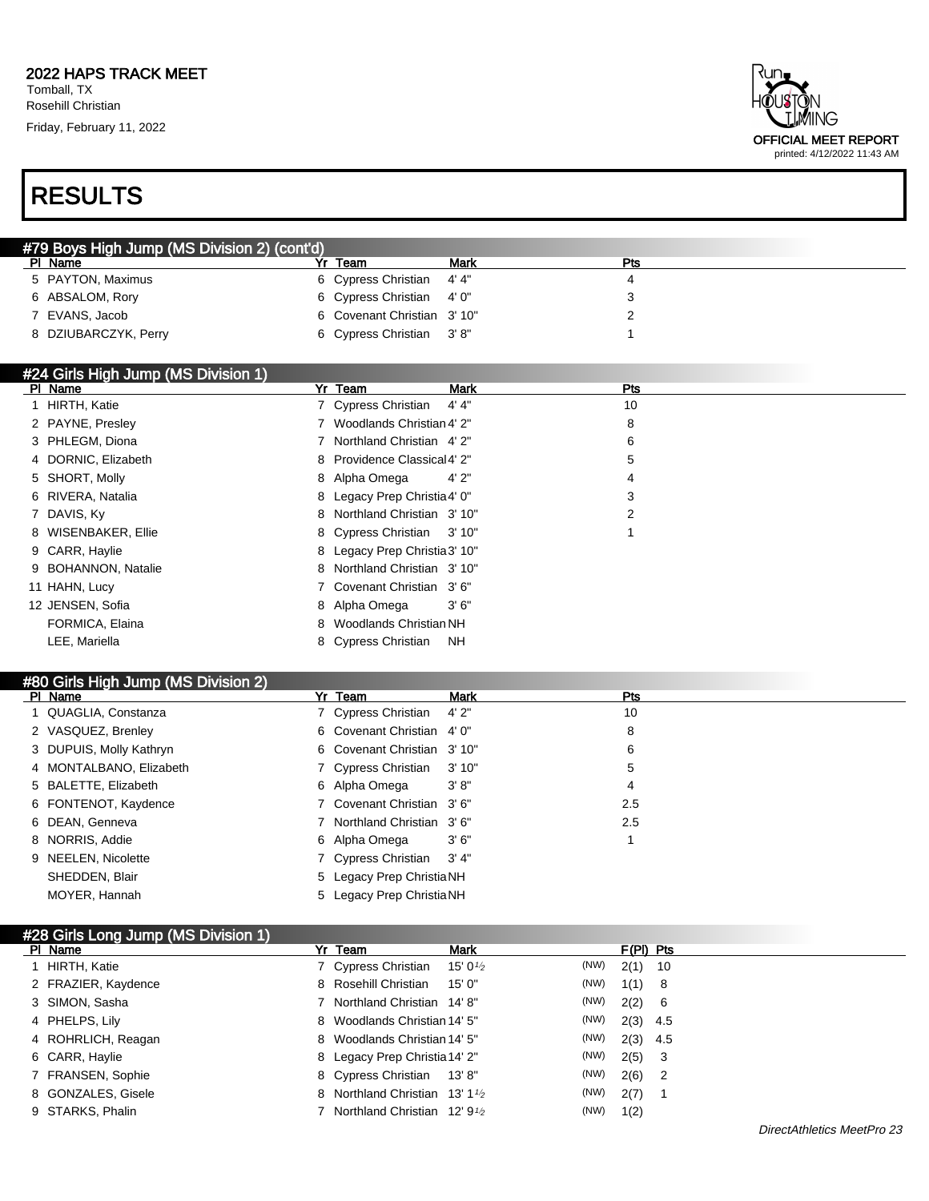# 2022 HAPS TRACK MEET

Tomball, TX
Rosehill Christian
Friday, February 11, 2022

OFFICIAL MEET REPORT
printed: 4/12/2022 11:43 AM

# RESULTS

## #79 Boys High Jump (MS Division 2) (cont'd)

| Pl | Name | Yr | Team | Mark | Pts |
|---|---|---|---|---|---|
| 5 | PAYTON, Maximus | 6 | Cypress Christian | 4' 4" | 4 |
| 6 | ABSALOM, Rory | 6 | Cypress Christian | 4' 0" | 3 |
| 7 | EVANS, Jacob | 6 | Covenant Christian | 3' 10" | 2 |
| 8 | DZIUBARCZYK, Perry | 6 | Cypress Christian | 3' 8" | 1 |

## #24 Girls High Jump (MS Division 1)

| Pl | Name | Yr | Team | Mark | Pts |
|---|---|---|---|---|---|
| 1 | HIRTH, Katie | 7 | Cypress Christian | 4' 4" | 10 |
| 2 | PAYNE, Presley | 7 | Woodlands Christian | 4' 2" | 8 |
| 3 | PHLEGM, Diona | 7 | Northland Christian | 4' 2" | 6 |
| 4 | DORNIC, Elizabeth | 8 | Providence Classical | 4' 2" | 5 |
| 5 | SHORT, Molly | 8 | Alpha Omega | 4' 2" | 4 |
| 6 | RIVERA, Natalia | 8 | Legacy Prep Christia | 4' 0" | 3 |
| 7 | DAVIS, Ky | 8 | Northland Christian | 3' 10" | 2 |
| 8 | WISENBAKER, Ellie | 8 | Cypress Christian | 3' 10" | 1 |
| 9 | CARR, Haylie | 8 | Legacy Prep Christia | 3' 10" | |
| 9 | BOHANNON, Natalie | 8 | Northland Christian | 3' 10" | |
| 11 | HAHN, Lucy | 7 | Covenant Christian | 3' 6" | |
| 12 | JENSEN, Sofia | 8 | Alpha Omega | 3' 6" | |
| | FORMICA, Elaina | 8 | Woodlands Christian | NH | |
| | LEE, Mariella | 8 | Cypress Christian | NH | |

## #80 Girls High Jump (MS Division 2)

| Pl | Name | Yr | Team | Mark | Pts |
|---|---|---|---|---|---|
| 1 | QUAGLIA, Constanza | 7 | Cypress Christian | 4' 2" | 10 |
| 2 | VASQUEZ, Brenley | 6 | Covenant Christian | 4' 0" | 8 |
| 3 | DUPUIS, Molly Kathryn | 6 | Covenant Christian | 3' 10" | 6 |
| 4 | MONTALBANO, Elizabeth | 7 | Cypress Christian | 3' 10" | 5 |
| 5 | BALETTE, Elizabeth | 6 | Alpha Omega | 3' 8" | 4 |
| 6 | FONTENOT, Kaydence | 7 | Covenant Christian | 3' 6" | 2.5 |
| 6 | DEAN, Genneva | 7 | Northland Christian | 3' 6" | 2.5 |
| 8 | NORRIS, Addie | 6 | Alpha Omega | 3' 6" | 1 |
| 9 | NEELEN, Nicolette | 7 | Cypress Christian | 3' 4" | |
| | SHEDDEN, Blair | 5 | Legacy Prep Christia | NH | |
| | MOYER, Hannah | 5 | Legacy Prep Christia | NH | |

## #28 Girls Long Jump (MS Division 1)

| Pl | Name | Yr | Team | Mark | | F(Pl) | Pts |
|---|---|---|---|---|---|---|---|
| 1 | HIRTH, Katie | 7 | Cypress Christian | 15' 0½ | (NW) | 2(1) | 10 |
| 2 | FRAZIER, Kaydence | 8 | Rosehill Christian | 15' 0" | (NW) | 1(1) | 8 |
| 3 | SIMON, Sasha | 7 | Northland Christian | 14' 8" | (NW) | 2(2) | 6 |
| 4 | PHELPS, Lily | 8 | Woodlands Christian | 14' 5" | (NW) | 2(3) | 4.5 |
| 4 | ROHRLICH, Reagan | 8 | Woodlands Christian | 14' 5" | (NW) | 2(3) | 4.5 |
| 6 | CARR, Haylie | 8 | Legacy Prep Christia | 14' 2" | (NW) | 2(5) | 3 |
| 7 | FRANSEN, Sophie | 8 | Cypress Christian | 13' 8" | (NW) | 2(6) | 2 |
| 8 | GONZALES, Gisele | 8 | Northland Christian | 13' 1½ | (NW) | 2(7) | 1 |
| 9 | STARKS, Phalin | 7 | Northland Christian | 12' 9½ | (NW) | 1(2) | |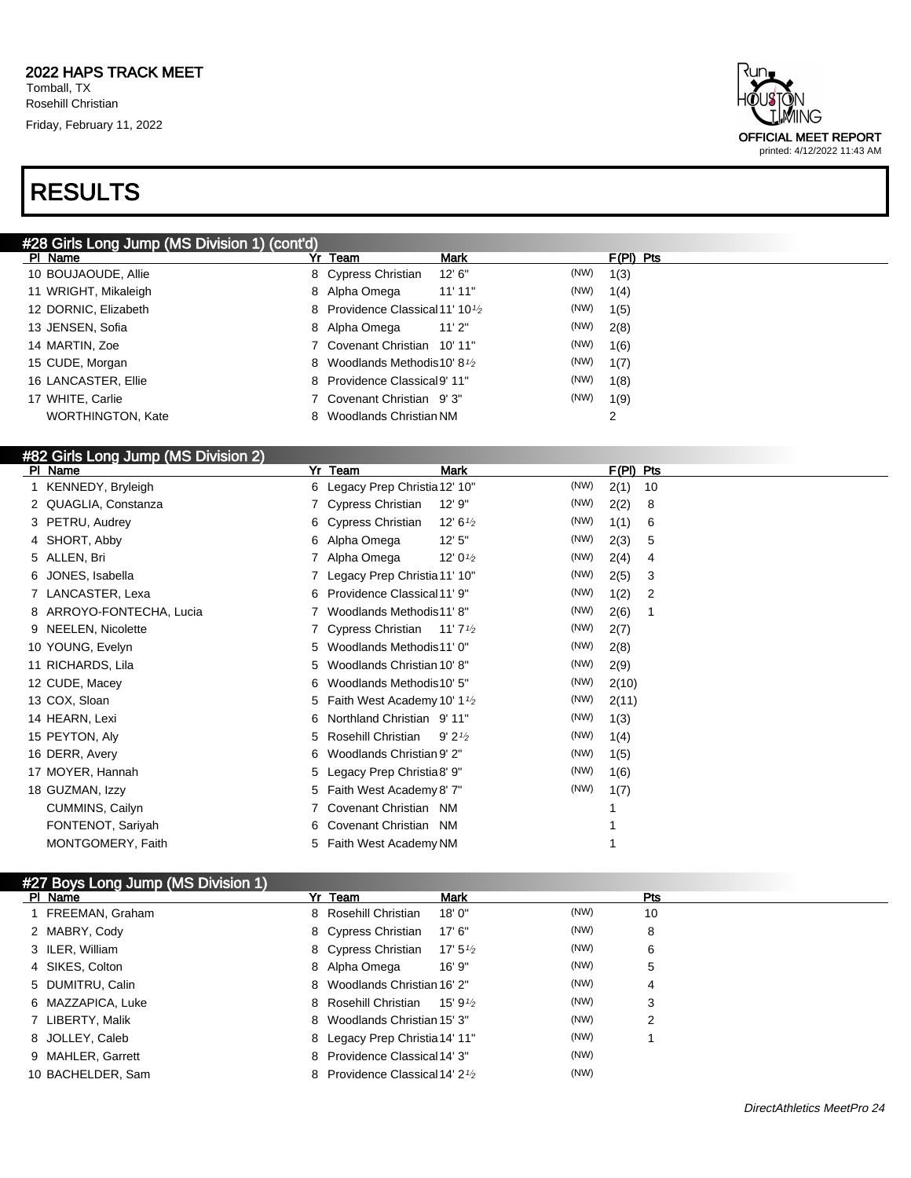# RESULTS

## #28 Girls Long Jump (MS Division 1) (cont'd)

| Pl | Name | Yr | Team | Mark | | F(Pl) | Pts |
|---|---|---|---|---|---|---|---|
| 10 | BOUJAOUDE, Allie | 8 | Cypress Christian | 12' 6" | (NW) | 1(3) | |
| 11 | WRIGHT, Mikaleigh | 8 | Alpha Omega | 11' 11" | (NW) | 1(4) | |
| 12 | DORNIC, Elizabeth | 8 | Providence Classical | 11' 10½ | (NW) | 1(5) | |
| 13 | JENSEN, Sofia | 8 | Alpha Omega | 11' 2" | (NW) | 2(8) | |
| 14 | MARTIN, Zoe | 7 | Covenant Christian | 10' 11" | (NW) | 1(6) | |
| 15 | CUDE, Morgan | 8 | Woodlands Methodis | 10' 8½ | (NW) | 1(7) | |
| 16 | LANCASTER, Ellie | 8 | Providence Classical | 9' 11" | (NW) | 1(8) | |
| 17 | WHITE, Carlie | 7 | Covenant Christian | 9' 3" | (NW) | 1(9) | |
| | WORTHINGTON, Kate | 8 | Woodlands Christian | NM | | 2 | |

## #82 Girls Long Jump (MS Division 2)

| Pl | Name | Yr | Team | Mark | | F(Pl) | Pts |
|---|---|---|---|---|---|---|---|
| 1 | KENNEDY, Bryleigh | 6 | Legacy Prep Christia | 12' 10" | (NW) | 2(1) | 10 |
| 2 | QUAGLIA, Constanza | 7 | Cypress Christian | 12' 9" | (NW) | 2(2) | 8 |
| 3 | PETRU, Audrey | 6 | Cypress Christian | 12' 6½ | (NW) | 1(1) | 6 |
| 4 | SHORT, Abby | 6 | Alpha Omega | 12' 5" | (NW) | 2(3) | 5 |
| 5 | ALLEN, Bri | 7 | Alpha Omega | 12' 0½ | (NW) | 2(4) | 4 |
| 6 | JONES, Isabella | 7 | Legacy Prep Christia | 11' 10" | (NW) | 2(5) | 3 |
| 7 | LANCASTER, Lexa | 6 | Providence Classical | 11' 9" | (NW) | 1(2) | 2 |
| 8 | ARROYO-FONTECHA, Lucia | 7 | Woodlands Methodis | 11' 8" | (NW) | 2(6) | 1 |
| 9 | NEELEN, Nicolette | 7 | Cypress Christian | 11' 7½ | (NW) | 2(7) | |
| 10 | YOUNG, Evelyn | 5 | Woodlands Methodis | 11' 0" | (NW) | 2(8) | |
| 11 | RICHARDS, Lila | 5 | Woodlands Christian | 10' 8" | (NW) | 2(9) | |
| 12 | CUDE, Macey | 6 | Woodlands Methodis | 10' 5" | (NW) | 2(10) | |
| 13 | COX, Sloan | 5 | Faith West Academy | 10' 1½ | (NW) | 2(11) | |
| 14 | HEARN, Lexi | 6 | Northland Christian | 9' 11" | (NW) | 1(3) | |
| 15 | PEYTON, Aly | 5 | Rosehill Christian | 9' 2½ | (NW) | 1(4) | |
| 16 | DERR, Avery | 6 | Woodlands Christian | 9' 2" | (NW) | 1(5) | |
| 17 | MOYER, Hannah | 5 | Legacy Prep Christia | 8' 9" | (NW) | 1(6) | |
| 18 | GUZMAN, Izzy | 5 | Faith West Academy | 8' 7" | (NW) | 1(7) | |
| | CUMMINS, Cailyn | 7 | Covenant Christian | NM | | 1 | |
| | FONTENOT, Sariyah | 6 | Covenant Christian | NM | | 1 | |
| | MONTGOMERY, Faith | 5 | Faith West Academy | NM | | 1 | |

## #27 Boys Long Jump (MS Division 1)

| Pl | Name | Yr | Team | Mark | | Pts |
|---|---|---|---|---|---|---|
| 1 | FREEMAN, Graham | 8 | Rosehill Christian | 18' 0" | (NW) | 10 |
| 2 | MABRY, Cody | 8 | Cypress Christian | 17' 6" | (NW) | 8 |
| 3 | ILER, William | 8 | Cypress Christian | 17' 5½ | (NW) | 6 |
| 4 | SIKES, Colton | 8 | Alpha Omega | 16' 9" | (NW) | 5 |
| 5 | DUMITRU, Calin | 8 | Woodlands Christian | 16' 2" | (NW) | 4 |
| 6 | MAZZAPICA, Luke | 8 | Rosehill Christian | 15' 9½ | (NW) | 3 |
| 7 | LIBERTY, Malik | 8 | Woodlands Christian | 15' 3" | (NW) | 2 |
| 8 | JOLLEY, Caleb | 8 | Legacy Prep Christia | 14' 11" | (NW) | 1 |
| 9 | MAHLER, Garrett | 8 | Providence Classical | 14' 3" | (NW) | |
| 10 | BACHELDER, Sam | 8 | Providence Classical | 14' 2½ | (NW) | |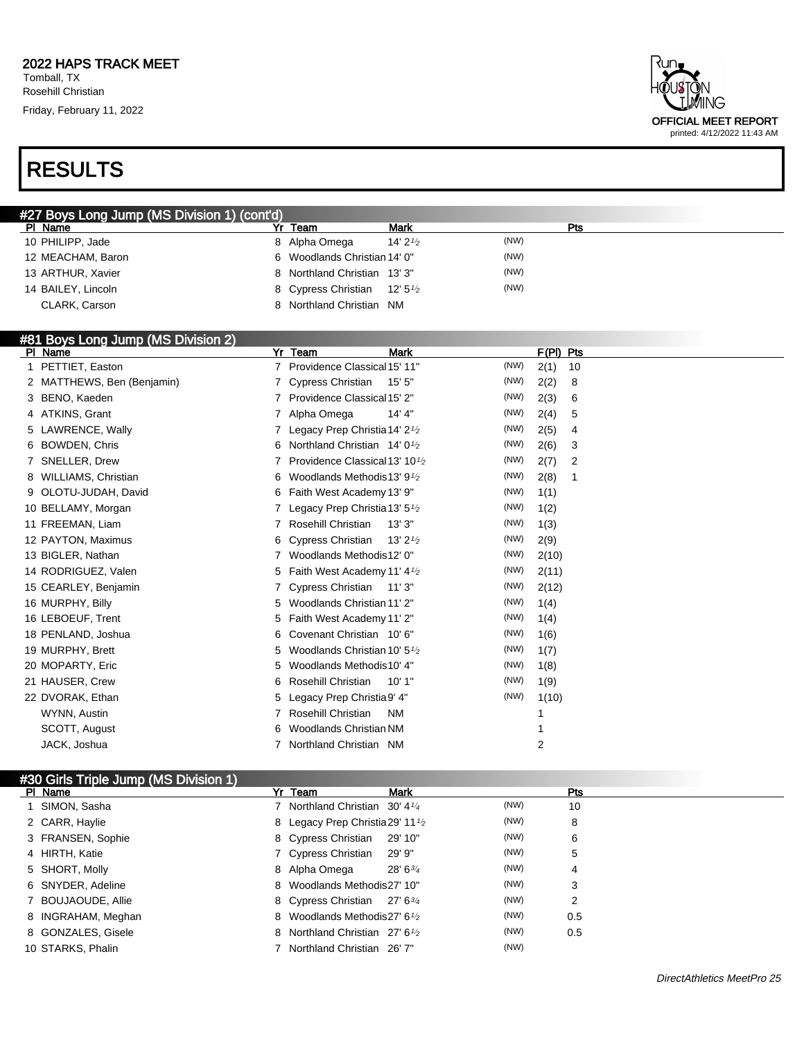**2022 HAPS TRACK MEET**
Tomball, TX
Rosehill Christian
Friday, February 11, 2022

OFFICIAL MEET REPORT
printed: 4/12/2022 11:43 AM

# RESULTS

## #27 Boys Long Jump (MS Division 1) (cont'd)

| Pl | Name | Yr | Team | Mark | | Pts |
|---|---|---|---|---|---|---|
| 10 | PHILIPP, Jade | 8 | Alpha Omega | 14' 2½ | (NW) | |
| 12 | MEACHAM, Baron | 6 | Woodlands Christian | 14' 0" | (NW) | |
| 13 | ARTHUR, Xavier | 8 | Northland Christian | 13' 3" | (NW) | |
| 14 | BAILEY, Lincoln | 8 | Cypress Christian | 12' 5½ | (NW) | |
| | CLARK, Carson | 8 | Northland Christian | NM | | |

## #81 Boys Long Jump (MS Division 2)

| Pl | Name | Yr | Team | Mark | | F(Pl) | Pts |
|---|---|---|---|---|---|---|---|
| 1 | PETTIET, Easton | 7 | Providence Classical | 15' 11" | (NW) | 2(1) | 10 |
| 2 | MATTHEWS, Ben (Benjamin) | 7 | Cypress Christian | 15' 5" | (NW) | 2(2) | 8 |
| 3 | BENO, Kaeden | 7 | Providence Classical | 15' 2" | (NW) | 2(3) | 6 |
| 4 | ATKINS, Grant | 7 | Alpha Omega | 14' 4" | (NW) | 2(4) | 5 |
| 5 | LAWRENCE, Wally | 7 | Legacy Prep Christia | 14' 2½ | (NW) | 2(5) | 4 |
| 6 | BOWDEN, Chris | 6 | Northland Christian | 14' 0½ | (NW) | 2(6) | 3 |
| 7 | SNELLER, Drew | 7 | Providence Classical | 13' 10½ | (NW) | 2(7) | 2 |
| 8 | WILLIAMS, Christian | 6 | Woodlands Methodis | 13' 9½ | (NW) | 2(8) | 1 |
| 9 | OLOTU-JUDAH, David | 6 | Faith West Academy | 13' 9" | (NW) | 1(1) | |
| 10 | BELLAMY, Morgan | 7 | Legacy Prep Christia | 13' 5½ | (NW) | 1(2) | |
| 11 | FREEMAN, Liam | 7 | Rosehill Christian | 13' 3" | (NW) | 1(3) | |
| 12 | PAYTON, Maximus | 6 | Cypress Christian | 13' 2½ | (NW) | 2(9) | |
| 13 | BIGLER, Nathan | 7 | Woodlands Methodis | 12' 0" | (NW) | 2(10) | |
| 14 | RODRIGUEZ, Valen | 5 | Faith West Academy | 11' 4½ | (NW) | 2(11) | |
| 15 | CEARLEY, Benjamin | 7 | Cypress Christian | 11' 3" | (NW) | 2(12) | |
| 16 | MURPHY, Billy | 5 | Woodlands Christian | 11' 2" | (NW) | 1(4) | |
| 16 | LEBOEUF, Trent | 5 | Faith West Academy | 11' 2" | (NW) | 1(4) | |
| 18 | PENLAND, Joshua | 6 | Covenant Christian | 10' 6" | (NW) | 1(6) | |
| 19 | MURPHY, Brett | 5 | Woodlands Christian | 10' 5½ | (NW) | 1(7) | |
| 20 | MOPARTY, Eric | 5 | Woodlands Methodis | 10' 4" | (NW) | 1(8) | |
| 21 | HAUSER, Crew | 6 | Rosehill Christian | 10' 1" | (NW) | 1(9) | |
| 22 | DVORAK, Ethan | 5 | Legacy Prep Christia | 9' 4" | (NW) | 1(10) | |
| | WYNN, Austin | 7 | Rosehill Christian | NM | | 1 | |
| | SCOTT, August | 6 | Woodlands Christian | NM | | 1 | |
| | JACK, Joshua | 7 | Northland Christian | NM | | 2 | |

## #30 Girls Triple Jump (MS Division 1)

| Pl | Name | Yr | Team | Mark | | Pts |
|---|---|---|---|---|---|---|
| 1 | SIMON, Sasha | 7 | Northland Christian | 30' 4¼ | (NW) | 10 |
| 2 | CARR, Haylie | 8 | Legacy Prep Christia | 29' 11½ | (NW) | 8 |
| 3 | FRANSEN, Sophie | 8 | Cypress Christian | 29' 10" | (NW) | 6 |
| 4 | HIRTH, Katie | 7 | Cypress Christian | 29' 9" | (NW) | 5 |
| 5 | SHORT, Molly | 8 | Alpha Omega | 28' 6¾ | (NW) | 4 |
| 6 | SNYDER, Adeline | 8 | Woodlands Methodis | 27' 10" | (NW) | 3 |
| 7 | BOUJAOUDE, Allie | 8 | Cypress Christian | 27' 6¾ | (NW) | 2 |
| 8 | INGRAHAM, Meghan | 8 | Woodlands Methodis | 27' 6½ | (NW) | 0.5 |
| 8 | GONZALES, Gisele | 8 | Northland Christian | 27' 6½ | (NW) | 0.5 |
| 10 | STARKS, Phalin | 7 | Northland Christian | 26' 7" | (NW) | |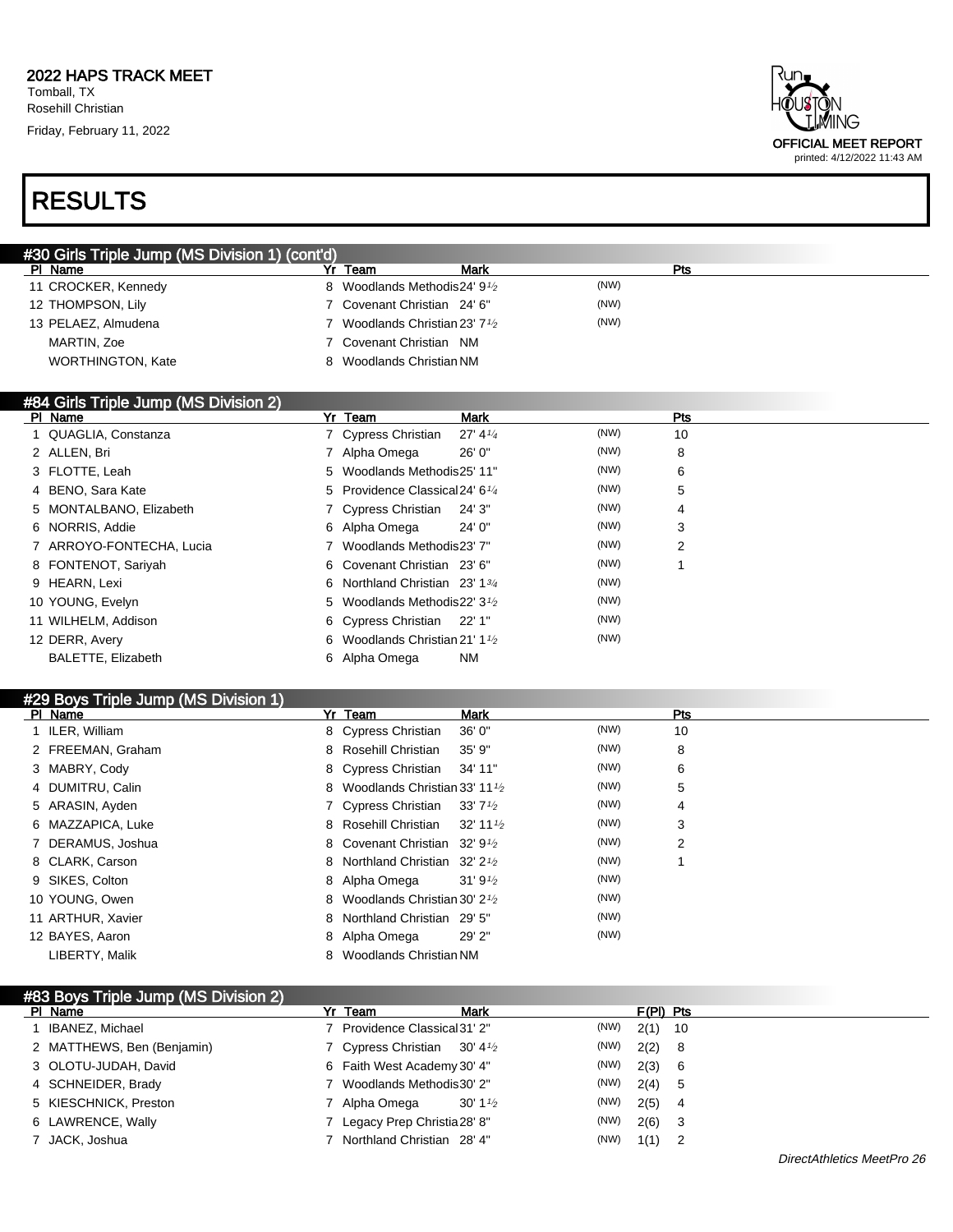## 2022 HAPS TRACK MEET

Tomball, TX
Rosehill Christian
Friday, February 11, 2022

OFFICIAL MEET REPORT
printed: 4/12/2022 11:43 AM

# RESULTS

### #30 Girls Triple Jump (MS Division 1) (cont'd)

| Pl | Name | Yr | Team | Mark | | Pts |
|---|---|---|---|---|---|---|
| 11 | CROCKER, Kennedy | 8 | Woodlands Methodis | 24' 9½ | (NW) | |
| 12 | THOMPSON, Lily | 7 | Covenant Christian | 24' 6" | (NW) | |
| 13 | PELAEZ, Almudena | 7 | Woodlands Christian | 23' 7½ | (NW) | |
| | MARTIN, Zoe | 7 | Covenant Christian | NM | | |
| | WORTHINGTON, Kate | 8 | Woodlands Christian | NM | | |

### #84 Girls Triple Jump (MS Division 2)

| Pl | Name | Yr | Team | Mark | | Pts |
|---|---|---|---|---|---|---|
| 1 | QUAGLIA, Constanza | 7 | Cypress Christian | 27' 4¼ | (NW) | 10 |
| 2 | ALLEN, Bri | 7 | Alpha Omega | 26' 0" | (NW) | 8 |
| 3 | FLOTTE, Leah | 5 | Woodlands Methodis | 25' 11" | (NW) | 6 |
| 4 | BENO, Sara Kate | 5 | Providence Classical | 24' 6¼ | (NW) | 5 |
| 5 | MONTALBANO, Elizabeth | 7 | Cypress Christian | 24' 3" | (NW) | 4 |
| 6 | NORRIS, Addie | 6 | Alpha Omega | 24' 0" | (NW) | 3 |
| 7 | ARROYO-FONTECHA, Lucia | 7 | Woodlands Methodis | 23' 7" | (NW) | 2 |
| 8 | FONTENOT, Sariyah | 6 | Covenant Christian | 23' 6" | (NW) | 1 |
| 9 | HEARN, Lexi | 6 | Northland Christian | 23' 1¾ | (NW) | |
| 10 | YOUNG, Evelyn | 5 | Woodlands Methodis | 22' 3½ | (NW) | |
| 11 | WILHELM, Addison | 6 | Cypress Christian | 22' 1" | (NW) | |
| 12 | DERR, Avery | 6 | Woodlands Christian | 21' 1½ | (NW) | |
| | BALETTE, Elizabeth | 6 | Alpha Omega | NM | | |

### #29 Boys Triple Jump (MS Division 1)

| Pl | Name | Yr | Team | Mark | | Pts |
|---|---|---|---|---|---|---|
| 1 | ILER, William | 8 | Cypress Christian | 36' 0" | (NW) | 10 |
| 2 | FREEMAN, Graham | 8 | Rosehill Christian | 35' 9" | (NW) | 8 |
| 3 | MABRY, Cody | 8 | Cypress Christian | 34' 11" | (NW) | 6 |
| 4 | DUMITRU, Calin | 8 | Woodlands Christian | 33' 11½ | (NW) | 5 |
| 5 | ARASIN, Ayden | 7 | Cypress Christian | 33' 7½ | (NW) | 4 |
| 6 | MAZZAPICA, Luke | 8 | Rosehill Christian | 32' 11½ | (NW) | 3 |
| 7 | DERAMUS, Joshua | 8 | Covenant Christian | 32' 9½ | (NW) | 2 |
| 8 | CLARK, Carson | 8 | Northland Christian | 32' 2½ | (NW) | 1 |
| 9 | SIKES, Colton | 8 | Alpha Omega | 31' 9½ | (NW) | |
| 10 | YOUNG, Owen | 8 | Woodlands Christian | 30' 2½ | (NW) | |
| 11 | ARTHUR, Xavier | 8 | Northland Christian | 29' 5" | (NW) | |
| 12 | BAYES, Aaron | 8 | Alpha Omega | 29' 2" | (NW) | |
| | LIBERTY, Malik | 8 | Woodlands Christian | NM | | |

### #83 Boys Triple Jump (MS Division 2)

| Pl | Name | Yr | Team | Mark | | F(Pl) | Pts |
|---|---|---|---|---|---|---|---|
| 1 | IBANEZ, Michael | 7 | Providence Classical | 31' 2" | (NW) | 2(1) | 10 |
| 2 | MATTHEWS, Ben (Benjamin) | 7 | Cypress Christian | 30' 4½ | (NW) | 2(2) | 8 |
| 3 | OLOTU-JUDAH, David | 6 | Faith West Academy | 30' 4" | (NW) | 2(3) | 6 |
| 4 | SCHNEIDER, Brady | 7 | Woodlands Methodis | 30' 2" | (NW) | 2(4) | 5 |
| 5 | KIESCHNICK, Preston | 7 | Alpha Omega | 30' 1½ | (NW) | 2(5) | 4 |
| 6 | LAWRENCE, Wally | 7 | Legacy Prep Christia | 28' 8" | (NW) | 2(6) | 3 |
| 7 | JACK, Joshua | 7 | Northland Christian | 28' 4" | (NW) | 1(1) | 2 |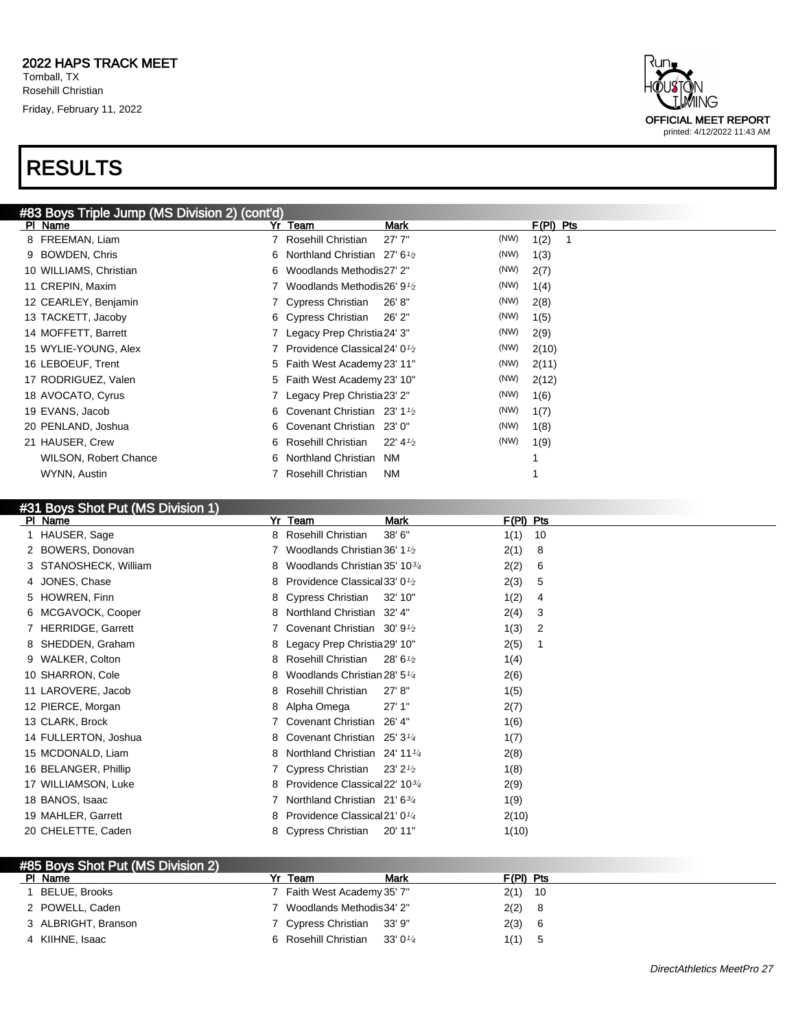# 2022 HAPS TRACK MEET

Tomball, TX
Rosehill Christian
Friday, February 11, 2022

OFFICIAL MEET REPORT
printed: 4/12/2022 11:43 AM

# RESULTS

## #83 Boys Triple Jump (MS Division 2) (cont'd)

| Pl | Name | Yr | Team | Mark | | F(Pl) | Pts |
|---|---|---|---|---|---|---|---|
| 8 | FREEMAN, Liam | 7 | Rosehill Christian | 27' 7" | (NW) | 1(2) | 1 |
| 9 | BOWDEN, Chris | 6 | Northland Christian | 27' 6½ | (NW) | 1(3) | |
| 10 | WILLIAMS, Christian | 6 | Woodlands Methodis | 27' 2" | (NW) | 2(7) | |
| 11 | CREPIN, Maxim | 7 | Woodlands Methodis | 26' 9½ | (NW) | 1(4) | |
| 12 | CEARLEY, Benjamin | 7 | Cypress Christian | 26' 8" | (NW) | 2(8) | |
| 13 | TACKETT, Jacoby | 6 | Cypress Christian | 26' 2" | (NW) | 1(5) | |
| 14 | MOFFETT, Barrett | 7 | Legacy Prep Christia | 24' 3" | (NW) | 2(9) | |
| 15 | WYLIE-YOUNG, Alex | 7 | Providence Classical | 24' 0½ | (NW) | 2(10) | |
| 16 | LEBOEUF, Trent | 5 | Faith West Academy | 23' 11" | (NW) | 2(11) | |
| 17 | RODRIGUEZ, Valen | 5 | Faith West Academy | 23' 10" | (NW) | 2(12) | |
| 18 | AVOCATO, Cyrus | 7 | Legacy Prep Christia | 23' 2" | (NW) | 1(6) | |
| 19 | EVANS, Jacob | 6 | Covenant Christian | 23' 1½ | (NW) | 1(7) | |
| 20 | PENLAND, Joshua | 6 | Covenant Christian | 23' 0" | (NW) | 1(8) | |
| 21 | HAUSER, Crew | 6 | Rosehill Christian | 22' 4½ | (NW) | 1(9) | |
| | WILSON, Robert Chance | 6 | Northland Christian | NM | | 1 | |
| | WYNN, Austin | 7 | Rosehill Christian | NM | | 1 | |

## #31 Boys Shot Put (MS Division 1)

| Pl | Name | Yr | Team | Mark | F(Pl) | Pts |
|---|---|---|---|---|---|---|
| 1 | HAUSER, Sage | 8 | Rosehill Christian | 38' 6" | 1(1) | 10 |
| 2 | BOWERS, Donovan | 7 | Woodlands Christian | 36' 1½ | 2(1) | 8 |
| 3 | STANOSHECK, William | 8 | Woodlands Christian | 35' 10¾ | 2(2) | 6 |
| 4 | JONES, Chase | 8 | Providence Classical | 33' 0½ | 2(3) | 5 |
| 5 | HOWREN, Finn | 8 | Cypress Christian | 32' 10" | 1(2) | 4 |
| 6 | MCGAVOCK, Cooper | 8 | Northland Christian | 32' 4" | 2(4) | 3 |
| 7 | HERRIDGE, Garrett | 7 | Covenant Christian | 30' 9½ | 1(3) | 2 |
| 8 | SHEDDEN, Graham | 8 | Legacy Prep Christia | 29' 10" | 2(5) | 1 |
| 9 | WALKER, Colton | 8 | Rosehill Christian | 28' 6½ | 1(4) | |
| 10 | SHARRON, Cole | 8 | Woodlands Christian | 28' 5¼ | 2(6) | |
| 11 | LAROVERE, Jacob | 8 | Rosehill Christian | 27' 8" | 1(5) | |
| 12 | PIERCE, Morgan | 8 | Alpha Omega | 27' 1" | 2(7) | |
| 13 | CLARK, Brock | 7 | Covenant Christian | 26' 4" | 1(6) | |
| 14 | FULLERTON, Joshua | 8 | Covenant Christian | 25' 3¼ | 1(7) | |
| 15 | MCDONALD, Liam | 8 | Northland Christian | 24' 11¼ | 2(8) | |
| 16 | BELANGER, Phillip | 7 | Cypress Christian | 23' 2½ | 1(8) | |
| 17 | WILLIAMSON, Luke | 8 | Providence Classical | 22' 10¾ | 2(9) | |
| 18 | BANOS, Isaac | 7 | Northland Christian | 21' 6¾ | 1(9) | |
| 19 | MAHLER, Garrett | 8 | Providence Classical | 21' 0¼ | 2(10) | |
| 20 | CHELETTE, Caden | 8 | Cypress Christian | 20' 11" | 1(10) | |

## #85 Boys Shot Put (MS Division 2)

| Pl | Name | Yr | Team | Mark | F(Pl) | Pts |
|---|---|---|---|---|---|---|
| 1 | BELUE, Brooks | 7 | Faith West Academy | 35' 7" | 2(1) | 10 |
| 2 | POWELL, Caden | 7 | Woodlands Methodis | 34' 2" | 2(2) | 8 |
| 3 | ALBRIGHT, Branson | 7 | Cypress Christian | 33' 9" | 2(3) | 6 |
| 4 | KIIHNE, Isaac | 6 | Rosehill Christian | 33' 0¼ | 1(1) | 5 |

DirectAthletics MeetPro 27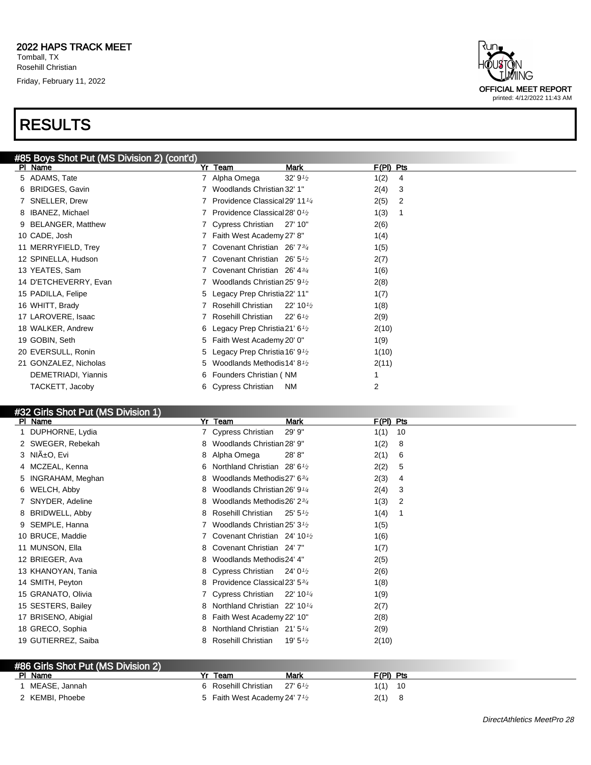## RESULTS

### #85 Boys Shot Put (MS Division 2) (cont'd)

| Pl | Name | Yr | Team | Mark | F(Pl) | Pts |
|---|---|---|---|---|---|---|
| 5 | ADAMS, Tate | 7 | Alpha Omega | 32' 9½ | 1(2) | 4 |
| 6 | BRIDGES, Gavin | 7 | Woodlands Christian | 32' 1" | 2(4) | 3 |
| 7 | SNELLER, Drew | 7 | Providence Classical | 29' 11¼ | 2(5) | 2 |
| 8 | IBANEZ, Michael | 7 | Providence Classical | 28' 0½ | 1(3) | 1 |
| 9 | BELANGER, Matthew | 7 | Cypress Christian | 27' 10" | 2(6) | |
| 10 | CADE, Josh | 7 | Faith West Academy | 27' 8" | 1(4) | |
| 11 | MERRYFIELD, Trey | 7 | Covenant Christian | 26' 7¾ | 1(5) | |
| 12 | SPINELLA, Hudson | 7 | Covenant Christian | 26' 5½ | 2(7) | |
| 13 | YEATES, Sam | 7 | Covenant Christian | 26' 4¾ | 1(6) | |
| 14 | D'ETCHEVERRY, Evan | 7 | Woodlands Christian | 25' 9½ | 2(8) | |
| 15 | PADILLA, Felipe | 5 | Legacy Prep Christia | 22' 11" | 1(7) | |
| 16 | WHITT, Brady | 7 | Rosehill Christian | 22' 10½ | 1(8) | |
| 17 | LAROVERE, Isaac | 7 | Rosehill Christian | 22' 6½ | 2(9) | |
| 18 | WALKER, Andrew | 6 | Legacy Prep Christia | 21' 6½ | 2(10) | |
| 19 | GOBIN, Seth | 5 | Faith West Academy | 20' 0" | 1(9) | |
| 20 | EVERSULL, Ronin | 5 | Legacy Prep Christia | 16' 9½ | 1(10) | |
| 21 | GONZALEZ, Nicholas | 5 | Woodlands Methodis | 14' 8½ | 2(11) | |
| | DEMETRIADI, Yiannis | 6 | Founders Christian ( | NM | 1 | |
| | TACKETT, Jacoby | 6 | Cypress Christian | NM | 2 | |

### #32 Girls Shot Put (MS Division 1)

| Pl | Name | Yr | Team | Mark | F(Pl) | Pts |
|---|---|---|---|---|---|---|
| 1 | DUPHORNE, Lydia | 7 | Cypress Christian | 29' 9" | 1(1) | 10 |
| 2 | SWEGER, Rebekah | 8 | Woodlands Christian | 28' 9" | 1(2) | 8 |
| 3 | NIÃ±O, Evi | 8 | Alpha Omega | 28' 8" | 2(1) | 6 |
| 4 | MCZEAL, Kenna | 6 | Northland Christian | 28' 6½ | 2(2) | 5 |
| 5 | INGRAHAM, Meghan | 8 | Woodlands Methodis | 27' 6¾ | 2(3) | 4 |
| 6 | WELCH, Abby | 8 | Woodlands Christian | 26' 9¼ | 2(4) | 3 |
| 7 | SNYDER, Adeline | 8 | Woodlands Methodis | 26' 2¾ | 1(3) | 2 |
| 8 | BRIDWELL, Abby | 8 | Rosehill Christian | 25' 5½ | 1(4) | 1 |
| 9 | SEMPLE, Hanna | 7 | Woodlands Christian | 25' 3½ | 1(5) | |
| 10 | BRUCE, Maddie | 7 | Covenant Christian | 24' 10½ | 1(6) | |
| 11 | MUNSON, Ella | 8 | Covenant Christian | 24' 7" | 1(7) | |
| 12 | BRIEGER, Ava | 8 | Woodlands Methodis | 24' 4" | 2(5) | |
| 13 | KHANOYAN, Tania | 8 | Cypress Christian | 24' 0½ | 2(6) | |
| 14 | SMITH, Peyton | 8 | Providence Classical | 23' 5¾ | 1(8) | |
| 15 | GRANATO, Olivia | 7 | Cypress Christian | 22' 10¼ | 1(9) | |
| 15 | SESTERS, Bailey | 8 | Northland Christian | 22' 10¼ | 2(7) | |
| 17 | BRISENO, Abigial | 8 | Faith West Academy | 22' 10" | 2(8) | |
| 18 | GRECO, Sophia | 8 | Northland Christian | 21' 5¼ | 2(9) | |
| 19 | GUTIERREZ, Saiba | 8 | Rosehill Christian | 19' 5½ | 2(10) | |

### #86 Girls Shot Put (MS Division 2)

| Pl | Name | Yr | Team | Mark | F(Pl) | Pts |
|---|---|---|---|---|---|---|
| 1 | MEASE, Jannah | 6 | Rosehill Christian | 27' 6½ | 1(1) | 10 |
| 2 | KEMBI, Phoebe | 5 | Faith West Academy | 24' 7½ | 2(1) | 8 |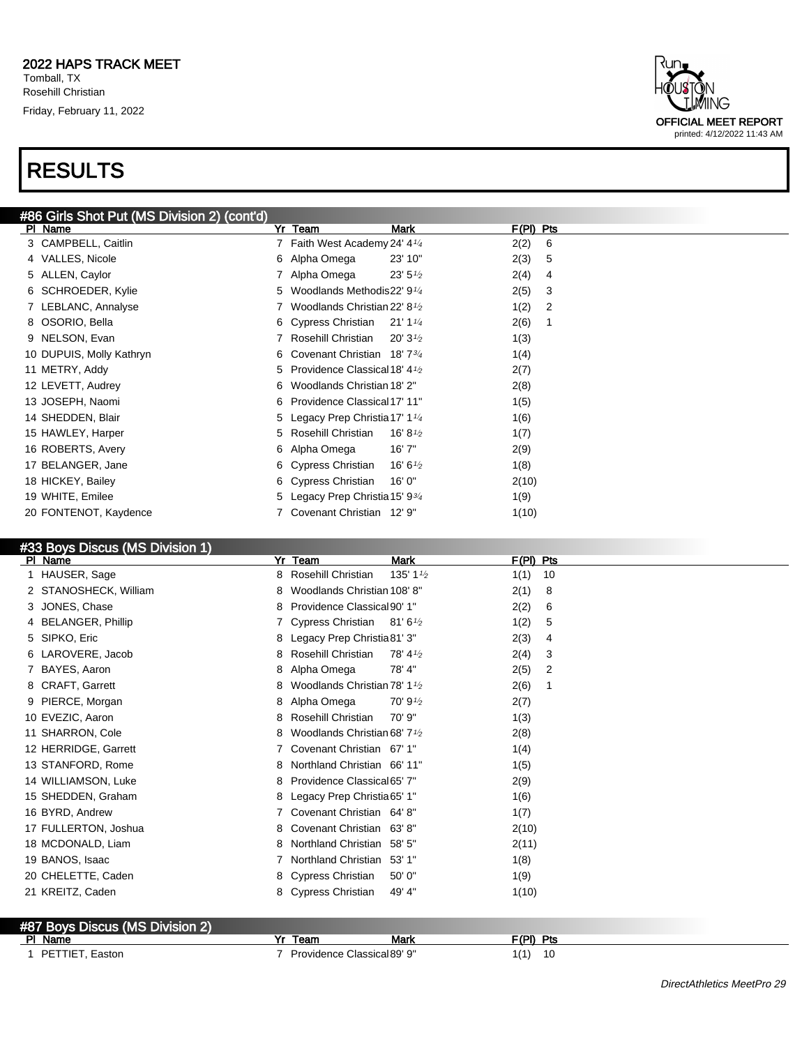# 2022 HAPS TRACK MEET

Tomball, TX
Rosehill Christian
Friday, February 11, 2022

OFFICIAL MEET REPORT
printed: 4/12/2022 11:43 AM

# RESULTS

## #86 Girls Shot Put (MS Division 2) (cont'd)

| Pl | Name | Yr | Team | Mark | F(Pl) | Pts |
|---|---|---|---|---|---|---|
| 3 | CAMPBELL, Caitlin | 7 | Faith West Academy | 24' 4¼ | 2(2) | 6 |
| 4 | VALLES, Nicole | 6 | Alpha Omega | 23' 10" | 2(3) | 5 |
| 5 | ALLEN, Caylor | 7 | Alpha Omega | 23' 5½ | 2(4) | 4 |
| 6 | SCHROEDER, Kylie | 5 | Woodlands Methodis | 22' 9¼ | 2(5) | 3 |
| 7 | LEBLANC, Annalyse | 7 | Woodlands Christian | 22' 8½ | 1(2) | 2 |
| 8 | OSORIO, Bella | 6 | Cypress Christian | 21' 1¼ | 2(6) | 1 |
| 9 | NELSON, Evan | 7 | Rosehill Christian | 20' 3½ | 1(3) | |
| 10 | DUPUIS, Molly Kathryn | 6 | Covenant Christian | 18' 7¾ | 1(4) | |
| 11 | METRY, Addy | 5 | Providence Classical | 18' 4½ | 2(7) | |
| 12 | LEVETT, Audrey | 6 | Woodlands Christian | 18' 2" | 2(8) | |
| 13 | JOSEPH, Naomi | 6 | Providence Classical | 17' 11" | 1(5) | |
| 14 | SHEDDEN, Blair | 5 | Legacy Prep Christia | 17' 1¼ | 1(6) | |
| 15 | HAWLEY, Harper | 5 | Rosehill Christian | 16' 8½ | 1(7) | |
| 16 | ROBERTS, Avery | 6 | Alpha Omega | 16' 7" | 2(9) | |
| 17 | BELANGER, Jane | 6 | Cypress Christian | 16' 6½ | 1(8) | |
| 18 | HICKEY, Bailey | 6 | Cypress Christian | 16' 0" | 2(10) | |
| 19 | WHITE, Emilee | 5 | Legacy Prep Christia | 15' 9¾ | 1(9) | |
| 20 | FONTENOT, Kaydence | 7 | Covenant Christian | 12' 9" | 1(10) | |

## #33 Boys Discus (MS Division 1)

| Pl | Name | Yr | Team | Mark | F(Pl) | Pts |
|---|---|---|---|---|---|---|
| 1 | HAUSER, Sage | 8 | Rosehill Christian | 135' 1½ | 1(1) | 10 |
| 2 | STANOSHECK, William | 8 | Woodlands Christian | 108' 8" | 2(1) | 8 |
| 3 | JONES, Chase | 8 | Providence Classical | 90' 1" | 2(2) | 6 |
| 4 | BELANGER, Phillip | 7 | Cypress Christian | 81' 6½ | 1(2) | 5 |
| 5 | SIPKO, Eric | 8 | Legacy Prep Christia | 81' 3" | 2(3) | 4 |
| 6 | LAROVERE, Jacob | 8 | Rosehill Christian | 78' 4½ | 2(4) | 3 |
| 7 | BAYES, Aaron | 8 | Alpha Omega | 78' 4" | 2(5) | 2 |
| 8 | CRAFT, Garrett | 8 | Woodlands Christian | 78' 1½ | 2(6) | 1 |
| 9 | PIERCE, Morgan | 8 | Alpha Omega | 70' 9½ | 2(7) | |
| 10 | EVEZIC, Aaron | 8 | Rosehill Christian | 70' 9" | 1(3) | |
| 11 | SHARRON, Cole | 8 | Woodlands Christian | 68' 7½ | 2(8) | |
| 12 | HERRIDGE, Garrett | 7 | Covenant Christian | 67' 1" | 1(4) | |
| 13 | STANFORD, Rome | 8 | Northland Christian | 66' 11" | 1(5) | |
| 14 | WILLIAMSON, Luke | 8 | Providence Classical | 65' 7" | 2(9) | |
| 15 | SHEDDEN, Graham | 8 | Legacy Prep Christia | 65' 1" | 1(6) | |
| 16 | BYRD, Andrew | 7 | Covenant Christian | 64' 8" | 1(7) | |
| 17 | FULLERTON, Joshua | 8 | Covenant Christian | 63' 8" | 2(10) | |
| 18 | MCDONALD, Liam | 8 | Northland Christian | 58' 5" | 2(11) | |
| 19 | BANOS, Isaac | 7 | Northland Christian | 53' 1" | 1(8) | |
| 20 | CHELETTE, Caden | 8 | Cypress Christian | 50' 0" | 1(9) | |
| 21 | KREITZ, Caden | 8 | Cypress Christian | 49' 4" | 1(10) | |

## #87 Boys Discus (MS Division 2)

| Pl | Name | Yr | Team | Mark | F(Pl) | Pts |
|---|---|---|---|---|---|---|
| 1 | PETTIET, Easton | 7 | Providence Classical | 89' 9" | 1(1) | 10 |

*DirectAthletics MeetPro 29*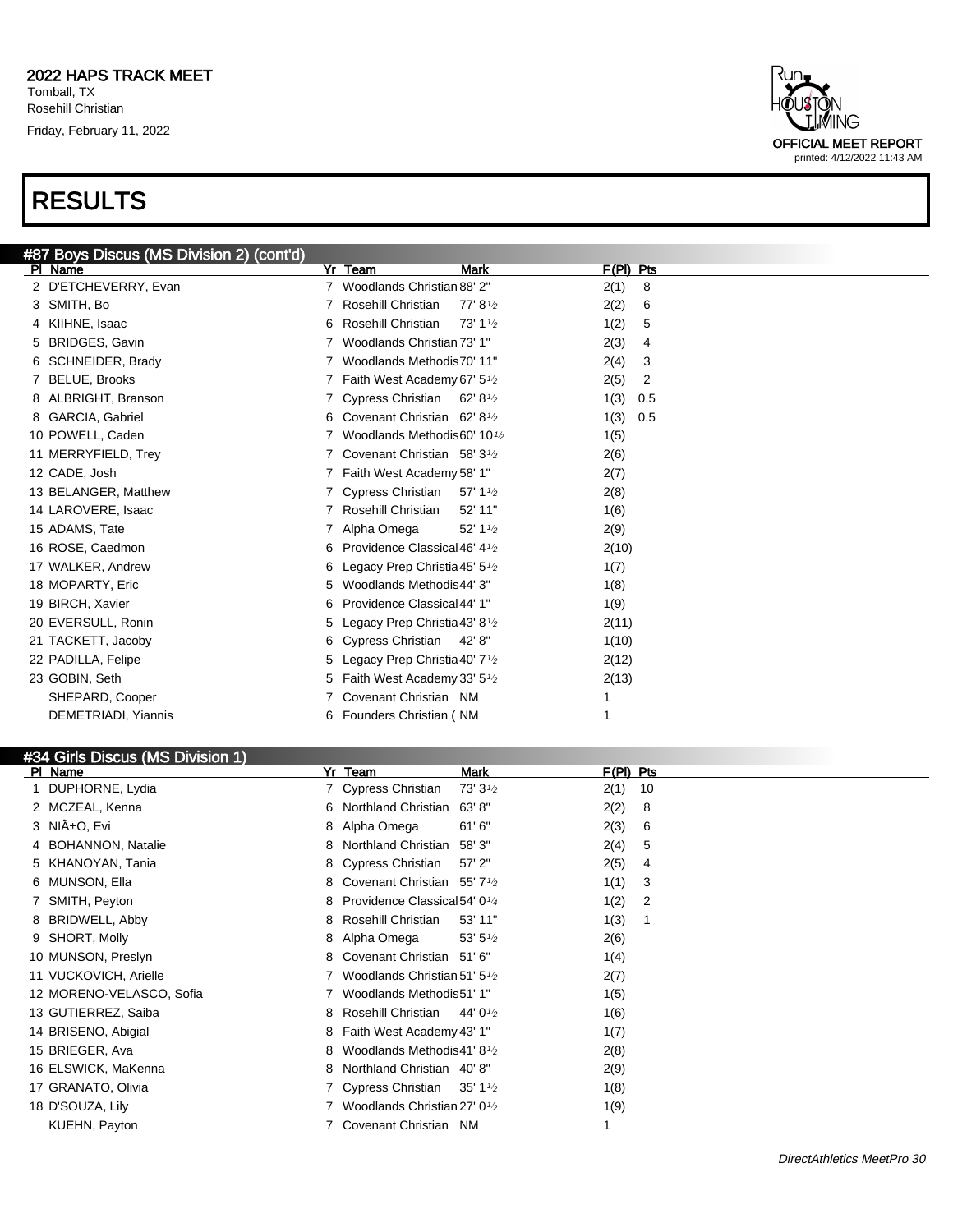# RESULTS

## #87 Boys Discus (MS Division 2) (cont'd)

| Pl | Name | Yr | Team | Mark | F(Pl) | Pts |
|---|---|---|---|---|---|---|
| 2 | D'ETCHEVERRY, Evan | 7 | Woodlands Christian | 88' 2" | 2(1) | 8 |
| 3 | SMITH, Bo | 7 | Rosehill Christian | 77' 8½ | 2(2) | 6 |
| 4 | KIIHNE, Isaac | 6 | Rosehill Christian | 73' 1½ | 1(2) | 5 |
| 5 | BRIDGES, Gavin | 7 | Woodlands Christian | 73' 1" | 2(3) | 4 |
| 6 | SCHNEIDER, Brady | 7 | Woodlands Methodis | 70' 11" | 2(4) | 3 |
| 7 | BELUE, Brooks | 7 | Faith West Academy | 67' 5½ | 2(5) | 2 |
| 8 | ALBRIGHT, Branson | 7 | Cypress Christian | 62' 8½ | 1(3) | 0.5 |
| 8 | GARCIA, Gabriel | 6 | Covenant Christian | 62' 8½ | 1(3) | 0.5 |
| 10 | POWELL, Caden | 7 | Woodlands Methodis | 60' 10½ | 1(5) | |
| 11 | MERRYFIELD, Trey | 7 | Covenant Christian | 58' 3½ | 2(6) | |
| 12 | CADE, Josh | 7 | Faith West Academy | 58' 1" | 2(7) | |
| 13 | BELANGER, Matthew | 7 | Cypress Christian | 57' 1½ | 2(8) | |
| 14 | LAROVERE, Isaac | 7 | Rosehill Christian | 52' 11" | 1(6) | |
| 15 | ADAMS, Tate | 7 | Alpha Omega | 52' 1½ | 2(9) | |
| 16 | ROSE, Caedmon | 6 | Providence Classical | 46' 4½ | 2(10) | |
| 17 | WALKER, Andrew | 6 | Legacy Prep Christia | 45' 5½ | 1(7) | |
| 18 | MOPARTY, Eric | 5 | Woodlands Methodis | 44' 3" | 1(8) | |
| 19 | BIRCH, Xavier | 6 | Providence Classical | 44' 1" | 1(9) | |
| 20 | EVERSULL, Ronin | 5 | Legacy Prep Christia | 43' 8½ | 2(11) | |
| 21 | TACKETT, Jacoby | 6 | Cypress Christian | 42' 8" | 1(10) | |
| 22 | PADILLA, Felipe | 5 | Legacy Prep Christia | 40' 7½ | 2(12) | |
| 23 | GOBIN, Seth | 5 | Faith West Academy | 33' 5½ | 2(13) | |
| | SHEPARD, Cooper | 7 | Covenant Christian | NM | 1 | |
| | DEMETRIADI, Yiannis | 6 | Founders Christian ( | NM | 1 | |

## #34 Girls Discus (MS Division 1)

| Pl | Name | Yr | Team | Mark | F(Pl) | Pts |
|---|---|---|---|---|---|---|
| 1 | DUPHORNE, Lydia | 7 | Cypress Christian | 73' 3½ | 2(1) | 10 |
| 2 | MCZEAL, Kenna | 6 | Northland Christian | 63' 8" | 2(2) | 8 |
| 3 | NIÃ±O, Evi | 8 | Alpha Omega | 61' 6" | 2(3) | 6 |
| 4 | BOHANNON, Natalie | 8 | Northland Christian | 58' 3" | 2(4) | 5 |
| 5 | KHANOYAN, Tania | 8 | Cypress Christian | 57' 2" | 2(5) | 4 |
| 6 | MUNSON, Ella | 8 | Covenant Christian | 55' 7½ | 1(1) | 3 |
| 7 | SMITH, Peyton | 8 | Providence Classical | 54' 0¼ | 1(2) | 2 |
| 8 | BRIDWELL, Abby | 8 | Rosehill Christian | 53' 11" | 1(3) | 1 |
| 9 | SHORT, Molly | 8 | Alpha Omega | 53' 5½ | 2(6) | |
| 10 | MUNSON, Preslyn | 8 | Covenant Christian | 51' 6" | 1(4) | |
| 11 | VUCKOVICH, Arielle | 7 | Woodlands Christian | 51' 5½ | 2(7) | |
| 12 | MORENO-VELASCO, Sofia | 7 | Woodlands Methodis | 51' 1" | 1(5) | |
| 13 | GUTIERREZ, Saiba | 8 | Rosehill Christian | 44' 0½ | 1(6) | |
| 14 | BRISENO, Abigial | 8 | Faith West Academy | 43' 1" | 1(7) | |
| 15 | BRIEGER, Ava | 8 | Woodlands Methodis | 41' 8½ | 2(8) | |
| 16 | ELSWICK, MaKenna | 8 | Northland Christian | 40' 8" | 2(9) | |
| 17 | GRANATO, Olivia | 7 | Cypress Christian | 35' 1½ | 1(8) | |
| 18 | D'SOUZA, Lily | 7 | Woodlands Christian | 27' 0½ | 1(9) | |
| | KUEHN, Payton | 7 | Covenant Christian | NM | 1 | |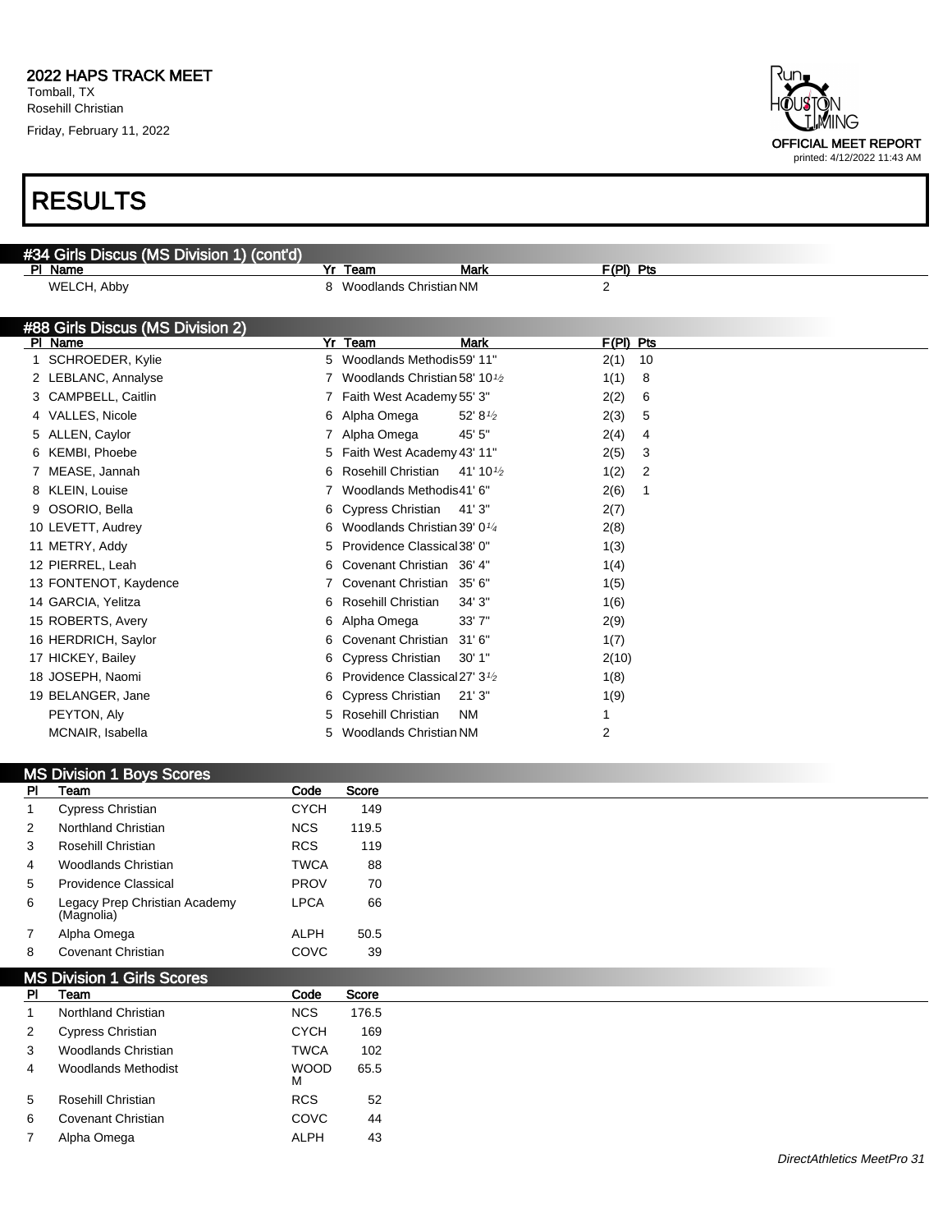# 2022 HAPS TRACK MEET

Tomball, TX
Rosehill Christian
Friday, February 11, 2022

OFFICIAL MEET REPORT
printed: 4/12/2022 11:43 AM

# RESULTS

## #34 Girls Discus (MS Division 1) (cont'd)

| Pl | Name | Yr | Team | Mark | F(Pl) | Pts |
|---|---|---|---|---|---|---|
| | WELCH, Abby | 8 | Woodlands Christian | NM | 2 | |

## #88 Girls Discus (MS Division 2)

| Pl | Name | Yr | Team | Mark | F(Pl) | Pts |
|---|---|---|---|---|---|---|
| 1 | SCHROEDER, Kylie | 5 | Woodlands Methodis | 59' 11" | 2(1) | 10 |
| 2 | LEBLANC, Annalyse | 7 | Woodlands Christian | 58' 10½ | 1(1) | 8 |
| 3 | CAMPBELL, Caitlin | 7 | Faith West Academy | 55' 3" | 2(2) | 6 |
| 4 | VALLES, Nicole | 6 | Alpha Omega | 52' 8½ | 2(3) | 5 |
| 5 | ALLEN, Caylor | 7 | Alpha Omega | 45' 5" | 2(4) | 4 |
| 6 | KEMBI, Phoebe | 5 | Faith West Academy | 43' 11" | 2(5) | 3 |
| 7 | MEASE, Jannah | 6 | Rosehill Christian | 41' 10½ | 1(2) | 2 |
| 8 | KLEIN, Louise | 7 | Woodlands Methodis | 41' 6" | 2(6) | 1 |
| 9 | OSORIO, Bella | 6 | Cypress Christian | 41' 3" | 2(7) | |
| 10 | LEVETT, Audrey | 6 | Woodlands Christian | 39' 0¼ | 2(8) | |
| 11 | METRY, Addy | 5 | Providence Classical | 38' 0" | 1(3) | |
| 12 | PIERREL, Leah | 6 | Covenant Christian | 36' 4" | 1(4) | |
| 13 | FONTENOT, Kaydence | 7 | Covenant Christian | 35' 6" | 1(5) | |
| 14 | GARCIA, Yelitza | 6 | Rosehill Christian | 34' 3" | 1(6) | |
| 15 | ROBERTS, Avery | 6 | Alpha Omega | 33' 7" | 2(9) | |
| 16 | HERDRICH, Saylor | 6 | Covenant Christian | 31' 6" | 1(7) | |
| 17 | HICKEY, Bailey | 6 | Cypress Christian | 30' 1" | 2(10) | |
| 18 | JOSEPH, Naomi | 6 | Providence Classical | 27' 3½ | 1(8) | |
| 19 | BELANGER, Jane | 6 | Cypress Christian | 21' 3" | 1(9) | |
| | PEYTON, Aly | 5 | Rosehill Christian | NM | 1 | |
| | MCNAIR, Isabella | 5 | Woodlands Christian | NM | 2 | |

## MS Division 1 Boys Scores

| Pl | Team | Code | Score |
|---|---|---|---|
| 1 | Cypress Christian | CYCH | 149 |
| 2 | Northland Christian | NCS | 119.5 |
| 3 | Rosehill Christian | RCS | 119 |
| 4 | Woodlands Christian | TWCA | 88 |
| 5 | Providence Classical | PROV | 70 |
| 6 | Legacy Prep Christian Academy (Magnolia) | LPCA | 66 |
| 7 | Alpha Omega | ALPH | 50.5 |
| 8 | Covenant Christian | COVC | 39 |

## MS Division 1 Girls Scores

| Pl | Team | Code | Score |
|---|---|---|---|
| 1 | Northland Christian | NCS | 176.5 |
| 2 | Cypress Christian | CYCH | 169 |
| 3 | Woodlands Christian | TWCA | 102 |
| 4 | Woodlands Methodist | WOODM | 65.5 |
| 5 | Rosehill Christian | RCS | 52 |
| 6 | Covenant Christian | COVC | 44 |
| 7 | Alpha Omega | ALPH | 43 |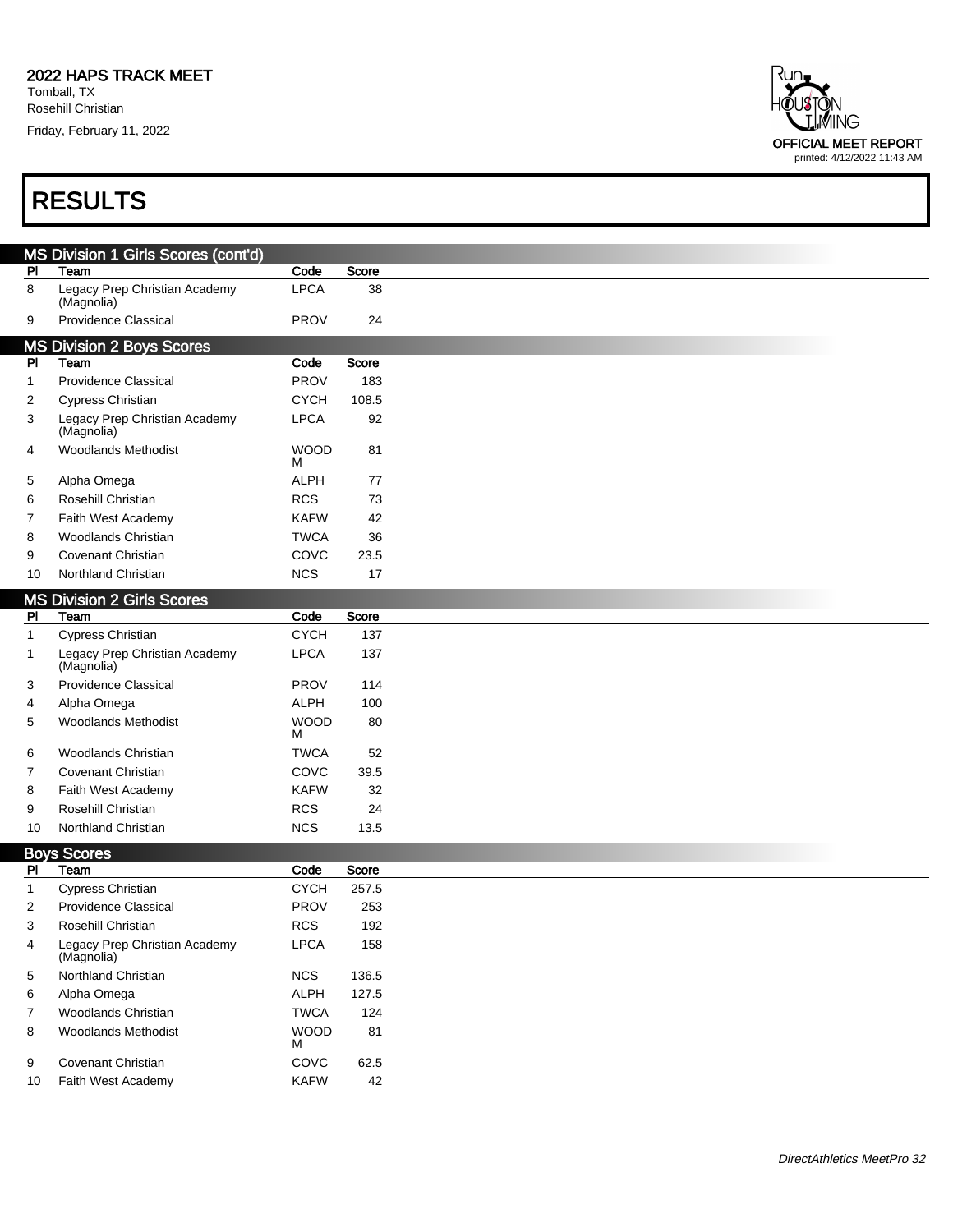# RESULTS

## MS Division 1 Girls Scores (cont'd)

| Pl | Team | Code | Score |
|---|---|---|---|
| 8 | Legacy Prep Christian Academy (Magnolia) | LPCA | 38 |
| 9 | Providence Classical | PROV | 24 |

## MS Division 2 Boys Scores

| Pl | Team | Code | Score |
|---|---|---|---|
| 1 | Providence Classical | PROV | 183 |
| 2 | Cypress Christian | CYCH | 108.5 |
| 3 | Legacy Prep Christian Academy (Magnolia) | LPCA | 92 |
| 4 | Woodlands Methodist | WOODM | 81 |
| 5 | Alpha Omega | ALPH | 77 |
| 6 | Rosehill Christian | RCS | 73 |
| 7 | Faith West Academy | KAFW | 42 |
| 8 | Woodlands Christian | TWCA | 36 |
| 9 | Covenant Christian | COVC | 23.5 |
| 10 | Northland Christian | NCS | 17 |

## MS Division 2 Girls Scores

| Pl | Team | Code | Score |
|---|---|---|---|
| 1 | Cypress Christian | CYCH | 137 |
| 1 | Legacy Prep Christian Academy (Magnolia) | LPCA | 137 |
| 3 | Providence Classical | PROV | 114 |
| 4 | Alpha Omega | ALPH | 100 |
| 5 | Woodlands Methodist | WOODM | 80 |
| 6 | Woodlands Christian | TWCA | 52 |
| 7 | Covenant Christian | COVC | 39.5 |
| 8 | Faith West Academy | KAFW | 32 |
| 9 | Rosehill Christian | RCS | 24 |
| 10 | Northland Christian | NCS | 13.5 |

## Boys Scores

| Pl | Team | Code | Score |
|---|---|---|---|
| 1 | Cypress Christian | CYCH | 257.5 |
| 2 | Providence Classical | PROV | 253 |
| 3 | Rosehill Christian | RCS | 192 |
| 4 | Legacy Prep Christian Academy (Magnolia) | LPCA | 158 |
| 5 | Northland Christian | NCS | 136.5 |
| 6 | Alpha Omega | ALPH | 127.5 |
| 7 | Woodlands Christian | TWCA | 124 |
| 8 | Woodlands Methodist | WOODM | 81 |
| 9 | Covenant Christian | COVC | 62.5 |
| 10 | Faith West Academy | KAFW | 42 |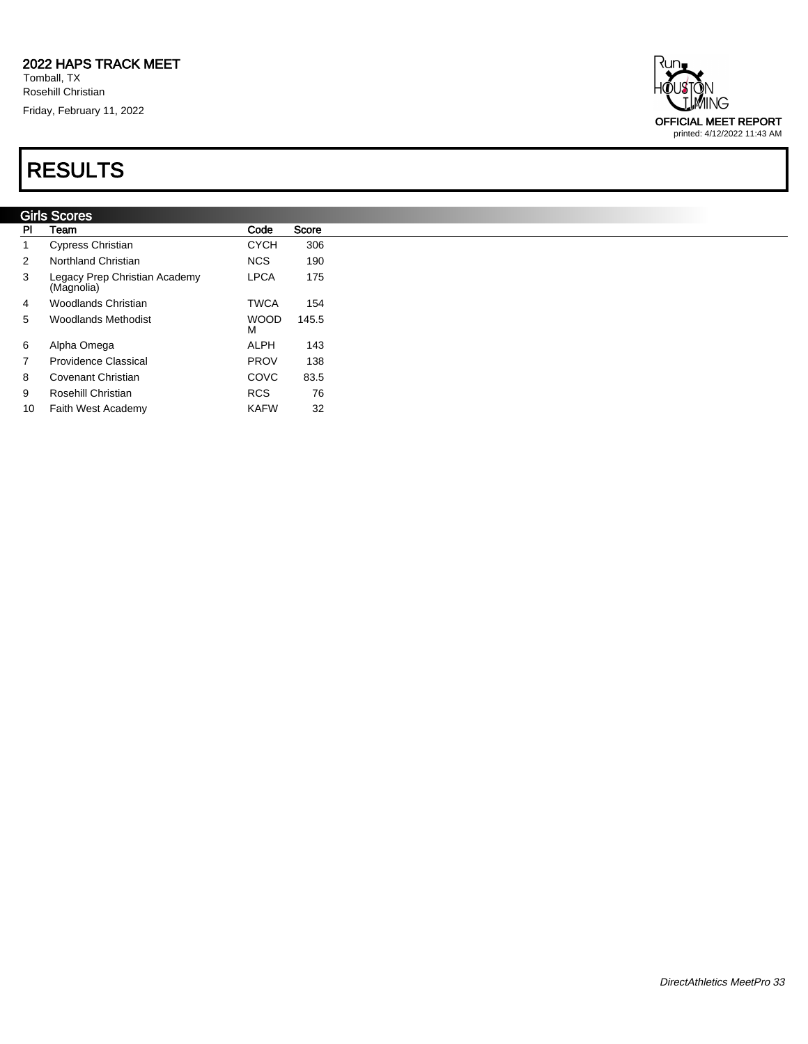2022 HAPS TRACK MEET
Tomball, TX
Rosehill Christian
Friday, February 11, 2022

OFFICIAL MEET REPORT
printed: 4/12/2022 11:43 AM

# RESULTS

## Girls Scores

| Pl | Team | Code | Score |
|---|---|---|---|
| 1 | Cypress Christian | CYCH | 306 |
| 2 | Northland Christian | NCS | 190 |
| 3 | Legacy Prep Christian Academy (Magnolia) | LPCA | 175 |
| 4 | Woodlands Christian | TWCA | 154 |
| 5 | Woodlands Methodist | WOODM | 145.5 |
| 6 | Alpha Omega | ALPH | 143 |
| 7 | Providence Classical | PROV | 138 |
| 8 | Covenant Christian | COVC | 83.5 |
| 9 | Rosehill Christian | RCS | 76 |
| 10 | Faith West Academy | KAFW | 32 |

*DirectAthletics MeetPro 33*